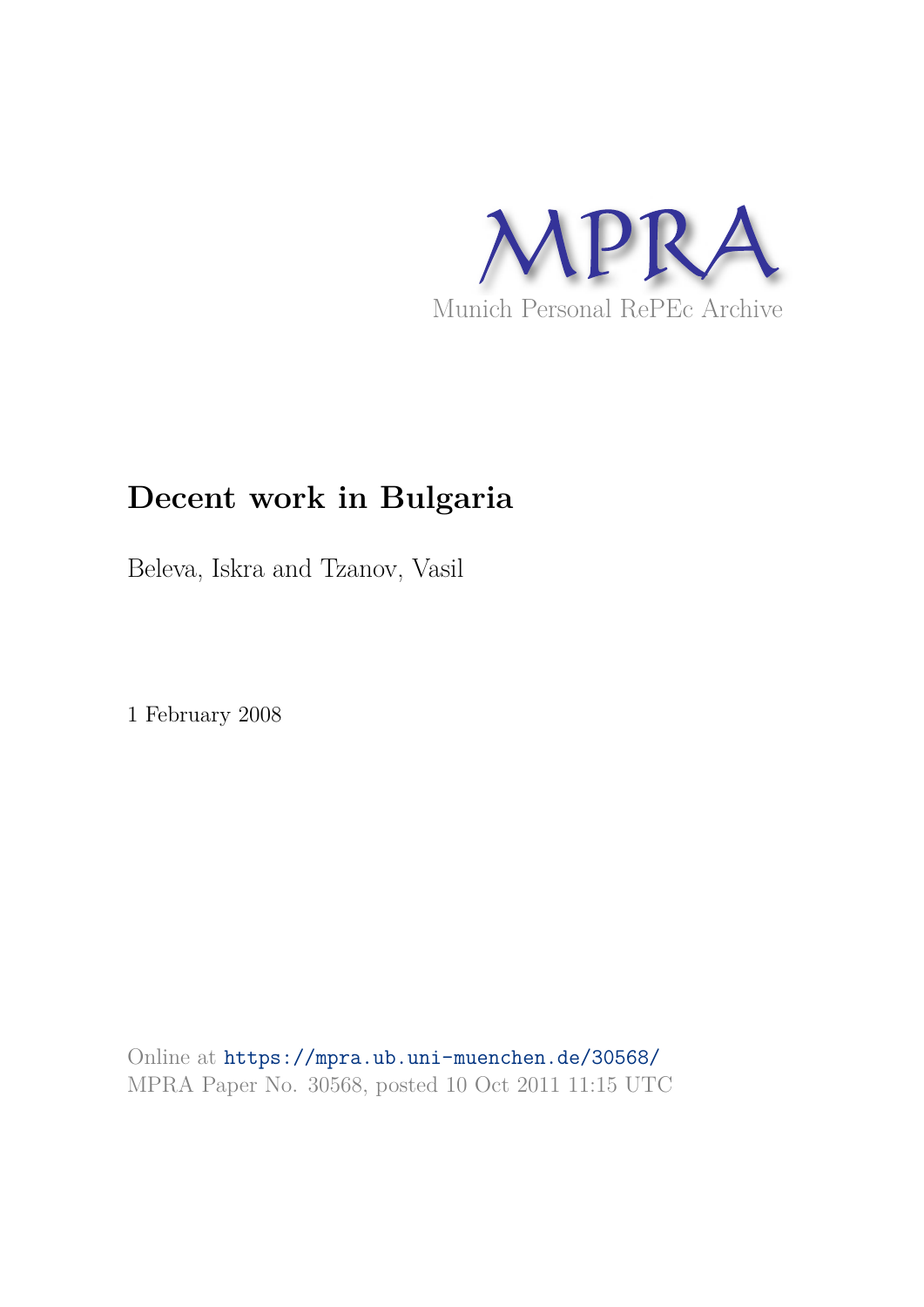MPRA

Munich Personal RePEc Archive

# Decent work in Bulgaria

Beleva, Iskra and Tzanov, Vasil

1 February 2008

Online at https://mpra.ub.uni-muenchen.de/30568/
MPRA Paper No. 30568, posted 10 Oct 2011 11:15 UTC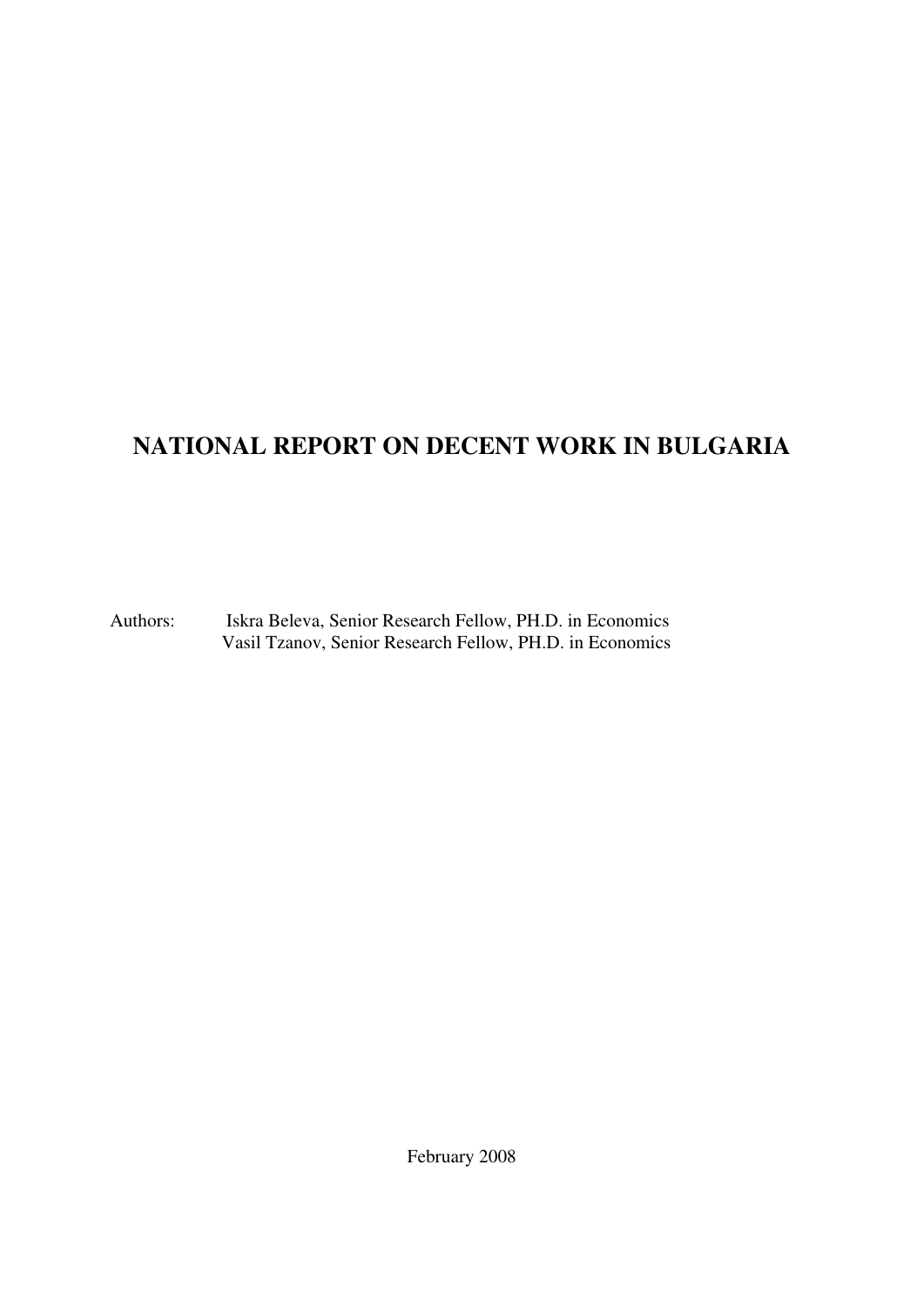# NATIONAL REPORT ON DECENT WORK IN BULGARIA

Authors: Iskra Beleva, Senior Research Fellow, PH.D. in Economics
Vasil Tzanov, Senior Research Fellow, PH.D. in Economics

February 2008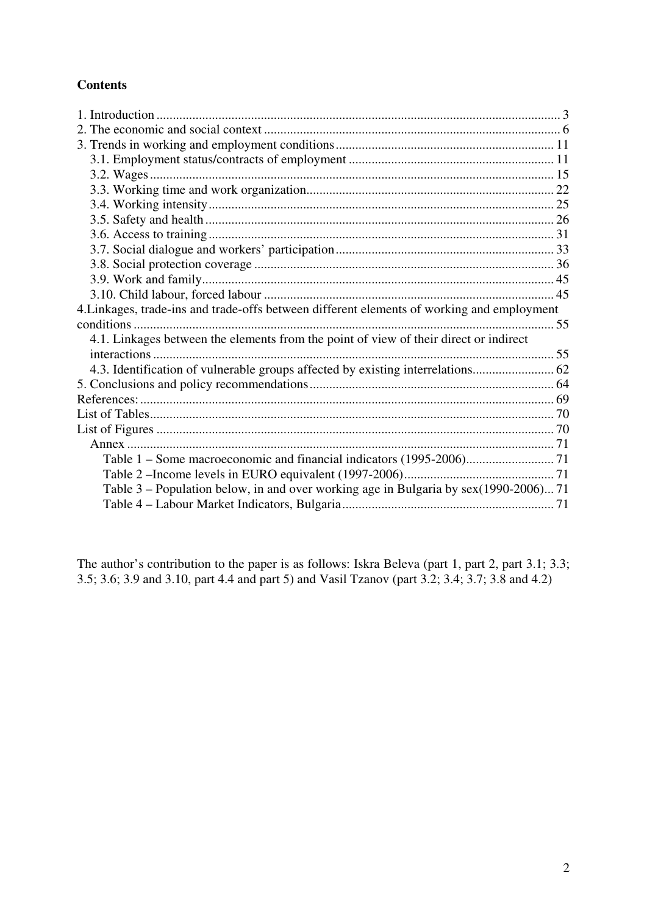**Contents**

1. Introduction ... 3
2. The economic and social context ... 6
3. Trends in working and employment conditions ... 11
   - 3.1. Employment status/contracts of employment ... 11
   - 3.2. Wages ... 15
   - 3.3. Working time and work organization ... 22
   - 3.4. Working intensity ... 25
   - 3.5. Safety and health ... 26
   - 3.6. Access to training ... 31
   - 3.7. Social dialogue and workers' participation ... 33
   - 3.8. Social protection coverage ... 36
   - 3.9. Work and family ... 45
   - 3.10. Child labour, forced labour ... 45

4.Linkages, trade-ins and trade-offs between different elements of working and employment conditions ... 55
   - 4.1. Linkages between the elements from the point of view of their direct or indirect interactions ... 55
   - 4.3. Identification of vulnerable groups affected by existing interrelations ... 62

5. Conclusions and policy recommendations ... 64

References: ... 69

List of Tables ... 70

List of Figures ... 70

- Annex ... 71
  - Table 1 – Some macroeconomic and financial indicators (1995-2006) ... 71
  - Table 2 –Income levels in EURO equivalent (1997-2006) ... 71
  - Table 3 – Population below, in and over working age in Bulgaria by sex(1990-2006) ... 71
  - Table 4 – Labour Market Indicators, Bulgaria ... 71

The author's contribution to the paper is as follows: Iskra Beleva (part 1, part 2, part 3.1; 3.3; 3.5; 3.6; 3.9 and 3.10, part 4.4 and part 5) and Vasil Tzanov (part 3.2; 3.4; 3.7; 3.8 and 4.2)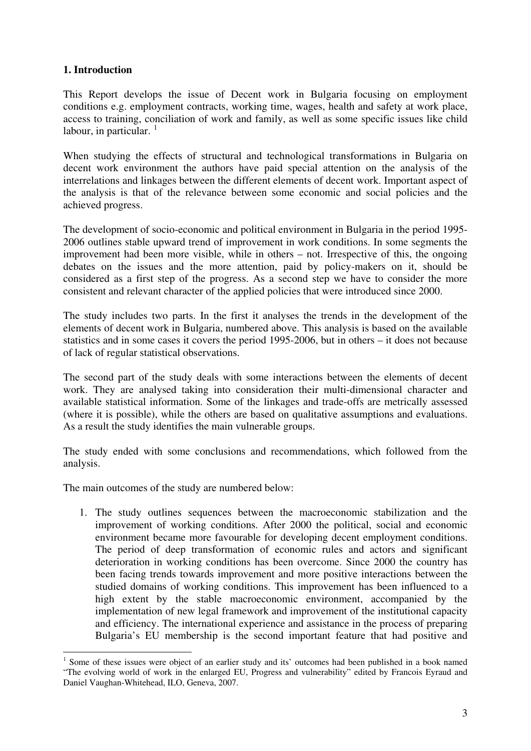## 1. Introduction

This Report develops the issue of Decent work in Bulgaria focusing on employment conditions e.g. employment contracts, working time, wages, health and safety at work place, access to training, conciliation of work and family, as well as some specific issues like child labour, in particular. [1]

When studying the effects of structural and technological transformations in Bulgaria on decent work environment the authors have paid special attention on the analysis of the interrelations and linkages between the different elements of decent work. Important aspect of the analysis is that of the relevance between some economic and social policies and the achieved progress.

The development of socio-economic and political environment in Bulgaria in the period 1995-2006 outlines stable upward trend of improvement in work conditions. In some segments the improvement had been more visible, while in others – not. Irrespective of this, the ongoing debates on the issues and the more attention, paid by policy-makers on it, should be considered as a first step of the progress. As a second step we have to consider the more consistent and relevant character of the applied policies that were introduced since 2000.

The study includes two parts. In the first it analyses the trends in the development of the elements of decent work in Bulgaria, numbered above. This analysis is based on the available statistics and in some cases it covers the period 1995-2006, but in others – it does not because of lack of regular statistical observations.

The second part of the study deals with some interactions between the elements of decent work. They are analysed taking into consideration their multi-dimensional character and available statistical information. Some of the linkages and trade-offs are metrically assessed (where it is possible), while the others are based on qualitative assumptions and evaluations. As a result the study identifies the main vulnerable groups.

The study ended with some conclusions and recommendations, which followed from the analysis.

The main outcomes of the study are numbered below:

1. The study outlines sequences between the macroeconomic stabilization and the improvement of working conditions. After 2000 the political, social and economic environment became more favourable for developing decent employment conditions. The period of deep transformation of economic rules and actors and significant deterioration in working conditions has been overcome. Since 2000 the country has been facing trends towards improvement and more positive interactions between the studied domains of working conditions. This improvement has been influenced to a high extent by the stable macroeconomic environment, accompanied by the implementation of new legal framework and improvement of the institutional capacity and efficiency. The international experience and assistance in the process of preparing Bulgaria's EU membership is the second important feature that had positive and

[1] Some of these issues were object of an earlier study and its' outcomes had been published in a book named "The evolving world of work in the enlarged EU, Progress and vulnerability" edited by Francois Eyraud and Daniel Vaughan-Whitehead, ILO, Geneva, 2007.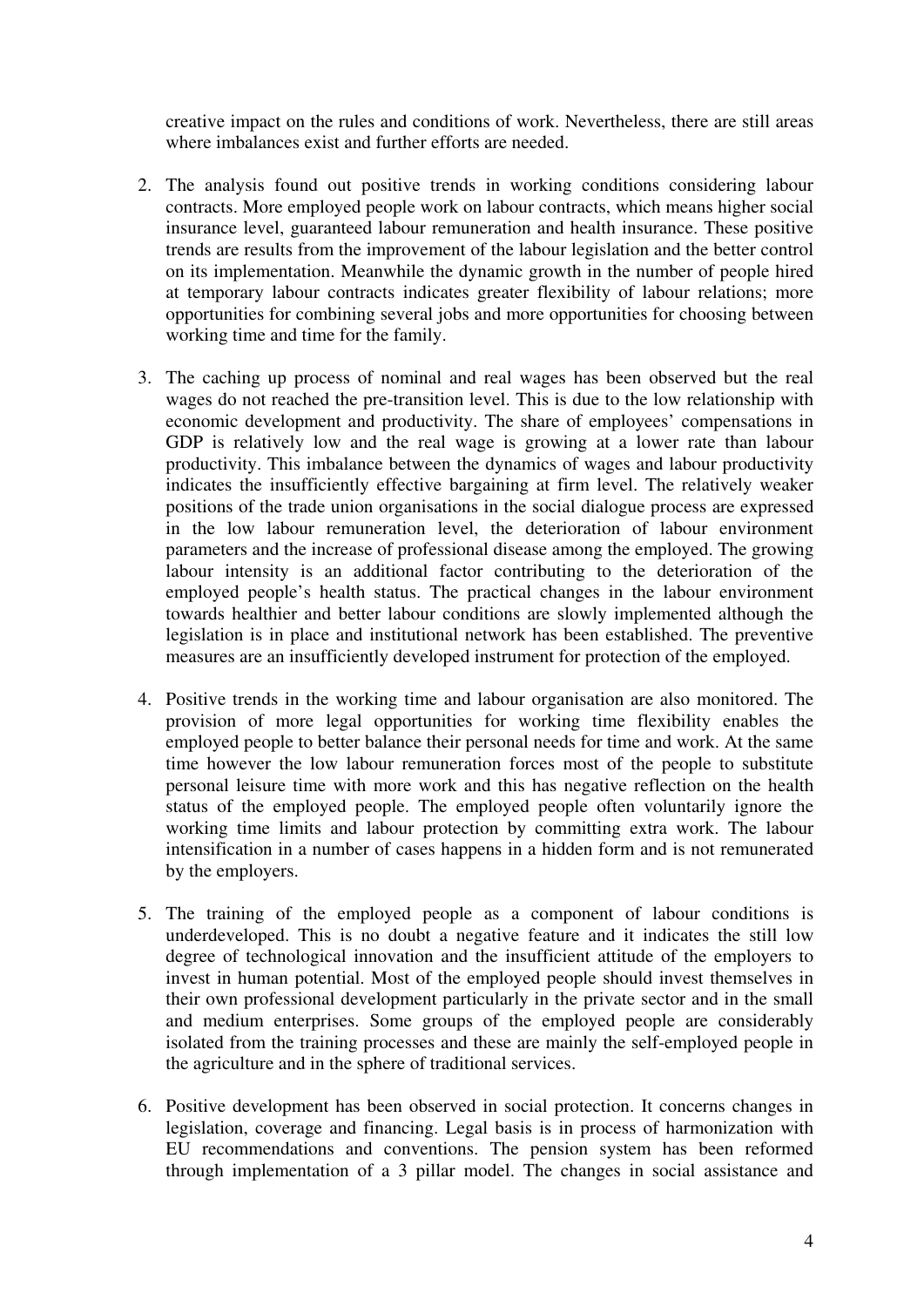creative impact on the rules and conditions of work. Nevertheless, there are still areas where imbalances exist and further efforts are needed.

2. The analysis found out positive trends in working conditions considering labour contracts. More employed people work on labour contracts, which means higher social insurance level, guaranteed labour remuneration and health insurance. These positive trends are results from the improvement of the labour legislation and the better control on its implementation. Meanwhile the dynamic growth in the number of people hired at temporary labour contracts indicates greater flexibility of labour relations; more opportunities for combining several jobs and more opportunities for choosing between working time and time for the family.

3. The caching up process of nominal and real wages has been observed but the real wages do not reached the pre-transition level. This is due to the low relationship with economic development and productivity. The share of employees' compensations in GDP is relatively low and the real wage is growing at a lower rate than labour productivity. This imbalance between the dynamics of wages and labour productivity indicates the insufficiently effective bargaining at firm level. The relatively weaker positions of the trade union organisations in the social dialogue process are expressed in the low labour remuneration level, the deterioration of labour environment parameters and the increase of professional disease among the employed. The growing labour intensity is an additional factor contributing to the deterioration of the employed people's health status. The practical changes in the labour environment towards healthier and better labour conditions are slowly implemented although the legislation is in place and institutional network has been established. The preventive measures are an insufficiently developed instrument for protection of the employed.

4. Positive trends in the working time and labour organisation are also monitored. The provision of more legal opportunities for working time flexibility enables the employed people to better balance their personal needs for time and work. At the same time however the low labour remuneration forces most of the people to substitute personal leisure time with more work and this has negative reflection on the health status of the employed people. The employed people often voluntarily ignore the working time limits and labour protection by committing extra work. The labour intensification in a number of cases happens in a hidden form and is not remunerated by the employers.

5. The training of the employed people as a component of labour conditions is underdeveloped. This is no doubt a negative feature and it indicates the still low degree of technological innovation and the insufficient attitude of the employers to invest in human potential. Most of the employed people should invest themselves in their own professional development particularly in the private sector and in the small and medium enterprises. Some groups of the employed people are considerably isolated from the training processes and these are mainly the self-employed people in the agriculture and in the sphere of traditional services.

6. Positive development has been observed in social protection. It concerns changes in legislation, coverage and financing. Legal basis is in process of harmonization with EU recommendations and conventions. The pension system has been reformed through implementation of a 3 pillar model. The changes in social assistance and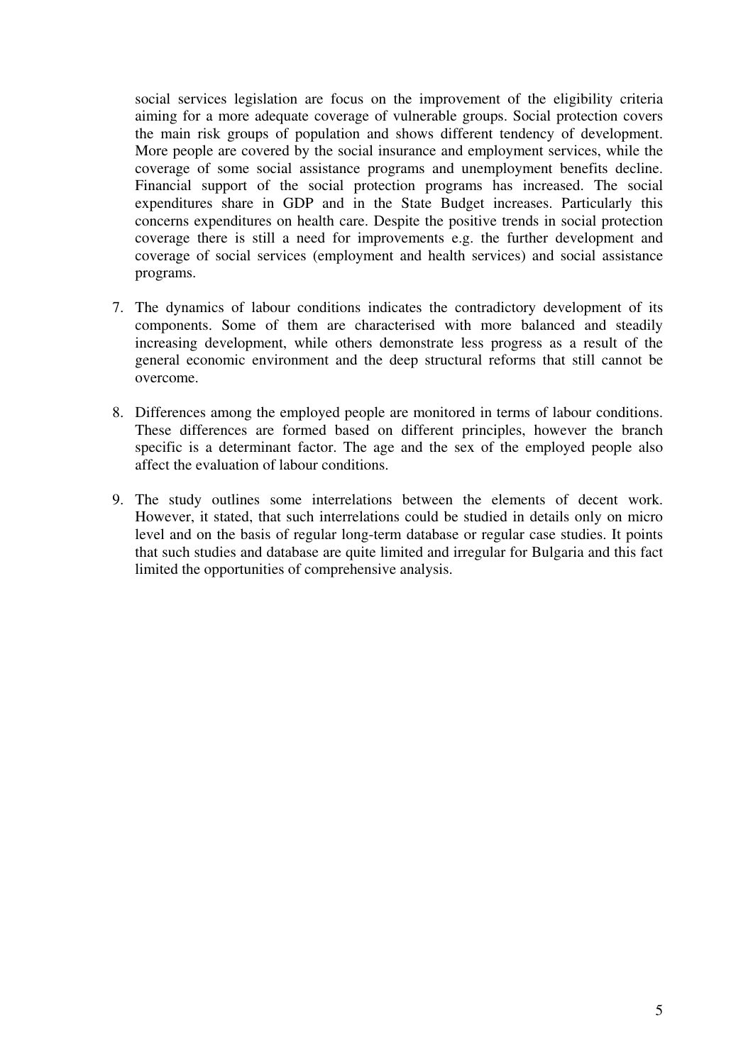social services legislation are focus on the improvement of the eligibility criteria aiming for a more adequate coverage of vulnerable groups. Social protection covers the main risk groups of population and shows different tendency of development. More people are covered by the social insurance and employment services, while the coverage of some social assistance programs and unemployment benefits decline. Financial support of the social protection programs has increased. The social expenditures share in GDP and in the State Budget increases. Particularly this concerns expenditures on health care. Despite the positive trends in social protection coverage there is still a need for improvements e.g. the further development and coverage of social services (employment and health services) and social assistance programs.

7. The dynamics of labour conditions indicates the contradictory development of its components. Some of them are characterised with more balanced and steadily increasing development, while others demonstrate less progress as a result of the general economic environment and the deep structural reforms that still cannot be overcome.

8. Differences among the employed people are monitored in terms of labour conditions. These differences are formed based on different principles, however the branch specific is a determinant factor. The age and the sex of the employed people also affect the evaluation of labour conditions.

9. The study outlines some interrelations between the elements of decent work. However, it stated, that such interrelations could be studied in details only on micro level and on the basis of regular long-term database or regular case studies. It points that such studies and database are quite limited and irregular for Bulgaria and this fact limited the opportunities of comprehensive analysis.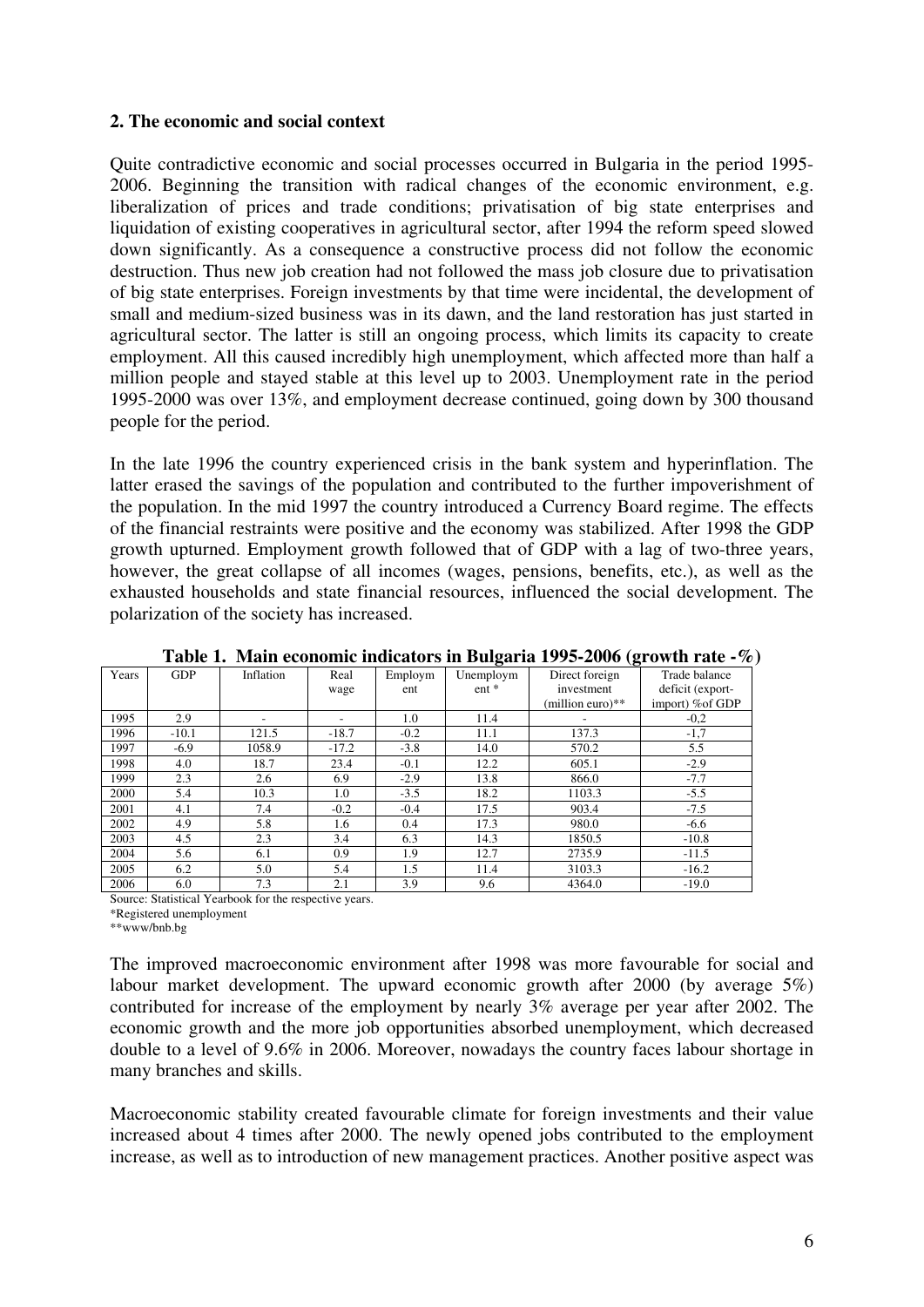**2. The economic and social context**

Quite contradictive economic and social processes occurred in Bulgaria in the period 1995-2006. Beginning the transition with radical changes of the economic environment, e.g. liberalization of prices and trade conditions; privatisation of big state enterprises and liquidation of existing cooperatives in agricultural sector, after 1994 the reform speed slowed down significantly. As a consequence a constructive process did not follow the economic destruction. Thus new job creation had not followed the mass job closure due to privatisation of big state enterprises. Foreign investments by that time were incidental, the development of small and medium-sized business was in its dawn, and the land restoration has just started in agricultural sector. The latter is still an ongoing process, which limits its capacity to create employment. All this caused incredibly high unemployment, which affected more than half a million people and stayed stable at this level up to 2003. Unemployment rate in the period 1995-2000 was over 13%, and employment decrease continued, going down by 300 thousand people for the period.

In the late 1996 the country experienced crisis in the bank system and hyperinflation. The latter erased the savings of the population and contributed to the further impoverishment of the population. In the mid 1997 the country introduced a Currency Board regime. The effects of the financial restraints were positive and the economy was stabilized. After 1998 the GDP growth upturned. Employment growth followed that of GDP with a lag of two-three years, however, the great collapse of all incomes (wages, pensions, benefits, etc.), as well as the exhausted households and state financial resources, influenced the social development. The polarization of the society has increased.

**Table 1. Main economic indicators in Bulgaria 1995-2006 (growth rate -%)**

| Years | GDP | Inflation | Real wage | Employment | Unemployment * | Direct foreign investment (million euro)** | Trade balance deficit (export-import) %of GDP |
|---|---|---|---|---|---|---|---|
| 1995 | 2.9 | - | - | 1.0 | 11.4 | - | -0,2 |
| 1996 | -10.1 | 121.5 | -18.7 | -0.2 | 11.1 | 137.3 | -1,7 |
| 1997 | -6.9 | 1058.9 | -17.2 | -3.8 | 14.0 | 570.2 | 5.5 |
| 1998 | 4.0 | 18.7 | 23.4 | -0.1 | 12.2 | 605.1 | -2.9 |
| 1999 | 2.3 | 2.6 | 6.9 | -2.9 | 13.8 | 866.0 | -7.7 |
| 2000 | 5.4 | 10.3 | 1.0 | -3.5 | 18.2 | 1103.3 | -5.5 |
| 2001 | 4.1 | 7.4 | -0.2 | -0.4 | 17.5 | 903.4 | -7.5 |
| 2002 | 4.9 | 5.8 | 1.6 | 0.4 | 17.3 | 980.0 | -6.6 |
| 2003 | 4.5 | 2.3 | 3.4 | 6.3 | 14.3 | 1850.5 | -10.8 |
| 2004 | 5.6 | 6.1 | 0.9 | 1.9 | 12.7 | 2735.9 | -11.5 |
| 2005 | 6.2 | 5.0 | 5.4 | 1.5 | 11.4 | 3103.3 | -16.2 |
| 2006 | 6.0 | 7.3 | 2.1 | 3.9 | 9.6 | 4364.0 | -19.0 |

Source: Statistical Yearbook for the respective years.
*Registered unemployment
**www/bnb.bg

The improved macroeconomic environment after 1998 was more favourable for social and labour market development. The upward economic growth after 2000 (by average 5%) contributed for increase of the employment by nearly 3% average per year after 2002. The economic growth and the more job opportunities absorbed unemployment, which decreased double to a level of 9.6% in 2006. Moreover, nowadays the country faces labour shortage in many branches and skills.

Macroeconomic stability created favourable climate for foreign investments and their value increased about 4 times after 2000. The newly opened jobs contributed to the employment increase, as well as to introduction of new management practices. Another positive aspect was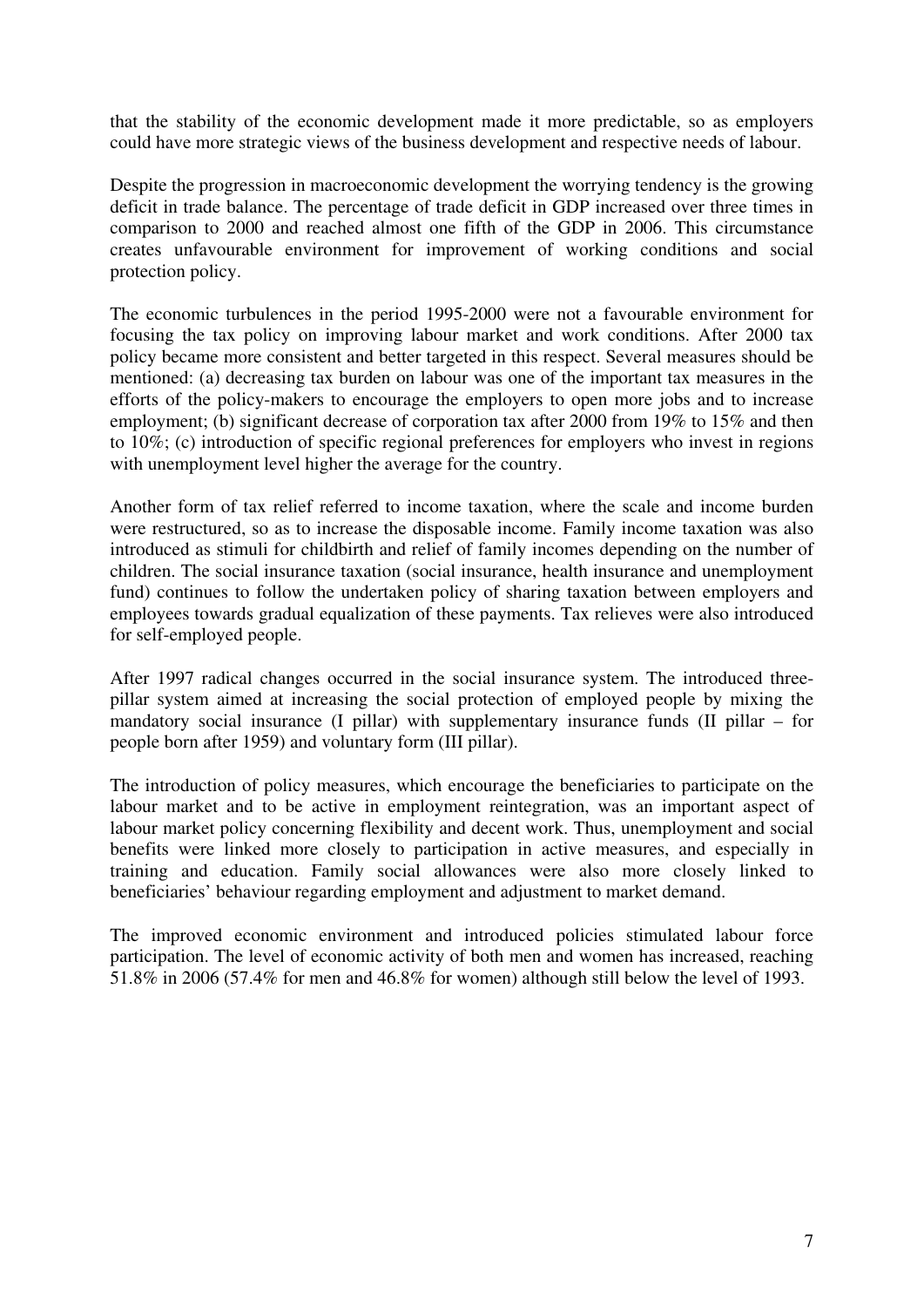that the stability of the economic development made it more predictable, so as employers could have more strategic views of the business development and respective needs of labour.

Despite the progression in macroeconomic development the worrying tendency is the growing deficit in trade balance. The percentage of trade deficit in GDP increased over three times in comparison to 2000 and reached almost one fifth of the GDP in 2006. This circumstance creates unfavourable environment for improvement of working conditions and social protection policy.

The economic turbulences in the period 1995-2000 were not a favourable environment for focusing the tax policy on improving labour market and work conditions. After 2000 tax policy became more consistent and better targeted in this respect. Several measures should be mentioned: (a) decreasing tax burden on labour was one of the important tax measures in the efforts of the policy-makers to encourage the employers to open more jobs and to increase employment; (b) significant decrease of corporation tax after 2000 from 19% to 15% and then to 10%; (c) introduction of specific regional preferences for employers who invest in regions with unemployment level higher the average for the country.

Another form of tax relief referred to income taxation, where the scale and income burden were restructured, so as to increase the disposable income. Family income taxation was also introduced as stimuli for childbirth and relief of family incomes depending on the number of children. The social insurance taxation (social insurance, health insurance and unemployment fund) continues to follow the undertaken policy of sharing taxation between employers and employees towards gradual equalization of these payments. Tax relieves were also introduced for self-employed people.

After 1997 radical changes occurred in the social insurance system. The introduced three-pillar system aimed at increasing the social protection of employed people by mixing the mandatory social insurance (I pillar) with supplementary insurance funds (II pillar – for people born after 1959) and voluntary form (III pillar).

The introduction of policy measures, which encourage the beneficiaries to participate on the labour market and to be active in employment reintegration, was an important aspect of labour market policy concerning flexibility and decent work. Thus, unemployment and social benefits were linked more closely to participation in active measures, and especially in training and education. Family social allowances were also more closely linked to beneficiaries' behaviour regarding employment and adjustment to market demand.

The improved economic environment and introduced policies stimulated labour force participation. The level of economic activity of both men and women has increased, reaching 51.8% in 2006 (57.4% for men and 46.8% for women) although still below the level of 1993.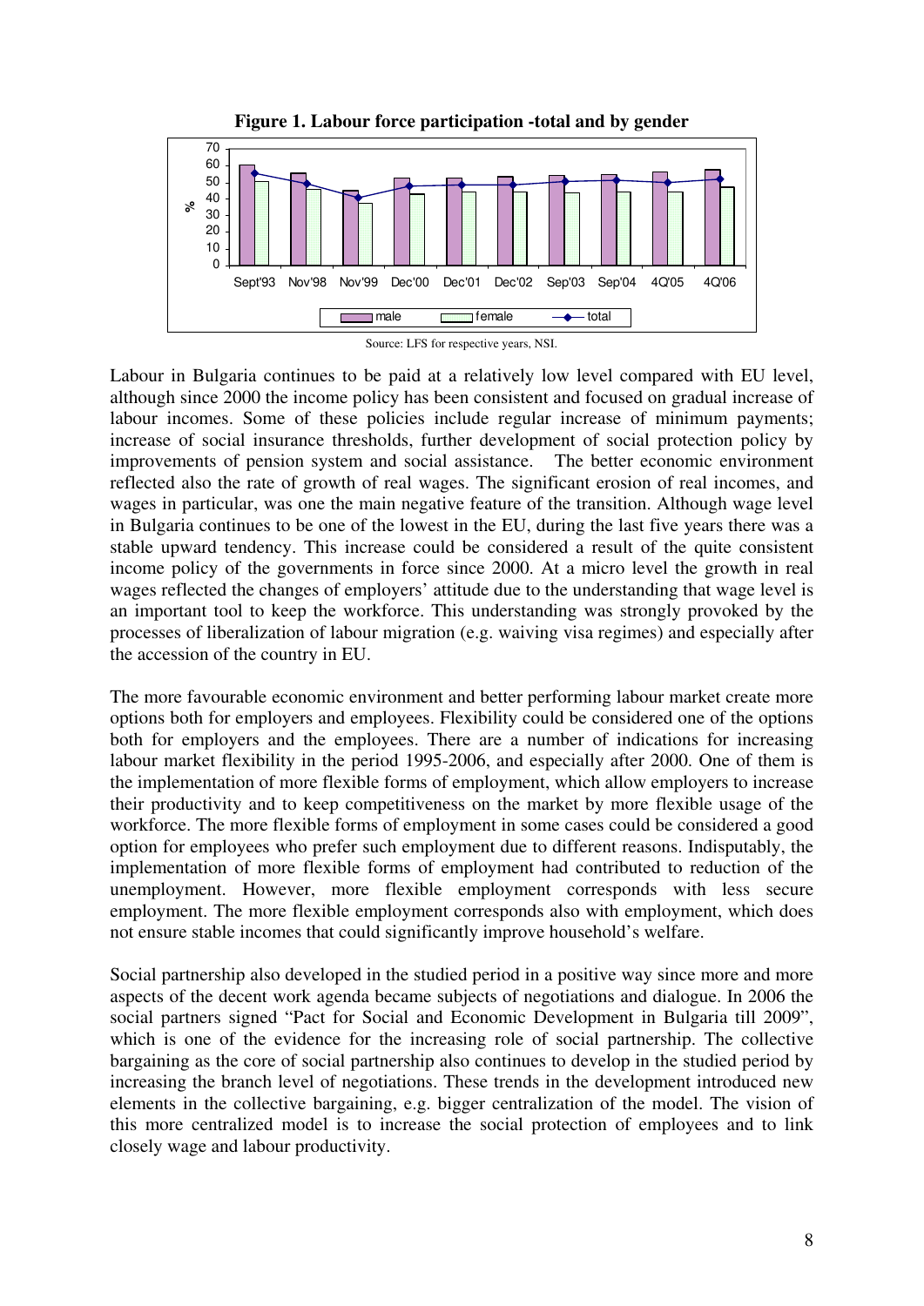**Figure 1. Labour force participation -total and by gender**

Source: LFS for respective years, NSI.

Labour in Bulgaria continues to be paid at a relatively low level compared with EU level, although since 2000 the income policy has been consistent and focused on gradual increase of labour incomes. Some of these policies include regular increase of minimum payments; increase of social insurance thresholds, further development of social protection policy by improvements of pension system and social assistance. The better economic environment reflected also the rate of growth of real wages. The significant erosion of real incomes, and wages in particular, was one the main negative feature of the transition. Although wage level in Bulgaria continues to be one of the lowest in the EU, during the last five years there was a stable upward tendency. This increase could be considered a result of the quite consistent income policy of the governments in force since 2000. At a micro level the growth in real wages reflected the changes of employers' attitude due to the understanding that wage level is an important tool to keep the workforce. This understanding was strongly provoked by the processes of liberalization of labour migration (e.g. waiving visa regimes) and especially after the accession of the country in EU.

The more favourable economic environment and better performing labour market create more options both for employers and employees. Flexibility could be considered one of the options both for employers and the employees. There are a number of indications for increasing labour market flexibility in the period 1995-2006, and especially after 2000. One of them is the implementation of more flexible forms of employment, which allow employers to increase their productivity and to keep competitiveness on the market by more flexible usage of the workforce. The more flexible forms of employment in some cases could be considered a good option for employees who prefer such employment due to different reasons. Indisputably, the implementation of more flexible forms of employment had contributed to reduction of the unemployment. However, more flexible employment corresponds with less secure employment. The more flexible employment corresponds also with employment, which does not ensure stable incomes that could significantly improve household's welfare.

Social partnership also developed in the studied period in a positive way since more and more aspects of the decent work agenda became subjects of negotiations and dialogue. In 2006 the social partners signed "Pact for Social and Economic Development in Bulgaria till 2009", which is one of the evidence for the increasing role of social partnership. The collective bargaining as the core of social partnership also continues to develop in the studied period by increasing the branch level of negotiations. These trends in the development introduced new elements in the collective bargaining, e.g. bigger centralization of the model. The vision of this more centralized model is to increase the social protection of employees and to link closely wage and labour productivity.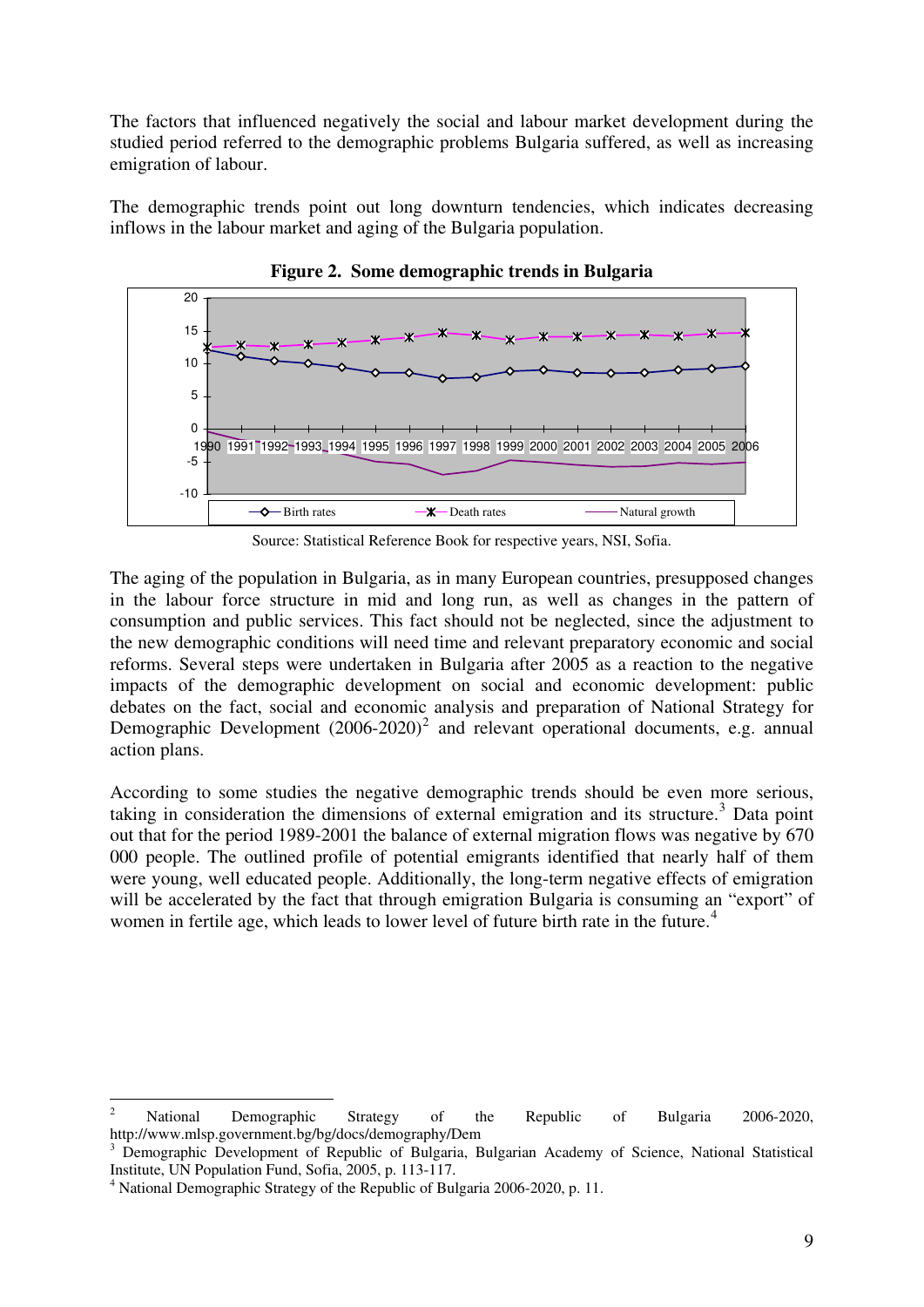The factors that influenced negatively the social and labour market development during the studied period referred to the demographic problems Bulgaria suffered, as well as increasing emigration of labour.

The demographic trends point out long downturn tendencies, which indicates decreasing inflows in the labour market and aging of the Bulgaria population.

**Figure 2. Some demographic trends in Bulgaria**

Source: Statistical Reference Book for respective years, NSI, Sofia.

The aging of the population in Bulgaria, as in many European countries, presupposed changes in the labour force structure in mid and long run, as well as changes in the pattern of consumption and public services. This fact should not be neglected, since the adjustment to the new demographic conditions will need time and relevant preparatory economic and social reforms. Several steps were undertaken in Bulgaria after 2005 as a reaction to the negative impacts of the demographic development on social and economic development: public debates on the fact, social and economic analysis and preparation of National Strategy for Demographic Development (2006-2020)[2] and relevant operational documents, e.g. annual action plans.

According to some studies the negative demographic trends should be even more serious, taking in consideration the dimensions of external emigration and its structure.[3] Data point out that for the period 1989-2001 the balance of external migration flows was negative by 670 000 people. The outlined profile of potential emigrants identified that nearly half of them were young, well educated people. Additionally, the long-term negative effects of emigration will be accelerated by the fact that through emigration Bulgaria is consuming an "export" of women in fertile age, which leads to lower level of future birth rate in the future.[4]

---

[2] National Demographic Strategy of the Republic of Bulgaria 2006-2020, http://www.mlsp.government.bg/bg/docs/demography/Dem

[3] Demographic Development of Republic of Bulgaria, Bulgarian Academy of Science, National Statistical Institute, UN Population Fund, Sofia, 2005, p. 113-117.

[4] National Demographic Strategy of the Republic of Bulgaria 2006-2020, p. 11.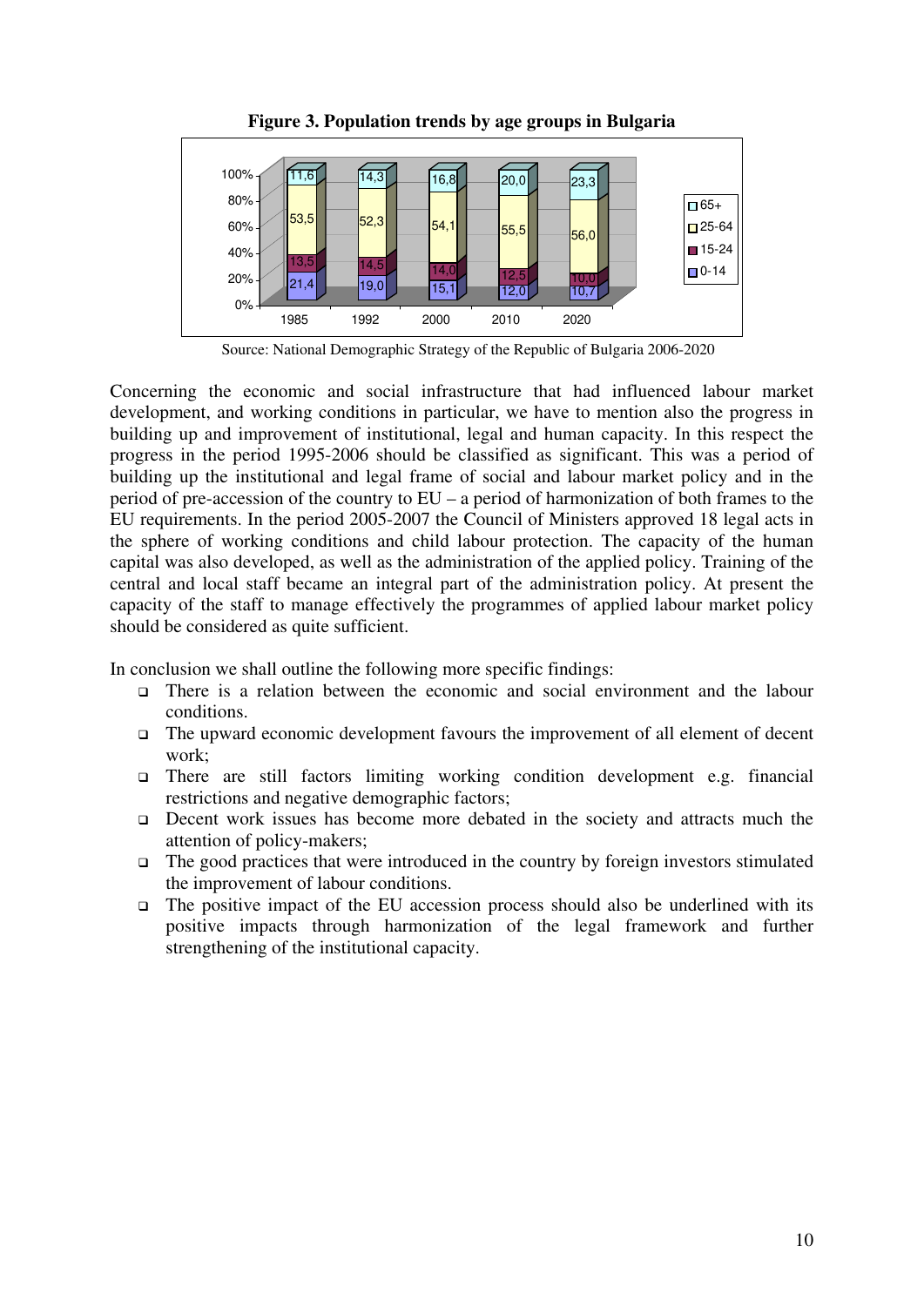**Figure 3. Population trends by age groups in Bulgaria**

| | 1985 | 1992 | 2000 | 2010 | 2020 |
|---|---|---|---|---|---|
| 65+ | 11,6 | 14,3 | 16,8 | 20,0 | 23,3 |
| 25-64 | 53,5 | 52,3 | 54,1 | 55,5 | 56,0 |
| 15-24 | 13,5 | 14,5 | 14,0 | 12,5 | 10,0 |
| 0-14 | 21,4 | 19,0 | 15,1 | 12,0 | 10,7 |

Source: National Demographic Strategy of the Republic of Bulgaria 2006-2020

Concerning the economic and social infrastructure that had influenced labour market development, and working conditions in particular, we have to mention also the progress in building up and improvement of institutional, legal and human capacity. In this respect the progress in the period 1995-2006 should be classified as significant. This was a period of building up the institutional and legal frame of social and labour market policy and in the period of pre-accession of the country to EU – a period of harmonization of both frames to the EU requirements. In the period 2005-2007 the Council of Ministers approved 18 legal acts in the sphere of working conditions and child labour protection. The capacity of the human capital was also developed, as well as the administration of the applied policy. Training of the central and local staff became an integral part of the administration policy. At present the capacity of the staff to manage effectively the programmes of applied labour market policy should be considered as quite sufficient.

In conclusion we shall outline the following more specific findings:

- There is a relation between the economic and social environment and the labour conditions.
- The upward economic development favours the improvement of all element of decent work;
- There are still factors limiting working condition development e.g. financial restrictions and negative demographic factors;
- Decent work issues has become more debated in the society and attracts much the attention of policy-makers;
- The good practices that were introduced in the country by foreign investors stimulated the improvement of labour conditions.
- The positive impact of the EU accession process should also be underlined with its positive impacts through harmonization of the legal framework and further strengthening of the institutional capacity.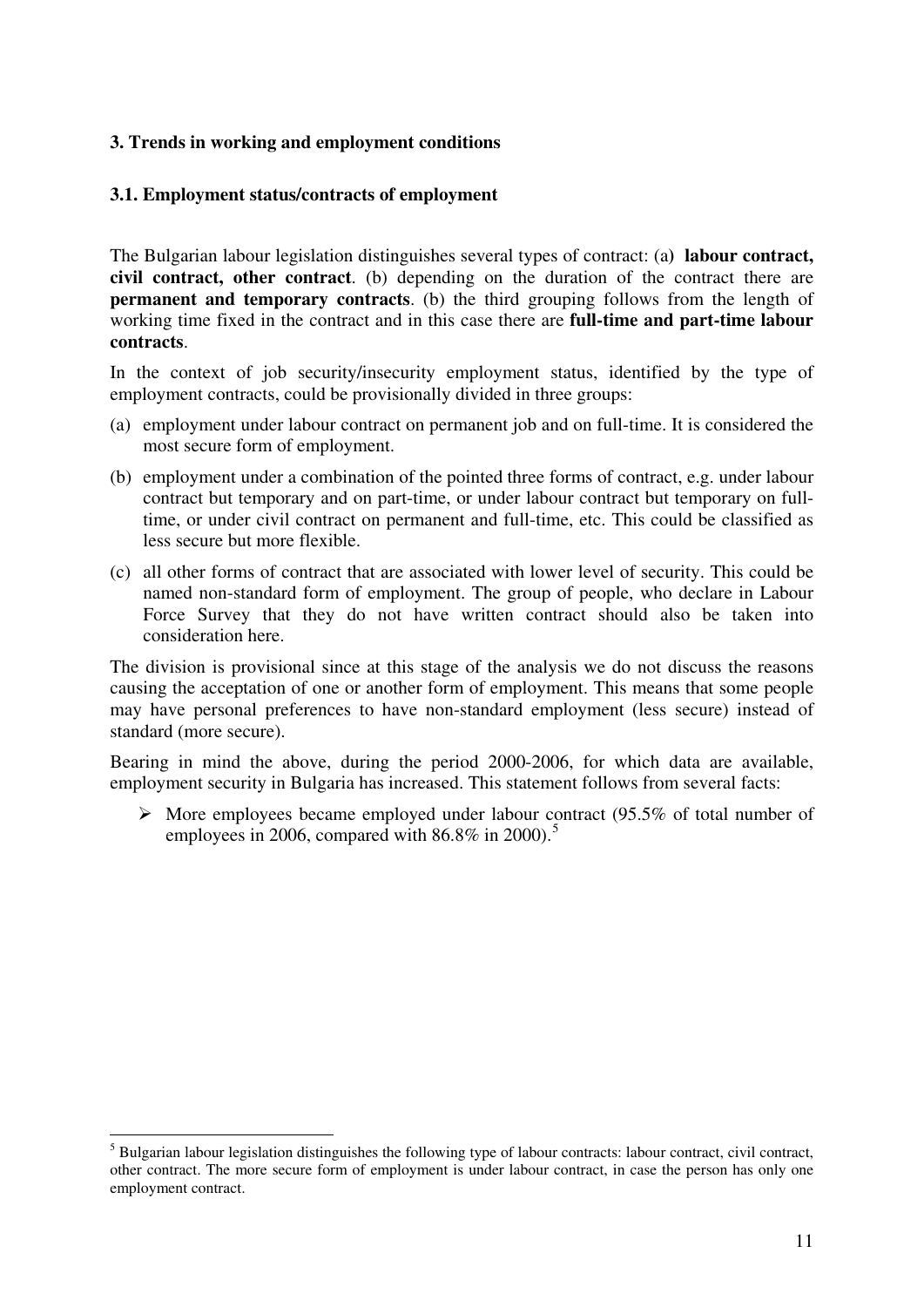### 3. Trends in working and employment conditions

#### 3.1. Employment status/contracts of employment

The Bulgarian labour legislation distinguishes several types of contract: (a) **labour contract, civil contract, other contract**. (b) depending on the duration of the contract there are **permanent and temporary contracts**. (b) the third grouping follows from the length of working time fixed in the contract and in this case there are **full-time and part-time labour contracts**.

In the context of job security/insecurity employment status, identified by the type of employment contracts, could be provisionally divided in three groups:

(a) employment under labour contract on permanent job and on full-time. It is considered the most secure form of employment.

(b) employment under a combination of the pointed three forms of contract, e.g. under labour contract but temporary and on part-time, or under labour contract but temporary on full-time, or under civil contract on permanent and full-time, etc. This could be classified as less secure but more flexible.

(c) all other forms of contract that are associated with lower level of security. This could be named non-standard form of employment. The group of people, who declare in Labour Force Survey that they do not have written contract should also be taken into consideration here.

The division is provisional since at this stage of the analysis we do not discuss the reasons causing the acceptation of one or another form of employment. This means that some people may have personal preferences to have non-standard employment (less secure) instead of standard (more secure).

Bearing in mind the above, during the period 2000-2006, for which data are available, employment security in Bulgaria has increased. This statement follows from several facts:

- More employees became employed under labour contract (95.5% of total number of employees in 2006, compared with 86.8% in 2000).[5]

---

[5] Bulgarian labour legislation distinguishes the following type of labour contracts: labour contract, civil contract, other contract. The more secure form of employment is under labour contract, in case the person has only one employment contract.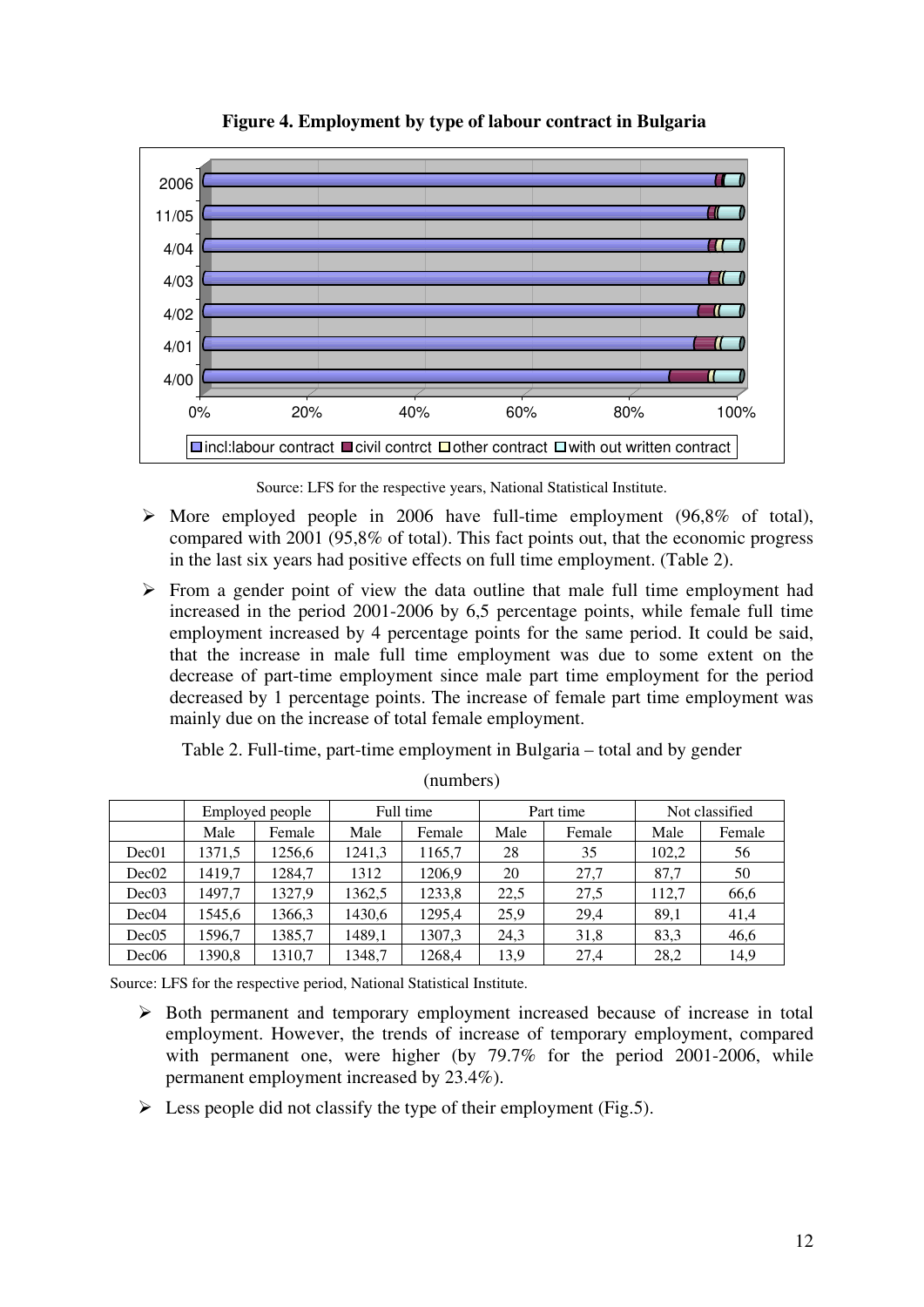**Figure 4. Employment by type of labour contract in Bulgaria**

Source: LFS for the respective years, National Statistical Institute.

- More employed people in 2006 have full-time employment (96,8% of total), compared with 2001 (95,8% of total). This fact points out, that the economic progress in the last six years had positive effects on full time employment. (Table 2).
- From a gender point of view the data outline that male full time employment had increased in the period 2001-2006 by 6,5 percentage points, while female full time employment increased by 4 percentage points for the same period. It could be said, that the increase in male full time employment was due to some extent on the decrease of part-time employment since male part time employment for the period decreased by 1 percentage points. The increase of female part time employment was mainly due on the increase of total female employment.

Table 2. Full-time, part-time employment in Bulgaria – total and by gender

(numbers)

| | Employed people | | Full time | | Part time | | Not classified | |
|---|---|---|---|---|---|---|---|---|
| | Male | Female | Male | Female | Male | Female | Male | Female |
| Dec01 | 1371,5 | 1256,6 | 1241,3 | 1165,7 | 28 | 35 | 102,2 | 56 |
| Dec02 | 1419,7 | 1284,7 | 1312 | 1206,9 | 20 | 27,7 | 87,7 | 50 |
| Dec03 | 1497,7 | 1327,9 | 1362,5 | 1233,8 | 22,5 | 27,5 | 112,7 | 66,6 |
| Dec04 | 1545,6 | 1366,3 | 1430,6 | 1295,4 | 25,9 | 29,4 | 89,1 | 41,4 |
| Dec05 | 1596,7 | 1385,7 | 1489,1 | 1307,3 | 24,3 | 31,8 | 83,3 | 46,6 |
| Dec06 | 1390,8 | 1310,7 | 1348,7 | 1268,4 | 13,9 | 27,4 | 28,2 | 14,9 |

Source: LFS for the respective period, National Statistical Institute.

- Both permanent and temporary employment increased because of increase in total employment. However, the trends of increase of temporary employment, compared with permanent one, were higher (by 79.7% for the period 2001-2006, while permanent employment increased by 23.4%).
- Less people did not classify the type of their employment (Fig.5).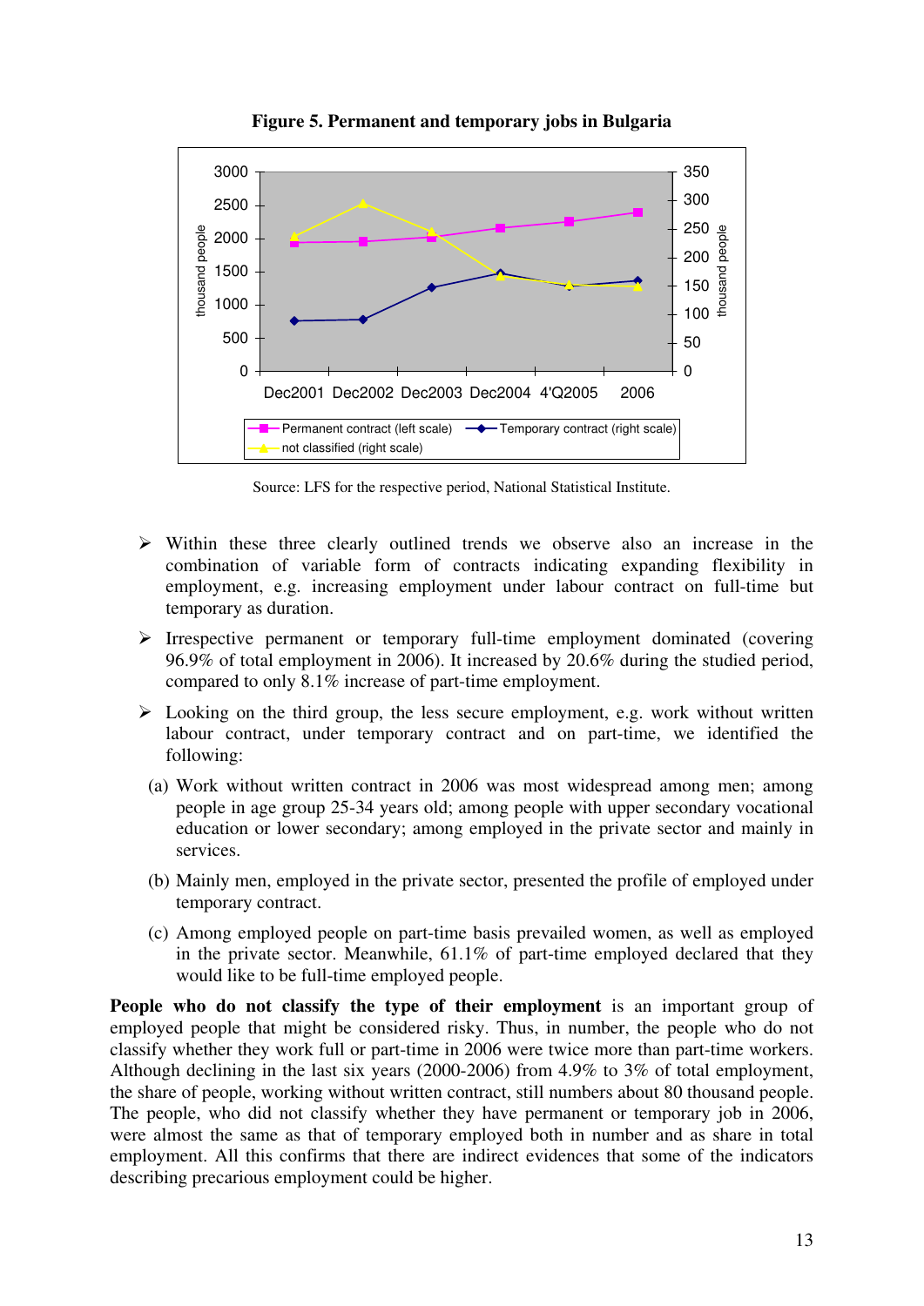**Figure 5. Permanent and temporary jobs in Bulgaria**

Source: LFS for the respective period, National Statistical Institute.

- Within these three clearly outlined trends we observe also an increase in the combination of variable form of contracts indicating expanding flexibility in employment, e.g. increasing employment under labour contract on full-time but temporary as duration.
- Irrespective permanent or temporary full-time employment dominated (covering 96.9% of total employment in 2006). It increased by 20.6% during the studied period, compared to only 8.1% increase of part-time employment.
- Looking on the third group, the less secure employment, e.g. work without written labour contract, under temporary contract and on part-time, we identified the following:

(a) Work without written contract in 2006 was most widespread among men; among people in age group 25-34 years old; among people with upper secondary vocational education or lower secondary; among employed in the private sector and mainly in services.

(b) Mainly men, employed in the private sector, presented the profile of employed under temporary contract.

(c) Among employed people on part-time basis prevailed women, as well as employed in the private sector. Meanwhile, 61.1% of part-time employed declared that they would like to be full-time employed people.

**People who do not classify the type of their employment** is an important group of employed people that might be considered risky. Thus, in number, the people who do not classify whether they work full or part-time in 2006 were twice more than part-time workers. Although declining in the last six years (2000-2006) from 4.9% to 3% of total employment, the share of people, working without written contract, still numbers about 80 thousand people. The people, who did not classify whether they have permanent or temporary job in 2006, were almost the same as that of temporary employed both in number and as share in total employment. All this confirms that there are indirect evidences that some of the indicators describing precarious employment could be higher.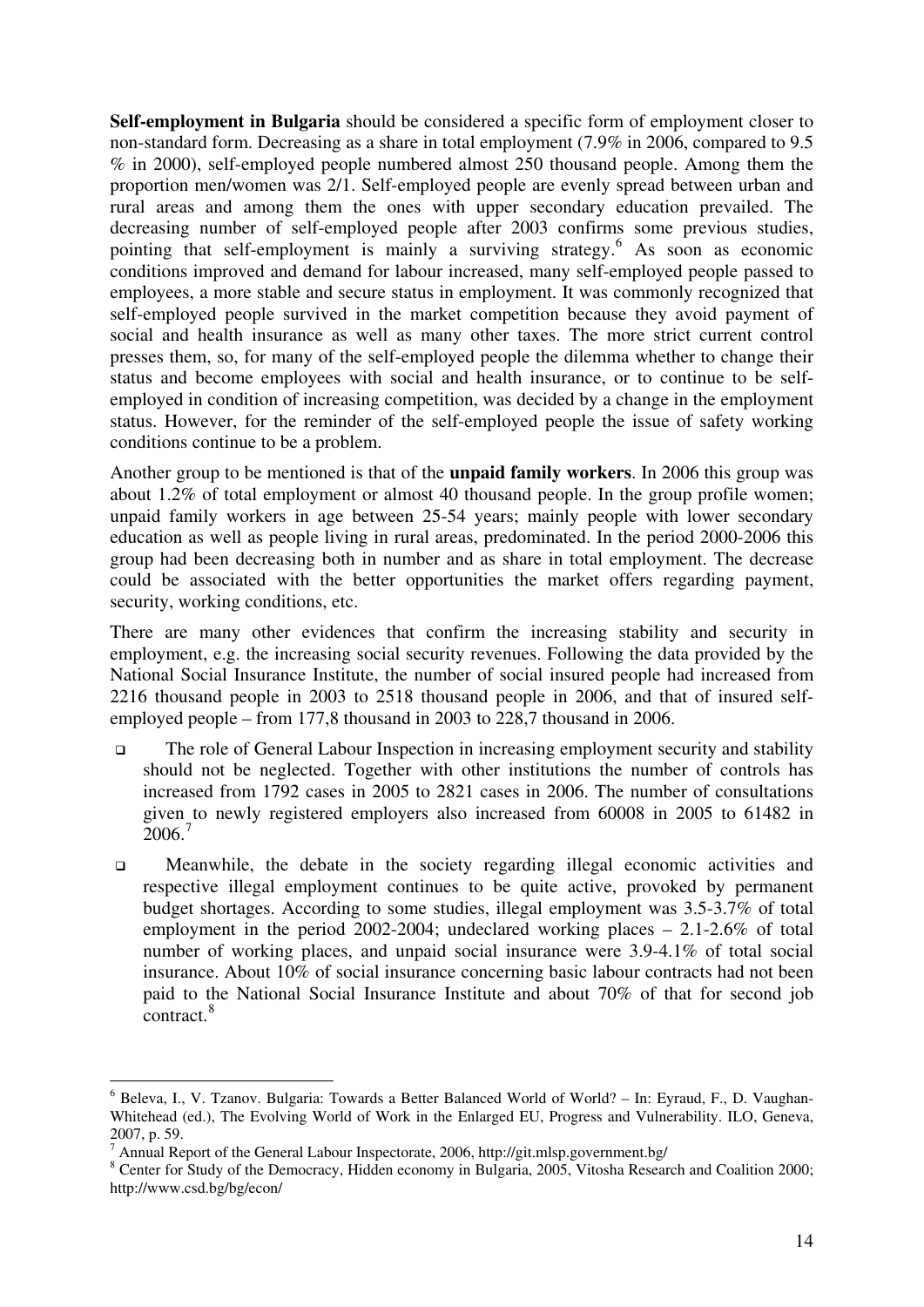**Self-employment in Bulgaria** should be considered a specific form of employment closer to non-standard form. Decreasing as a share in total employment (7.9% in 2006, compared to 9.5 % in 2000), self-employed people numbered almost 250 thousand people. Among them the proportion men/women was 2/1. Self-employed people are evenly spread between urban and rural areas and among them the ones with upper secondary education prevailed. The decreasing number of self-employed people after 2003 confirms some previous studies, pointing that self-employment is mainly a surviving strategy.[6] As soon as economic conditions improved and demand for labour increased, many self-employed people passed to employees, a more stable and secure status in employment. It was commonly recognized that self-employed people survived in the market competition because they avoid payment of social and health insurance as well as many other taxes. The more strict current control presses them, so, for many of the self-employed people the dilemma whether to change their status and become employees with social and health insurance, or to continue to be self-employed in condition of increasing competition, was decided by a change in the employment status. However, for the reminder of the self-employed people the issue of safety working conditions continue to be a problem.

Another group to be mentioned is that of the **unpaid family workers**. In 2006 this group was about 1.2% of total employment or almost 40 thousand people. In the group profile women; unpaid family workers in age between 25-54 years; mainly people with lower secondary education as well as people living in rural areas, predominated. In the period 2000-2006 this group had been decreasing both in number and as share in total employment. The decrease could be associated with the better opportunities the market offers regarding payment, security, working conditions, etc.

There are many other evidences that confirm the increasing stability and security in employment, e.g. the increasing social security revenues. Following the data provided by the National Social Insurance Institute, the number of social insured people had increased from 2216 thousand people in 2003 to 2518 thousand people in 2006, and that of insured self-employed people – from 177,8 thousand in 2003 to 228,7 thousand in 2006.

- The role of General Labour Inspection in increasing employment security and stability should not be neglected. Together with other institutions the number of controls has increased from 1792 cases in 2005 to 2821 cases in 2006. The number of consultations given to newly registered employers also increased from 60008 in 2005 to 61482 in 2006.[7]
- Meanwhile, the debate in the society regarding illegal economic activities and respective illegal employment continues to be quite active, provoked by permanent budget shortages. According to some studies, illegal employment was 3.5-3.7% of total employment in the period 2002-2004; undeclared working places – 2.1-2.6% of total number of working places, and unpaid social insurance were 3.9-4.1% of total social insurance. About 10% of social insurance concerning basic labour contracts had not been paid to the National Social Insurance Institute and about 70% of that for second job contract.[8]

---

[6] Beleva, I., V. Tzanov. Bulgaria: Towards a Better Balanced World of World? – In: Eyraud, F., D. Vaughan-Whitehead (ed.), The Evolving World of Work in the Enlarged EU, Progress and Vulnerability. ILO, Geneva, 2007, p. 59.

[7] Annual Report of the General Labour Inspectorate, 2006, http://git.mlsp.government.bg/

[8] Center for Study of the Democracy, Hidden economy in Bulgaria, 2005, Vitosha Research and Coalition 2000; http://www.csd.bg/bg/econ/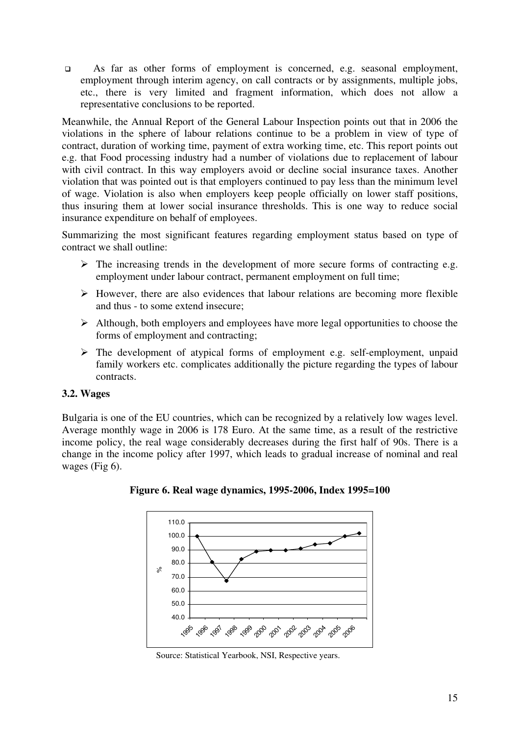- As far as other forms of employment is concerned, e.g. seasonal employment, employment through interim agency, on call contracts or by assignments, multiple jobs, etc., there is very limited and fragment information, which does not allow a representative conclusions to be reported.

Meanwhile, the Annual Report of the General Labour Inspection points out that in 2006 the violations in the sphere of labour relations continue to be a problem in view of type of contract, duration of working time, payment of extra working time, etc. This report points out e.g. that Food processing industry had a number of violations due to replacement of labour with civil contract. In this way employers avoid or decline social insurance taxes. Another violation that was pointed out is that employers continued to pay less than the minimum level of wage. Violation is also when employers keep people officially on lower staff positions, thus insuring them at lower social insurance thresholds. This is one way to reduce social insurance expenditure on behalf of employees.

Summarizing the most significant features regarding employment status based on type of contract we shall outline:

- The increasing trends in the development of more secure forms of contracting e.g. employment under labour contract, permanent employment on full time;
- However, there are also evidences that labour relations are becoming more flexible and thus - to some extend insecure;
- Although, both employers and employees have more legal opportunities to choose the forms of employment and contracting;
- The development of atypical forms of employment e.g. self-employment, unpaid family workers etc. complicates additionally the picture regarding the types of labour contracts.

### 3.2. Wages

Bulgaria is one of the EU countries, which can be recognized by a relatively low wages level. Average monthly wage in 2006 is 178 Euro. At the same time, as a result of the restrictive income policy, the real wage considerably decreases during the first half of 90s. There is a change in the income policy after 1997, which leads to gradual increase of nominal and real wages (Fig 6).

**Figure 6. Real wage dynamics, 1995-2006, Index 1995=100**

Source: Statistical Yearbook, NSI, Respective years.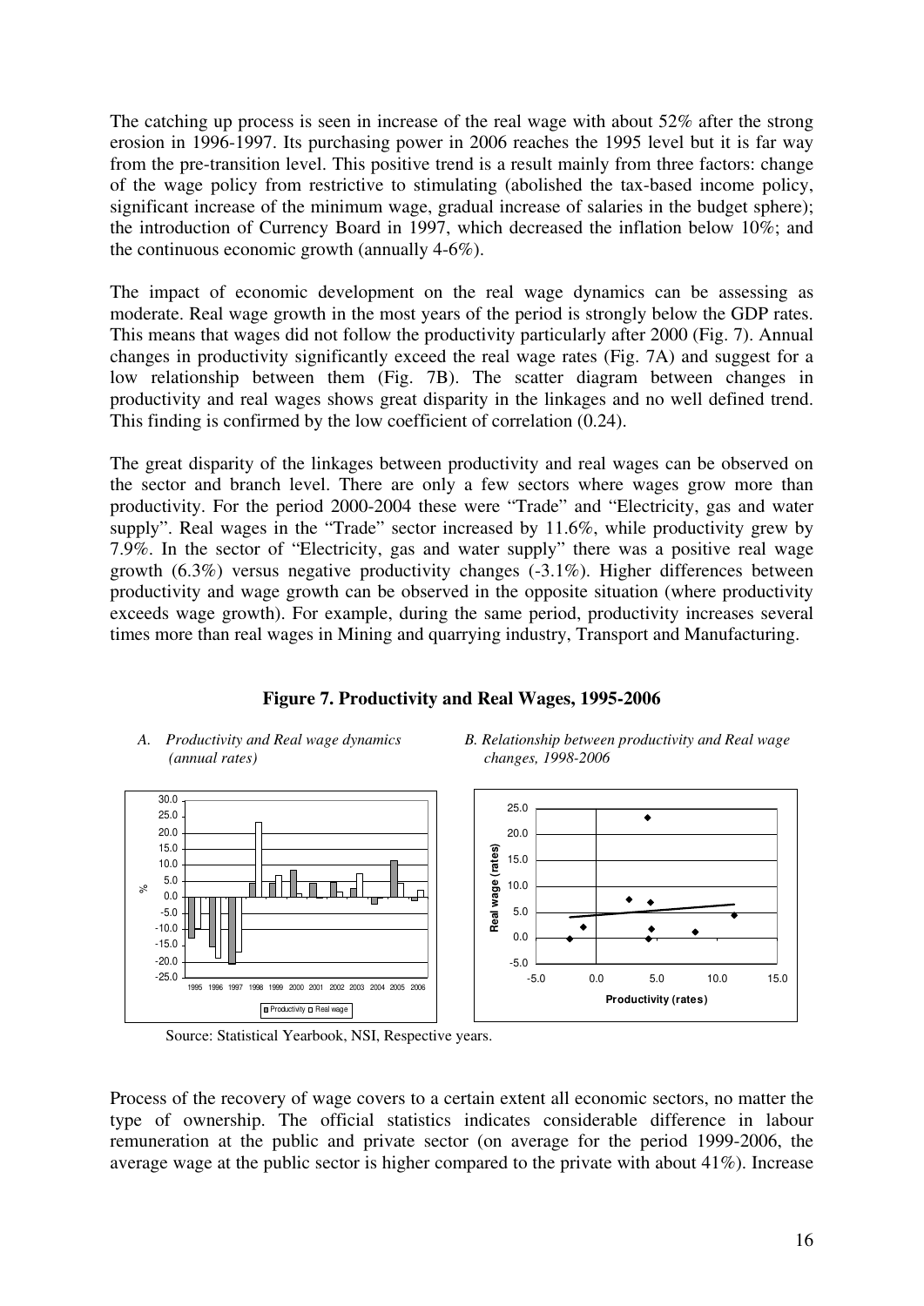The catching up process is seen in increase of the real wage with about 52% after the strong erosion in 1996-1997. Its purchasing power in 2006 reaches the 1995 level but it is far way from the pre-transition level. This positive trend is a result mainly from three factors: change of the wage policy from restrictive to stimulating (abolished the tax-based income policy, significant increase of the minimum wage, gradual increase of salaries in the budget sphere); the introduction of Currency Board in 1997, which decreased the inflation below 10%; and the continuous economic growth (annually 4-6%).

The impact of economic development on the real wage dynamics can be assessing as moderate. Real wage growth in the most years of the period is strongly below the GDP rates. This means that wages did not follow the productivity particularly after 2000 (Fig. 7). Annual changes in productivity significantly exceed the real wage rates (Fig. 7A) and suggest for a low relationship between them (Fig. 7B). The scatter diagram between changes in productivity and real wages shows great disparity in the linkages and no well defined trend. This finding is confirmed by the low coefficient of correlation (0.24).

The great disparity of the linkages between productivity and real wages can be observed on the sector and branch level. There are only a few sectors where wages grow more than productivity. For the period 2000-2004 these were "Trade" and "Electricity, gas and water supply". Real wages in the "Trade" sector increased by 11.6%, while productivity grew by 7.9%. In the sector of "Electricity, gas and water supply" there was a positive real wage growth (6.3%) versus negative productivity changes (-3.1%). Higher differences between productivity and wage growth can be observed in the opposite situation (where productivity exceeds wage growth). For example, during the same period, productivity increases several times more than real wages in Mining and quarrying industry, Transport and Manufacturing.

**Figure 7. Productivity and Real Wages, 1995-2006**

*A. Productivity and Real wage dynamics (annual rates)*

*B. Relationship between productivity and Real wage changes, 1998-2006*

Source: Statistical Yearbook, NSI, Respective years.

Process of the recovery of wage covers to a certain extent all economic sectors, no matter the type of ownership. The official statistics indicates considerable difference in labour remuneration at the public and private sector (on average for the period 1999-2006, the average wage at the public sector is higher compared to the private with about 41%). Increase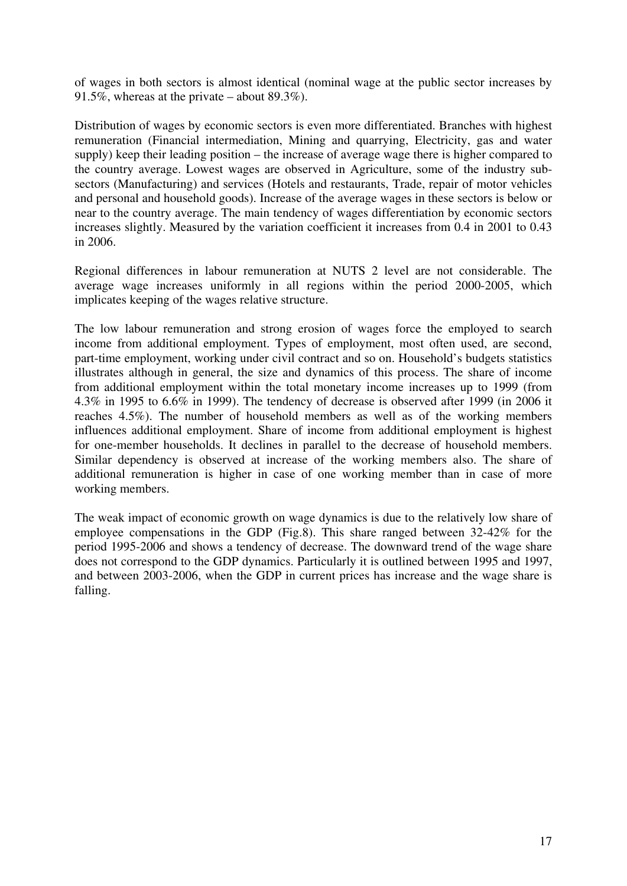of wages in both sectors is almost identical (nominal wage at the public sector increases by 91.5%, whereas at the private – about 89.3%).

Distribution of wages by economic sectors is even more differentiated. Branches with highest remuneration (Financial intermediation, Mining and quarrying, Electricity, gas and water supply) keep their leading position – the increase of average wage there is higher compared to the country average. Lowest wages are observed in Agriculture, some of the industry sub-sectors (Manufacturing) and services (Hotels and restaurants, Trade, repair of motor vehicles and personal and household goods). Increase of the average wages in these sectors is below or near to the country average. The main tendency of wages differentiation by economic sectors increases slightly. Measured by the variation coefficient it increases from 0.4 in 2001 to 0.43 in 2006.

Regional differences in labour remuneration at NUTS 2 level are not considerable. The average wage increases uniformly in all regions within the period 2000-2005, which implicates keeping of the wages relative structure.

The low labour remuneration and strong erosion of wages force the employed to search income from additional employment. Types of employment, most often used, are second, part-time employment, working under civil contract and so on. Household's budgets statistics illustrates although in general, the size and dynamics of this process. The share of income from additional employment within the total monetary income increases up to 1999 (from 4.3% in 1995 to 6.6% in 1999). The tendency of decrease is observed after 1999 (in 2006 it reaches 4.5%). The number of household members as well as of the working members influences additional employment. Share of income from additional employment is highest for one-member households. It declines in parallel to the decrease of household members. Similar dependency is observed at increase of the working members also. The share of additional remuneration is higher in case of one working member than in case of more working members.

The weak impact of economic growth on wage dynamics is due to the relatively low share of employee compensations in the GDP (Fig.8). This share ranged between 32-42% for the period 1995-2006 and shows a tendency of decrease. The downward trend of the wage share does not correspond to the GDP dynamics. Particularly it is outlined between 1995 and 1997, and between 2003-2006, when the GDP in current prices has increase and the wage share is falling.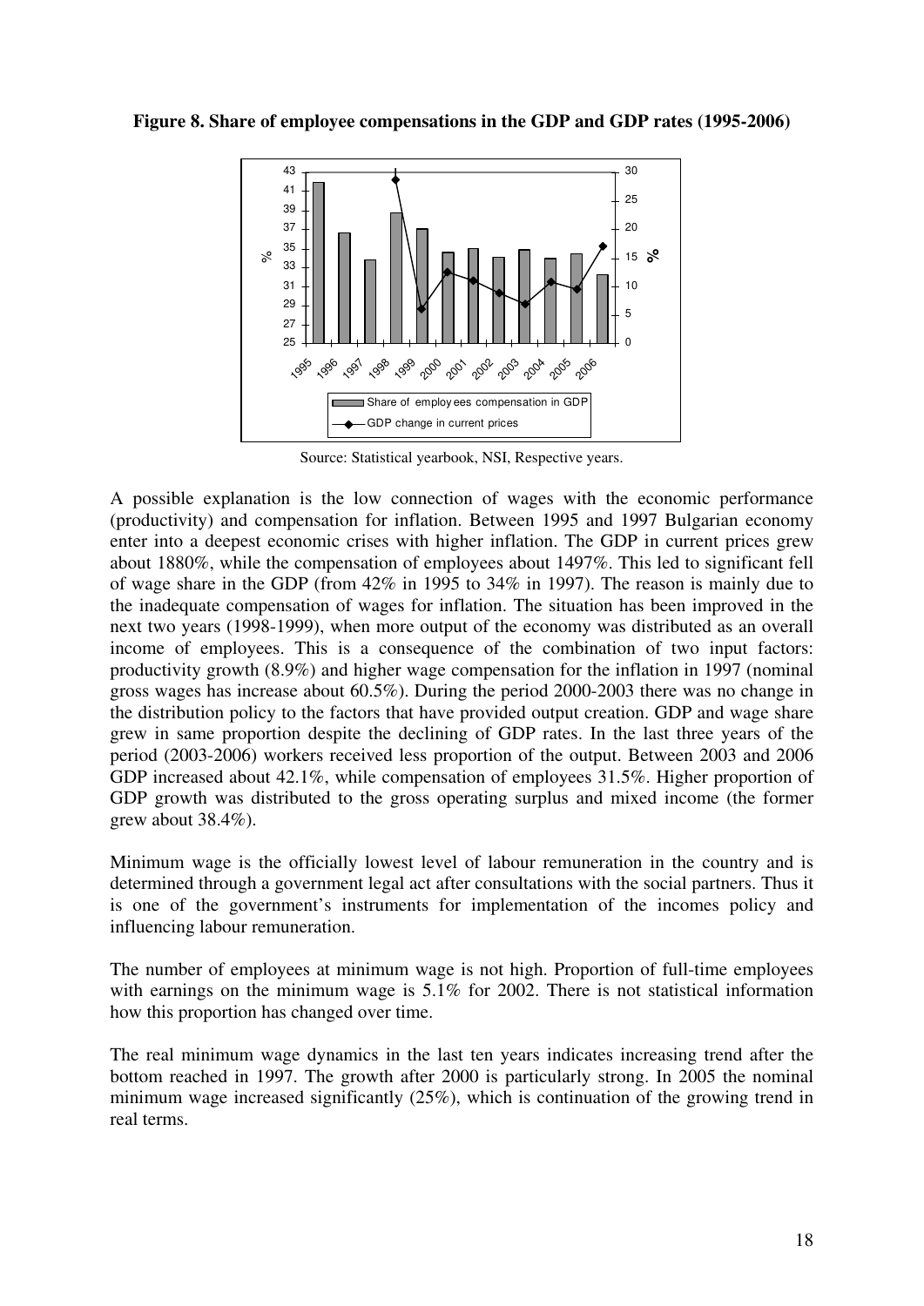**Figure 8. Share of employee compensations in the GDP and GDP rates (1995-2006)**

Source: Statistical yearbook, NSI, Respective years.

A possible explanation is the low connection of wages with the economic performance (productivity) and compensation for inflation. Between 1995 and 1997 Bulgarian economy enter into a deepest economic crises with higher inflation. The GDP in current prices grew about 1880%, while the compensation of employees about 1497%. This led to significant fell of wage share in the GDP (from 42% in 1995 to 34% in 1997). The reason is mainly due to the inadequate compensation of wages for inflation. The situation has been improved in the next two years (1998-1999), when more output of the economy was distributed as an overall income of employees. This is a consequence of the combination of two input factors: productivity growth (8.9%) and higher wage compensation for the inflation in 1997 (nominal gross wages has increase about 60.5%). During the period 2000-2003 there was no change in the distribution policy to the factors that have provided output creation. GDP and wage share grew in same proportion despite the declining of GDP rates. In the last three years of the period (2003-2006) workers received less proportion of the output. Between 2003 and 2006 GDP increased about 42.1%, while compensation of employees 31.5%. Higher proportion of GDP growth was distributed to the gross operating surplus and mixed income (the former grew about 38.4%).

Minimum wage is the officially lowest level of labour remuneration in the country and is determined through a government legal act after consultations with the social partners. Thus it is one of the government's instruments for implementation of the incomes policy and influencing labour remuneration.

The number of employees at minimum wage is not high. Proportion of full-time employees with earnings on the minimum wage is 5.1% for 2002. There is not statistical information how this proportion has changed over time.

The real minimum wage dynamics in the last ten years indicates increasing trend after the bottom reached in 1997. The growth after 2000 is particularly strong. In 2005 the nominal minimum wage increased significantly (25%), which is continuation of the growing trend in real terms.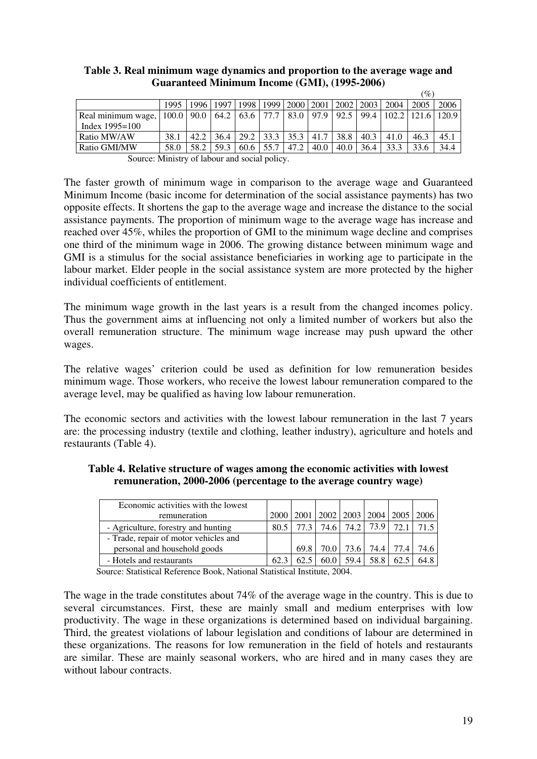**Table 3. Real minimum wage dynamics and proportion to the average wage and Guaranteed Minimum Income (GMI), (1995-2006)**

(%)

| | 1995 | 1996 | 1997 | 1998 | 1999 | 2000 | 2001 | 2002 | 2003 | 2004 | 2005 | 2006 |
|---|---|---|---|---|---|---|---|---|---|---|---|---|
| Real minimum wage, Index 1995=100 | 100.0 | 90.0 | 64.2 | 63.6 | 77.7 | 83.0 | 97.9 | 92.5 | 99.4 | 102.2 | 121.6 | 120.9 |
| Ratio MW/AW | 38.1 | 42.2 | 36.4 | 29.2 | 33.3 | 35.3 | 41.7 | 38.8 | 40.3 | 41.0 | 46.3 | 45.1 |
| Ratio GMI/MW | 58.0 | 58.2 | 59.3 | 60.6 | 55.7 | 47.2 | 40.0 | 40.0 | 36.4 | 33.3 | 33.6 | 34.4 |

Source: Ministry of labour and social policy.

The faster growth of minimum wage in comparison to the average wage and Guaranteed Minimum Income (basic income for determination of the social assistance payments) has two opposite effects. It shortens the gap to the average wage and increase the distance to the social assistance payments. The proportion of minimum wage to the average wage has increase and reached over 45%, whiles the proportion of GMI to the minimum wage decline and comprises one third of the minimum wage in 2006. The growing distance between minimum wage and GMI is a stimulus for the social assistance beneficiaries in working age to participate in the labour market. Elder people in the social assistance system are more protected by the higher individual coefficients of entitlement.

The minimum wage growth in the last years is a result from the changed incomes policy. Thus the government aims at influencing not only a limited number of workers but also the overall remuneration structure. The minimum wage increase may push upward the other wages.

The relative wages' criterion could be used as definition for low remuneration besides minimum wage. Those workers, who receive the lowest labour remuneration compared to the average level, may be qualified as having low labour remuneration.

The economic sectors and activities with the lowest labour remuneration in the last 7 years are: the processing industry (textile and clothing, leather industry), agriculture and hotels and restaurants (Table 4).

**Table 4. Relative structure of wages among the economic activities with lowest remuneration, 2000-2006 (percentage to the average country wage)**

| Economic activities with the lowest remuneration | 2000 | 2001 | 2002 | 2003 | 2004 | 2005 | 2006 |
|---|---|---|---|---|---|---|---|
| - Agriculture, forestry and hunting | 80.5 | 77.3 | 74.6 | 74.2 | 73.9 | 72.1 | 71.5 |
| - Trade, repair of motor vehicles and personal and household goods | | 69.8 | 70.0 | 73.6 | 74.4 | 77.4 | 74.6 |
| - Hotels and restaurants | 62.3 | 62.5 | 60.0 | 59.4 | 58.8 | 62.5 | 64.8 |

Source: Statistical Reference Book, National Statistical Institute, 2004.

The wage in the trade constitutes about 74% of the average wage in the country. This is due to several circumstances. First, these are mainly small and medium enterprises with low productivity. The wage in these organizations is determined based on individual bargaining. Third, the greatest violations of labour legislation and conditions of labour are determined in these organizations. The reasons for low remuneration in the field of hotels and restaurants are similar. These are mainly seasonal workers, who are hired and in many cases they are without labour contracts.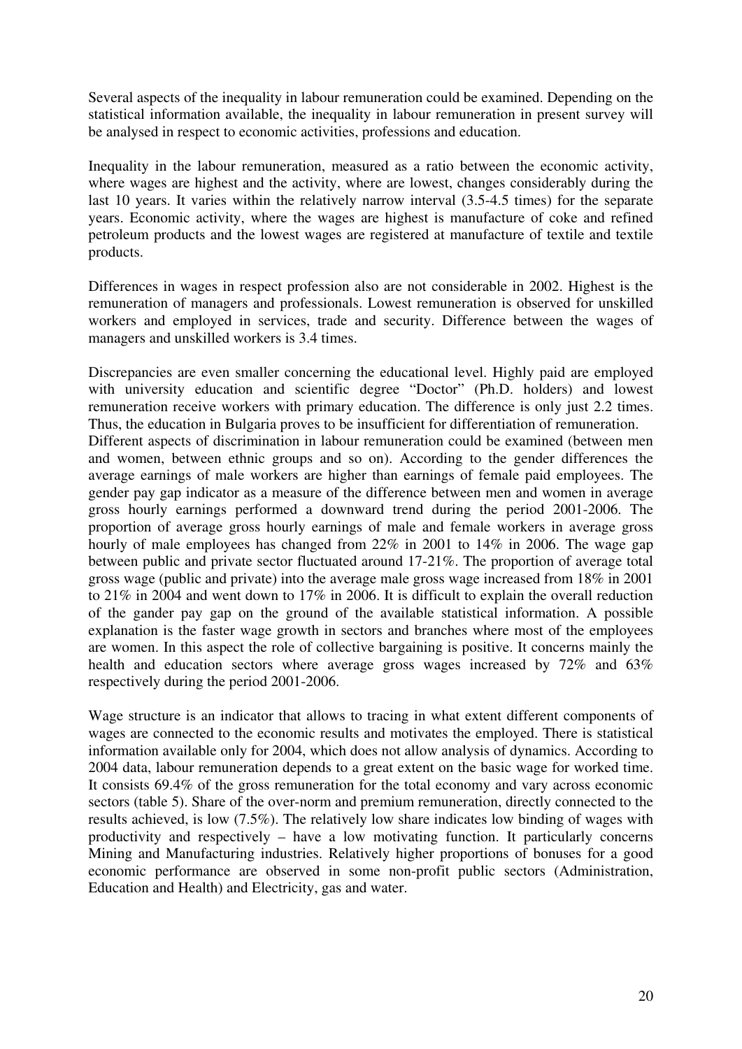Several aspects of the inequality in labour remuneration could be examined. Depending on the statistical information available, the inequality in labour remuneration in present survey will be analysed in respect to economic activities, professions and education.

Inequality in the labour remuneration, measured as a ratio between the economic activity, where wages are highest and the activity, where are lowest, changes considerably during the last 10 years. It varies within the relatively narrow interval (3.5-4.5 times) for the separate years. Economic activity, where the wages are highest is manufacture of coke and refined petroleum products and the lowest wages are registered at manufacture of textile and textile products.

Differences in wages in respect profession also are not considerable in 2002. Highest is the remuneration of managers and professionals. Lowest remuneration is observed for unskilled workers and employed in services, trade and security. Difference between the wages of managers and unskilled workers is 3.4 times.

Discrepancies are even smaller concerning the educational level. Highly paid are employed with university education and scientific degree "Doctor" (Ph.D. holders) and lowest remuneration receive workers with primary education. The difference is only just 2.2 times. Thus, the education in Bulgaria proves to be insufficient for differentiation of remuneration.
Different aspects of discrimination in labour remuneration could be examined (between men and women, between ethnic groups and so on). According to the gender differences the average earnings of male workers are higher than earnings of female paid employees. The gender pay gap indicator as a measure of the difference between men and women in average gross hourly earnings performed a downward trend during the period 2001-2006. The proportion of average gross hourly earnings of male and female workers in average gross hourly of male employees has changed from 22% in 2001 to 14% in 2006. The wage gap between public and private sector fluctuated around 17-21%. The proportion of average total gross wage (public and private) into the average male gross wage increased from 18% in 2001 to 21% in 2004 and went down to 17% in 2006. It is difficult to explain the overall reduction of the gander pay gap on the ground of the available statistical information. A possible explanation is the faster wage growth in sectors and branches where most of the employees are women. In this aspect the role of collective bargaining is positive. It concerns mainly the health and education sectors where average gross wages increased by 72% and 63% respectively during the period 2001-2006.

Wage structure is an indicator that allows to tracing in what extent different components of wages are connected to the economic results and motivates the employed. There is statistical information available only for 2004, which does not allow analysis of dynamics. According to 2004 data, labour remuneration depends to a great extent on the basic wage for worked time. It consists 69.4% of the gross remuneration for the total economy and vary across economic sectors (table 5). Share of the over-norm and premium remuneration, directly connected to the results achieved, is low (7.5%). The relatively low share indicates low binding of wages with productivity and respectively – have a low motivating function. It particularly concerns Mining and Manufacturing industries. Relatively higher proportions of bonuses for a good economic performance are observed in some non-profit public sectors (Administration, Education and Health) and Electricity, gas and water.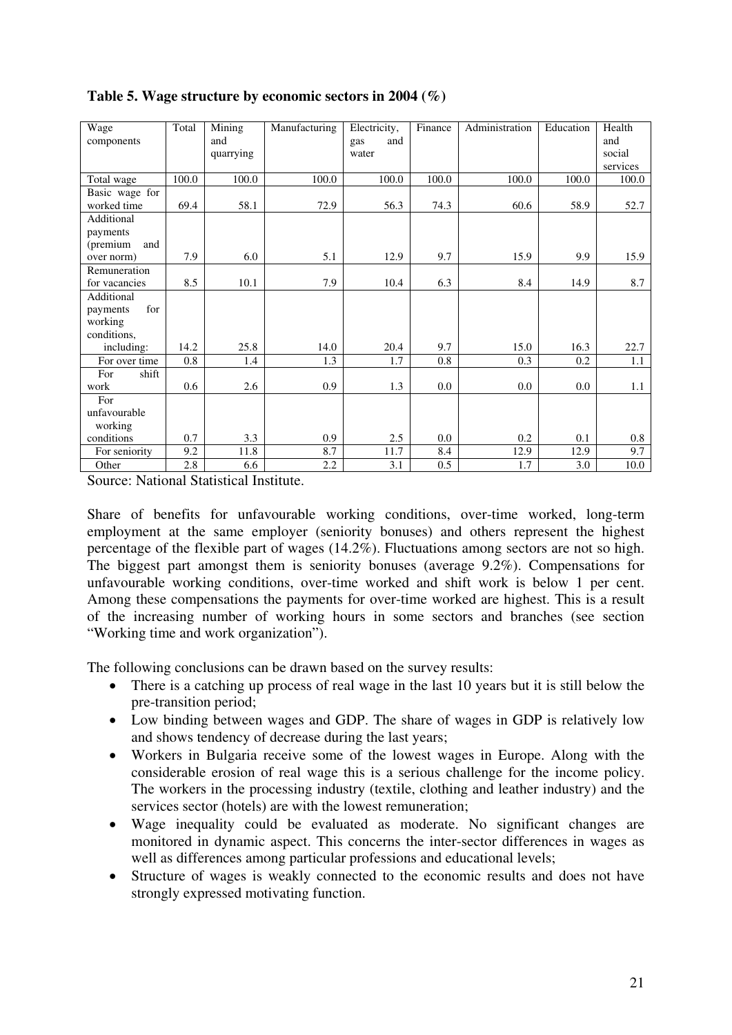**Table 5. Wage structure by economic sectors in 2004 (%)**

| Wage components | Total | Mining and quarrying | Manufacturing | Electricity, gas and water | Finance | Administration | Education | Health and social services |
|---|---|---|---|---|---|---|---|---|
| Total wage | 100.0 | 100.0 | 100.0 | 100.0 | 100.0 | 100.0 | 100.0 | 100.0 |
| Basic wage for worked time | 69.4 | 58.1 | 72.9 | 56.3 | 74.3 | 60.6 | 58.9 | 52.7 |
| Additional payments (premium and over norm) | 7.9 | 6.0 | 5.1 | 12.9 | 9.7 | 15.9 | 9.9 | 15.9 |
| Remuneration for vacancies | 8.5 | 10.1 | 7.9 | 10.4 | 6.3 | 8.4 | 14.9 | 8.7 |
| Additional payments for working conditions, including: | 14.2 | 25.8 | 14.0 | 20.4 | 9.7 | 15.0 | 16.3 | 22.7 |
| For over time | 0.8 | 1.4 | 1.3 | 1.7 | 0.8 | 0.3 | 0.2 | 1.1 |
| For shift work | 0.6 | 2.6 | 0.9 | 1.3 | 0.0 | 0.0 | 0.0 | 1.1 |
| For unfavourable working conditions | 0.7 | 3.3 | 0.9 | 2.5 | 0.0 | 0.2 | 0.1 | 0.8 |
| For seniority | 9.2 | 11.8 | 8.7 | 11.7 | 8.4 | 12.9 | 12.9 | 9.7 |
| Other | 2.8 | 6.6 | 2.2 | 3.1 | 0.5 | 1.7 | 3.0 | 10.0 |

Source: National Statistical Institute.

Share of benefits for unfavourable working conditions, over-time worked, long-term employment at the same employer (seniority bonuses) and others represent the highest percentage of the flexible part of wages (14.2%). Fluctuations among sectors are not so high. The biggest part amongst them is seniority bonuses (average 9.2%). Compensations for unfavourable working conditions, over-time worked and shift work is below 1 per cent. Among these compensations the payments for over-time worked are highest. This is a result of the increasing number of working hours in some sectors and branches (see section "Working time and work organization").

The following conclusions can be drawn based on the survey results:

- There is a catching up process of real wage in the last 10 years but it is still below the pre-transition period;
- Low binding between wages and GDP. The share of wages in GDP is relatively low and shows tendency of decrease during the last years;
- Workers in Bulgaria receive some of the lowest wages in Europe. Along with the considerable erosion of real wage this is a serious challenge for the income policy. The workers in the processing industry (textile, clothing and leather industry) and the services sector (hotels) are with the lowest remuneration;
- Wage inequality could be evaluated as moderate. No significant changes are monitored in dynamic aspect. This concerns the inter-sector differences in wages as well as differences among particular professions and educational levels;
- Structure of wages is weakly connected to the economic results and does not have strongly expressed motivating function.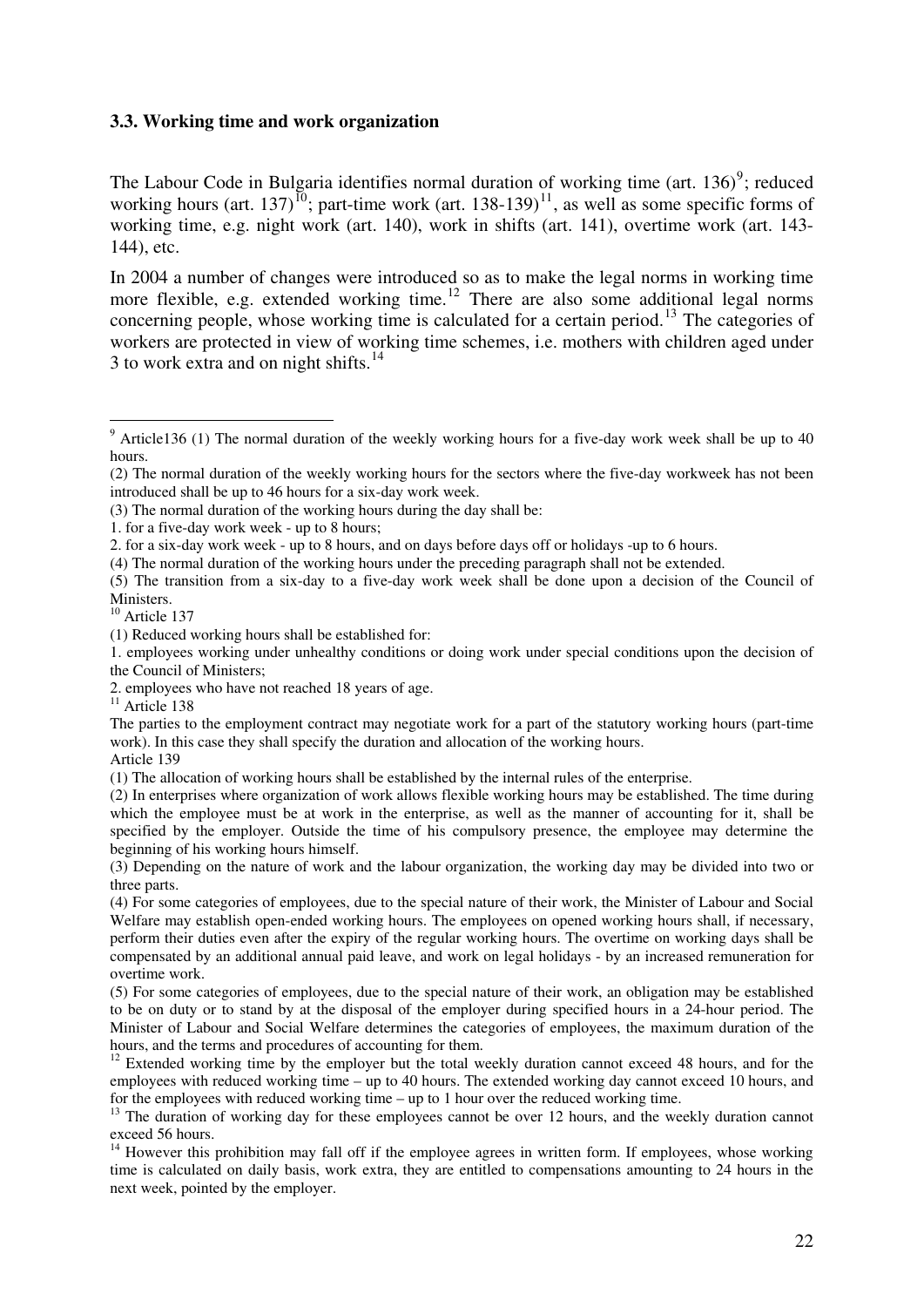### 3.3. Working time and work organization

The Labour Code in Bulgaria identifies normal duration of working time (art. 136)[9]; reduced working hours (art. 137)[10]; part-time work (art. 138-139)[11], as well as some specific forms of working time, e.g. night work (art. 140), work in shifts (art. 141), overtime work (art. 143-144), etc.

In 2004 a number of changes were introduced so as to make the legal norms in working time more flexible, e.g. extended working time.[12] There are also some additional legal norms concerning people, whose working time is calculated for a certain period.[13] The categories of workers are protected in view of working time schemes, i.e. mothers with children aged under 3 to work extra and on night shifts.[14]

---

[9] Article136 (1) The normal duration of the weekly working hours for a five-day work week shall be up to 40 hours.

(2) The normal duration of the weekly working hours for the sectors where the five-day workweek has not been introduced shall be up to 46 hours for a six-day work week.

(3) The normal duration of the working hours during the day shall be:

1. for a five-day work week - up to 8 hours;
2. for a six-day work week - up to 8 hours, and on days before days off or holidays -up to 6 hours.

(4) The normal duration of the working hours under the preceding paragraph shall not be extended.

(5) The transition from a six-day to a five-day work week shall be done upon a decision of the Council of Ministers.

[10] Article 137

(1) Reduced working hours shall be established for:

1. employees working under unhealthy conditions or doing work under special conditions upon the decision of the Council of Ministers;
2. employees who have not reached 18 years of age.

[11] Article 138

The parties to the employment contract may negotiate work for a part of the statutory working hours (part-time work). In this case they shall specify the duration and allocation of the working hours.

Article 139

(1) The allocation of working hours shall be established by the internal rules of the enterprise.

(2) In enterprises where organization of work allows flexible working hours may be established. The time during which the employee must be at work in the enterprise, as well as the manner of accounting for it, shall be specified by the employer. Outside the time of his compulsory presence, the employee may determine the beginning of his working hours himself.

(3) Depending on the nature of work and the labour organization, the working day may be divided into two or three parts.

(4) For some categories of employees, due to the special nature of their work, the Minister of Labour and Social Welfare may establish open-ended working hours. The employees on opened working hours shall, if necessary, perform their duties even after the expiry of the regular working hours. The overtime on working days shall be compensated by an additional annual paid leave, and work on legal holidays - by an increased remuneration for overtime work.

(5) For some categories of employees, due to the special nature of their work, an obligation may be established to be on duty or to stand by at the disposal of the employer during specified hours in a 24-hour period. The Minister of Labour and Social Welfare determines the categories of employees, the maximum duration of the hours, and the terms and procedures of accounting for them.

[12] Extended working time by the employer but the total weekly duration cannot exceed 48 hours, and for the employees with reduced working time – up to 40 hours. The extended working day cannot exceed 10 hours, and for the employees with reduced working time – up to 1 hour over the reduced working time.

[13] The duration of working day for these employees cannot be over 12 hours, and the weekly duration cannot exceed 56 hours.

[14] However this prohibition may fall off if the employee agrees in written form. If employees, whose working time is calculated on daily basis, work extra, they are entitled to compensations amounting to 24 hours in the next week, pointed by the employer.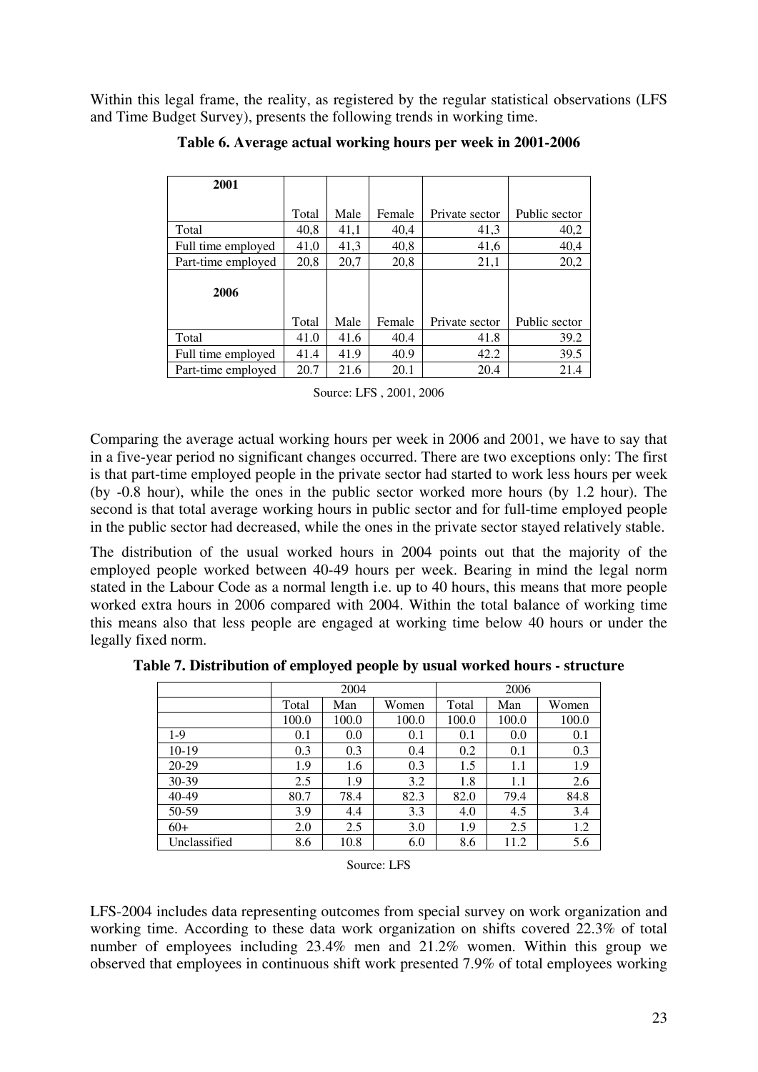Within this legal frame, the reality, as registered by the regular statistical observations (LFS and Time Budget Survey), presents the following trends in working time.

**Table 6. Average actual working hours per week in 2001-2006**

| **2001** | Total | Male | Female | Private sector | Public sector |
|---|---|---|---|---|---|
| Total | 40,8 | 41,1 | 40,4 | 41,3 | 40,2 |
| Full time employed | 41,0 | 41,3 | 40,8 | 41,6 | 40,4 |
| Part-time employed | 20,8 | 20,7 | 20,8 | 21,1 | 20,2 |
| **2006** | Total | Male | Female | Private sector | Public sector |
| Total | 41.0 | 41.6 | 40.4 | 41.8 | 39.2 |
| Full time employed | 41.4 | 41.9 | 40.9 | 42.2 | 39.5 |
| Part-time employed | 20.7 | 21.6 | 20.1 | 20.4 | 21.4 |

Source: LFS , 2001, 2006

Comparing the average actual working hours per week in 2006 and 2001, we have to say that in a five-year period no significant changes occurred. There are two exceptions only: The first is that part-time employed people in the private sector had started to work less hours per week (by -0.8 hour), while the ones in the public sector worked more hours (by 1.2 hour). The second is that total average working hours in public sector and for full-time employed people in the public sector had decreased, while the ones in the private sector stayed relatively stable.

The distribution of the usual worked hours in 2004 points out that the majority of the employed people worked between 40-49 hours per week. Bearing in mind the legal norm stated in the Labour Code as a normal length i.e. up to 40 hours, this means that more people worked extra hours in 2006 compared with 2004. Within the total balance of working time this means also that less people are engaged at working time below 40 hours or under the legally fixed norm.

**Table 7. Distribution of employed people by usual worked hours - structure**

| | 2004 | | | 2006 | | |
|---|---|---|---|---|---|---|
| | Total | Man | Women | Total | Man | Women |
| | 100.0 | 100.0 | 100.0 | 100.0 | 100.0 | 100.0 |
| 1-9 | 0.1 | 0.0 | 0.1 | 0.1 | 0.0 | 0.1 |
| 10-19 | 0.3 | 0.3 | 0.4 | 0.2 | 0.1 | 0.3 |
| 20-29 | 1.9 | 1.6 | 0.3 | 1.5 | 1.1 | 1.9 |
| 30-39 | 2.5 | 1.9 | 3.2 | 1.8 | 1.1 | 2.6 |
| 40-49 | 80.7 | 78.4 | 82.3 | 82.0 | 79.4 | 84.8 |
| 50-59 | 3.9 | 4.4 | 3.3 | 4.0 | 4.5 | 3.4 |
| 60+ | 2.0 | 2.5 | 3.0 | 1.9 | 2.5 | 1.2 |
| Unclassified | 8.6 | 10.8 | 6.0 | 8.6 | 11.2 | 5.6 |

Source: LFS

LFS-2004 includes data representing outcomes from special survey on work organization and working time. According to these data work organization on shifts covered 22.3% of total number of employees including 23.4% men and 21.2% women. Within this group we observed that employees in continuous shift work presented 7.9% of total employees working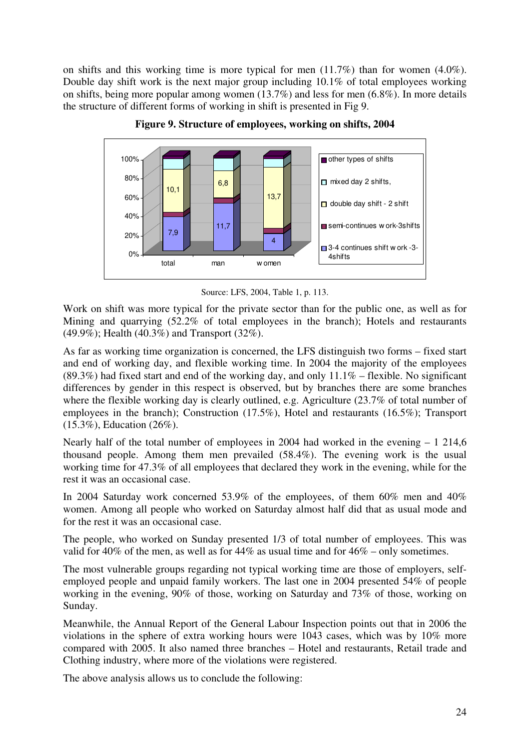on shifts and this working time is more typical for men (11.7%) than for women (4.0%). Double day shift work is the next major group including 10.1% of total employees working on shifts, being more popular among women (13.7%) and less for men (6.8%). In more details the structure of different forms of working in shift is presented in Fig 9.

**Figure 9. Structure of employees, working on shifts, 2004**

Source: LFS, 2004, Table 1, p. 113.

Work on shift was more typical for the private sector than for the public one, as well as for Mining and quarrying (52.2% of total employees in the branch); Hotels and restaurants (49.9%); Health (40.3%) and Transport (32%).

As far as working time organization is concerned, the LFS distinguish two forms – fixed start and end of working day, and flexible working time. In 2004 the majority of the employees (89.3%) had fixed start and end of the working day, and only 11.1% – flexible. No significant differences by gender in this respect is observed, but by branches there are some branches where the flexible working day is clearly outlined, e.g. Agriculture (23.7% of total number of employees in the branch); Construction (17.5%), Hotel and restaurants (16.5%); Transport (15.3%), Education (26%).

Nearly half of the total number of employees in 2004 had worked in the evening – 1 214,6 thousand people. Among them men prevailed (58.4%). The evening work is the usual working time for 47.3% of all employees that declared they work in the evening, while for the rest it was an occasional case.

In 2004 Saturday work concerned 53.9% of the employees, of them 60% men and 40% women. Among all people who worked on Saturday almost half did that as usual mode and for the rest it was an occasional case.

The people, who worked on Sunday presented 1/3 of total number of employees. This was valid for 40% of the men, as well as for 44% as usual time and for 46% – only sometimes.

The most vulnerable groups regarding not typical working time are those of employers, self-employed people and unpaid family workers. The last one in 2004 presented 54% of people working in the evening, 90% of those, working on Saturday and 73% of those, working on Sunday.

Meanwhile, the Annual Report of the General Labour Inspection points out that in 2006 the violations in the sphere of extra working hours were 1043 cases, which was by 10% more compared with 2005. It also named three branches – Hotel and restaurants, Retail trade and Clothing industry, where more of the violations were registered.

The above analysis allows us to conclude the following: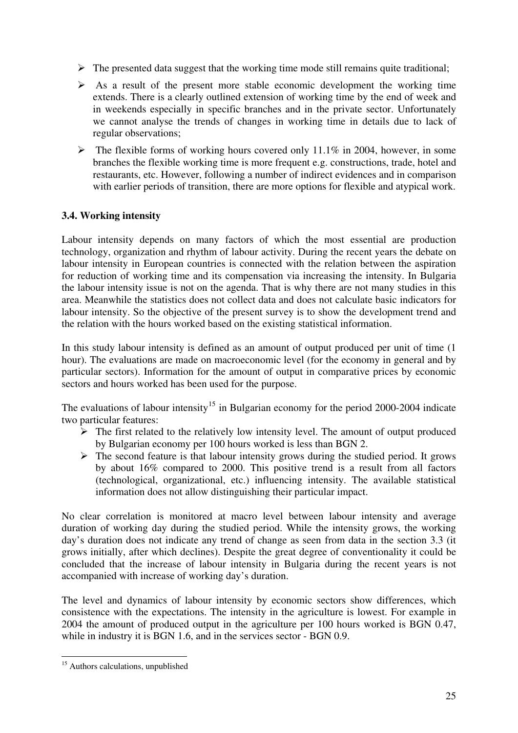- The presented data suggest that the working time mode still remains quite traditional;
- As a result of the present more stable economic development the working time extends. There is a clearly outlined extension of working time by the end of week and in weekends especially in specific branches and in the private sector. Unfortunately we cannot analyse the trends of changes in working time in details due to lack of regular observations;
- The flexible forms of working hours covered only 11.1% in 2004, however, in some branches the flexible working time is more frequent e.g. constructions, trade, hotel and restaurants, etc. However, following a number of indirect evidences and in comparison with earlier periods of transition, there are more options for flexible and atypical work.

### 3.4. Working intensity

Labour intensity depends on many factors of which the most essential are production technology, organization and rhythm of labour activity. During the recent years the debate on labour intensity in European countries is connected with the relation between the aspiration for reduction of working time and its compensation via increasing the intensity. In Bulgaria the labour intensity issue is not on the agenda. That is why there are not many studies in this area. Meanwhile the statistics does not collect data and does not calculate basic indicators for labour intensity. So the objective of the present survey is to show the development trend and the relation with the hours worked based on the existing statistical information.

In this study labour intensity is defined as an amount of output produced per unit of time (1 hour). The evaluations are made on macroeconomic level (for the economy in general and by particular sectors). Information for the amount of output in comparative prices by economic sectors and hours worked has been used for the purpose.

The evaluations of labour intensity[15] in Bulgarian economy for the period 2000-2004 indicate two particular features:

- The first related to the relatively low intensity level. The amount of output produced by Bulgarian economy per 100 hours worked is less than BGN 2.
- The second feature is that labour intensity grows during the studied period. It grows by about 16% compared to 2000. This positive trend is a result from all factors (technological, organizational, etc.) influencing intensity. The available statistical information does not allow distinguishing their particular impact.

No clear correlation is monitored at macro level between labour intensity and average duration of working day during the studied period. While the intensity grows, the working day's duration does not indicate any trend of change as seen from data in the section 3.3 (it grows initially, after which declines). Despite the great degree of conventionality it could be concluded that the increase of labour intensity in Bulgaria during the recent years is not accompanied with increase of working day's duration.

The level and dynamics of labour intensity by economic sectors show differences, which consistence with the expectations. The intensity in the agriculture is lowest. For example in 2004 the amount of produced output in the agriculture per 100 hours worked is BGN 0.47, while in industry it is BGN 1.6, and in the services sector - BGN 0.9.

[15] Authors calculations, unpublished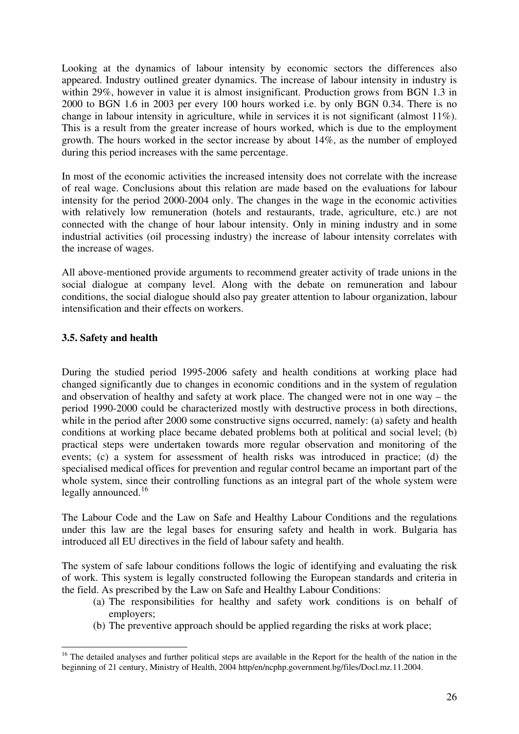Looking at the dynamics of labour intensity by economic sectors the differences also appeared. Industry outlined greater dynamics. The increase of labour intensity in industry is within 29%, however in value it is almost insignificant. Production grows from BGN 1.3 in 2000 to BGN 1.6 in 2003 per every 100 hours worked i.e. by only BGN 0.34. There is no change in labour intensity in agriculture, while in services it is not significant (almost 11%). This is a result from the greater increase of hours worked, which is due to the employment growth. The hours worked in the sector increase by about 14%, as the number of employed during this period increases with the same percentage.

In most of the economic activities the increased intensity does not correlate with the increase of real wage. Conclusions about this relation are made based on the evaluations for labour intensity for the period 2000-2004 only. The changes in the wage in the economic activities with relatively low remuneration (hotels and restaurants, trade, agriculture, etc.) are not connected with the change of hour labour intensity. Only in mining industry and in some industrial activities (oil processing industry) the increase of labour intensity correlates with the increase of wages.

All above-mentioned provide arguments to recommend greater activity of trade unions in the social dialogue at company level. Along with the debate on remuneration and labour conditions, the social dialogue should also pay greater attention to labour organization, labour intensification and their effects on workers.

### 3.5. Safety and health

During the studied period 1995-2006 safety and health conditions at working place had changed significantly due to changes in economic conditions and in the system of regulation and observation of healthy and safety at work place. The changed were not in one way – the period 1990-2000 could be characterized mostly with destructive process in both directions, while in the period after 2000 some constructive signs occurred, namely: (a) safety and health conditions at working place became debated problems both at political and social level; (b) practical steps were undertaken towards more regular observation and monitoring of the events; (c) a system for assessment of health risks was introduced in practice; (d) the specialised medical offices for prevention and regular control became an important part of the whole system, since their controlling functions as an integral part of the whole system were legally announced.[16]

The Labour Code and the Law on Safe and Healthy Labour Conditions and the regulations under this law are the legal bases for ensuring safety and health in work. Bulgaria has introduced all EU directives in the field of labour safety and health.

The system of safe labour conditions follows the logic of identifying and evaluating the risk of work. This system is legally constructed following the European standards and criteria in the field. As prescribed by the Law on Safe and Healthy Labour Conditions:

(a) The responsibilities for healthy and safety work conditions is on behalf of employers;
(b) The preventive approach should be applied regarding the risks at work place;

[16] The detailed analyses and further political steps are available in the Report for the health of the nation in the beginning of 21 century, Ministry of Health, 2004 http/en/ncphp.government.bg/files/Docl.mz.11.2004.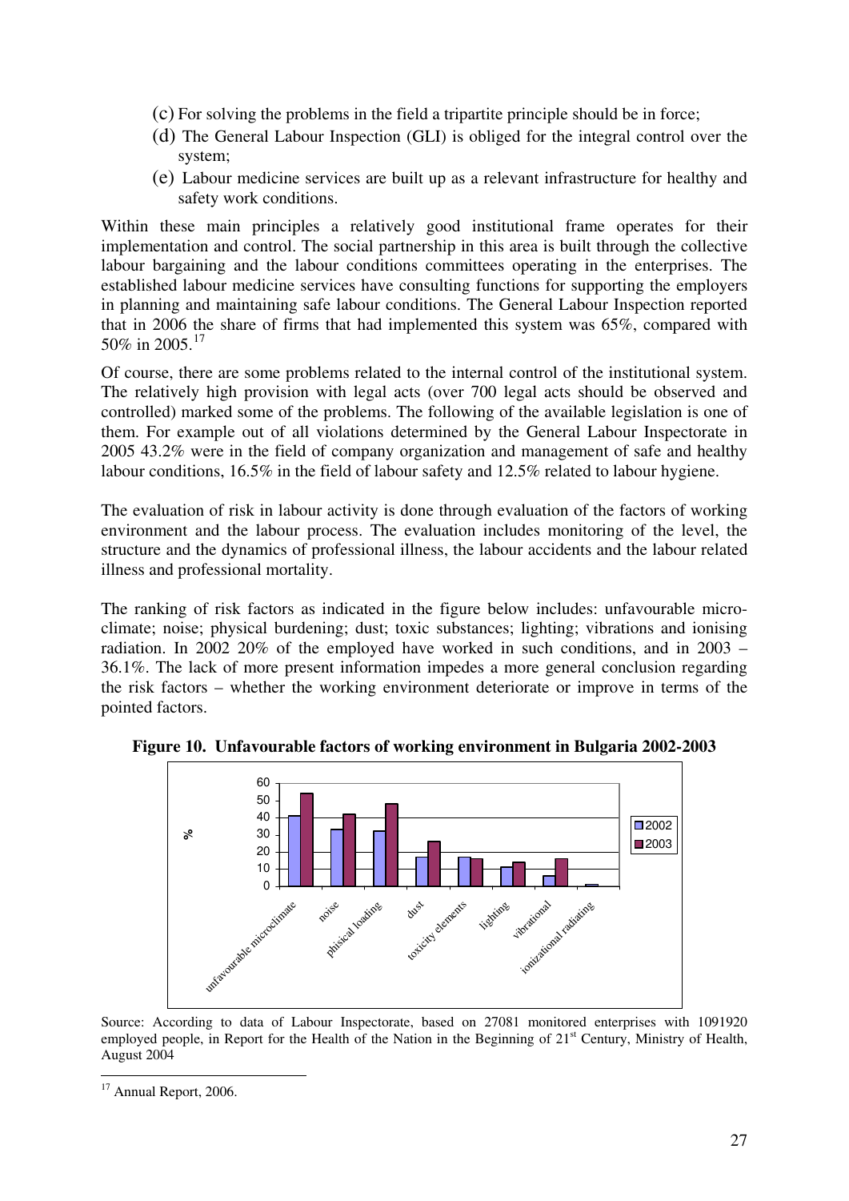(c) For solving the problems in the field a tripartite principle should be in force;

(d) The General Labour Inspection (GLI) is obliged for the integral control over the system;

(e) Labour medicine services are built up as a relevant infrastructure for healthy and safety work conditions.

Within these main principles a relatively good institutional frame operates for their implementation and control. The social partnership in this area is built through the collective labour bargaining and the labour conditions committees operating in the enterprises. The established labour medicine services have consulting functions for supporting the employers in planning and maintaining safe labour conditions. The General Labour Inspection reported that in 2006 the share of firms that had implemented this system was 65%, compared with 50% in 2005.[17]

Of course, there are some problems related to the internal control of the institutional system. The relatively high provision with legal acts (over 700 legal acts should be observed and controlled) marked some of the problems. The following of the available legislation is one of them. For example out of all violations determined by the General Labour Inspectorate in 2005 43.2% were in the field of company organization and management of safe and healthy labour conditions, 16.5% in the field of labour safety and 12.5% related to labour hygiene.

The evaluation of risk in labour activity is done through evaluation of the factors of working environment and the labour process. The evaluation includes monitoring of the level, the structure and the dynamics of professional illness, the labour accidents and the labour related illness and professional mortality.

The ranking of risk factors as indicated in the figure below includes: unfavourable micro-climate; noise; physical burdening; dust; toxic substances; lighting; vibrations and ionising radiation. In 2002 20% of the employed have worked in such conditions, and in 2003 – 36.1%. The lack of more present information impedes a more general conclusion regarding the risk factors – whether the working environment deteriorate or improve in terms of the pointed factors.

**Figure 10. Unfavourable factors of working environment in Bulgaria 2002-2003**

Source: According to data of Labour Inspectorate, based on 27081 monitored enterprises with 1091920 employed people, in Report for the Health of the Nation in the Beginning of 21[st] Century, Ministry of Health, August 2004

[17] Annual Report, 2006.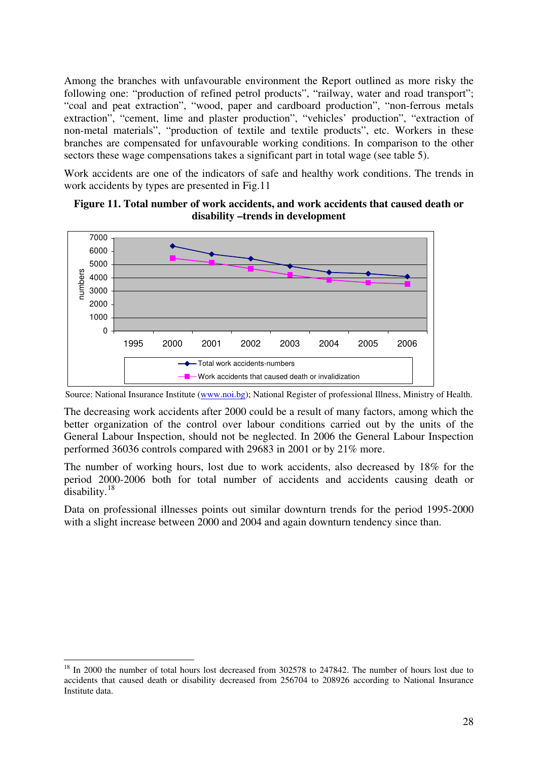Among the branches with unfavourable environment the Report outlined as more risky the following one: "production of refined petrol products", "railway, water and road transport"; "coal and peat extraction", "wood, paper and cardboard production", "non-ferrous metals extraction", "cement, lime and plaster production", "vehicles' production", "extraction of non-metal materials", "production of textile and textile products", etc. Workers in these branches are compensated for unfavourable working conditions. In comparison to the other sectors these wage compensations takes a significant part in total wage (see table 5).

Work accidents are one of the indicators of safe and healthy work conditions. The trends in work accidents by types are presented in Fig.11

**Figure 11. Total number of work accidents, and work accidents that caused death or disability –trends in development**

Source: National Insurance Institute (www.noi.bg); National Register of professional Illness, Ministry of Health.

The decreasing work accidents after 2000 could be a result of many factors, among which the better organization of the control over labour conditions carried out by the units of the General Labour Inspection, should not be neglected. In 2006 the General Labour Inspection performed 36036 controls compared with 29683 in 2001 or by 21% more.

The number of working hours, lost due to work accidents, also decreased by 18% for the period 2000-2006 both for total number of accidents and accidents causing death or disability.[18]

Data on professional illnesses points out similar downturn trends for the period 1995-2000 with a slight increase between 2000 and 2004 and again downturn tendency since than.

---

[18] In 2000 the number of total hours lost decreased from 302578 to 247842. The number of hours lost due to accidents that caused death or disability decreased from 256704 to 208926 according to National Insurance Institute data.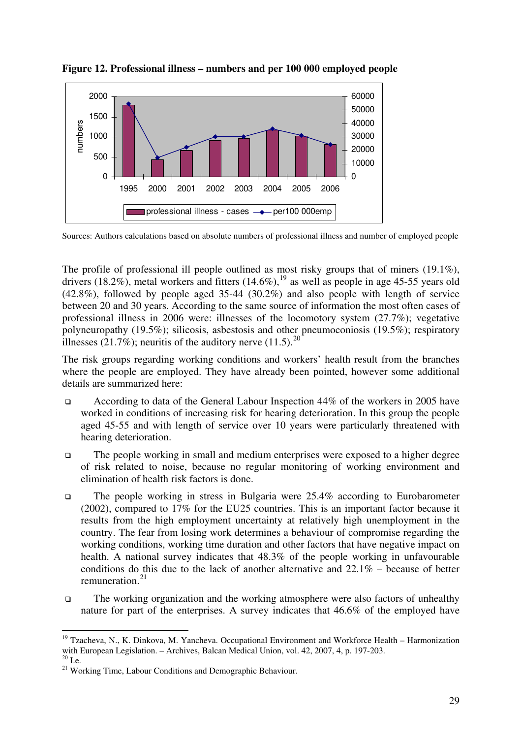**Figure 12. Professional illness – numbers and per 100 000 employed people**

Sources: Authors calculations based on absolute numbers of professional illness and number of employed people

The profile of professional ill people outlined as most risky groups that of miners (19.1%), drivers (18.2%), metal workers and fitters (14.6%),[19] as well as people in age 45-55 years old (42.8%), followed by people aged 35-44 (30.2%) and also people with length of service between 20 and 30 years. According to the same source of information the most often cases of professional illness in 2006 were: illnesses of the locomotory system (27.7%); vegetative polyneuropathy (19.5%); silicosis, asbestosis and other pneumoconiosis (19.5%); respiratory illnesses (21.7%); neuritis of the auditory nerve (11.5).[20]

The risk groups regarding working conditions and workers' health result from the branches where the people are employed. They have already been pointed, however some additional details are summarized here:

- According to data of the General Labour Inspection 44% of the workers in 2005 have worked in conditions of increasing risk for hearing deterioration. In this group the people aged 45-55 and with length of service over 10 years were particularly threatened with hearing deterioration.
- The people working in small and medium enterprises were exposed to a higher degree of risk related to noise, because no regular monitoring of working environment and elimination of health risk factors is done.
- The people working in stress in Bulgaria were 25.4% according to Eurobarometer (2002), compared to 17% for the EU25 countries. This is an important factor because it results from the high employment uncertainty at relatively high unemployment in the country. The fear from losing work determines a behaviour of compromise regarding the working conditions, working time duration and other factors that have negative impact on health. A national survey indicates that 48.3% of the people working in unfavourable conditions do this due to the lack of another alternative and 22.1% – because of better remuneration.[21]
- The working organization and the working atmosphere were also factors of unhealthy nature for part of the enterprises. A survey indicates that 46.6% of the employed have

---

[19] Tzacheva, N., K. Dinkova, M. Yancheva. Occupational Environment and Workforce Health – Harmonization with European Legislation. – Archives, Balcan Medical Union, vol. 42, 2007, 4, p. 197-203.

[20] I.e.

[21] Working Time, Labour Conditions and Demographic Behaviour.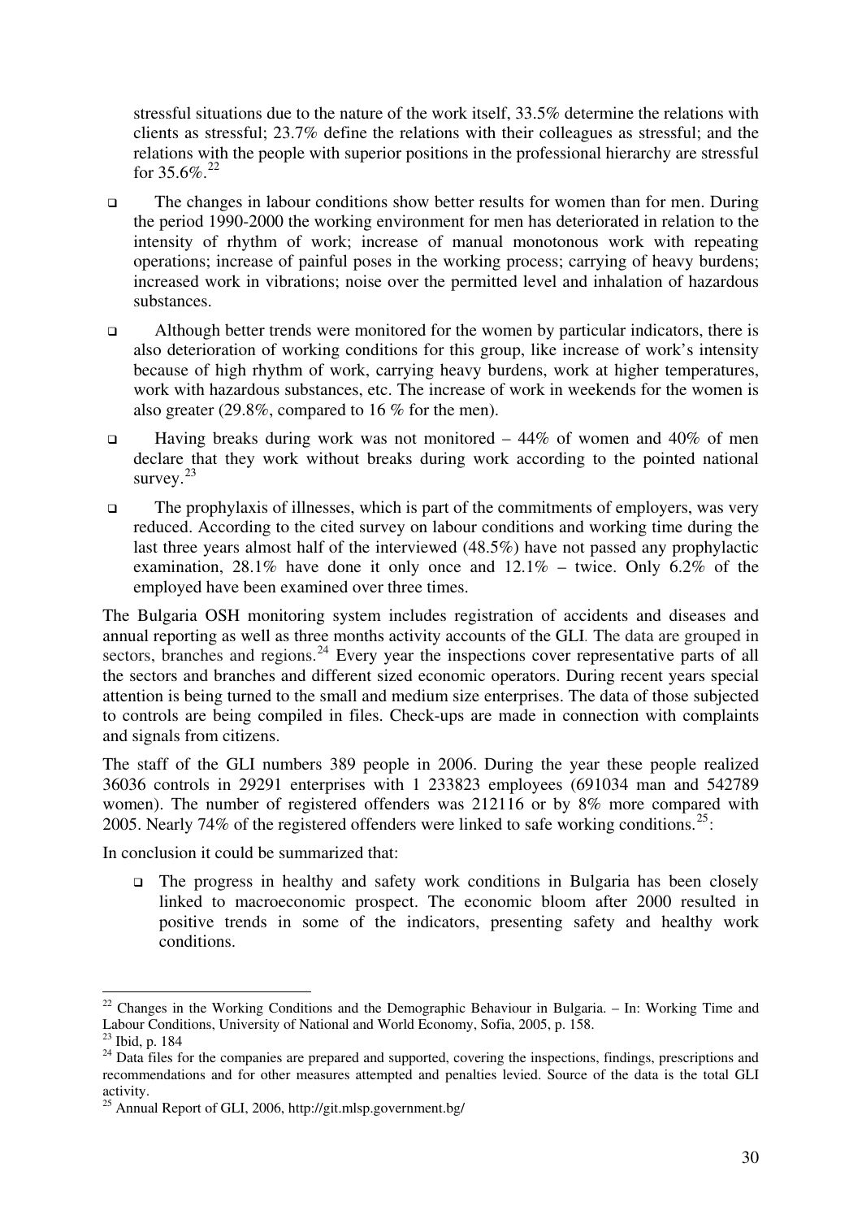stressful situations due to the nature of the work itself, 33.5% determine the relations with clients as stressful; 23.7% define the relations with their colleagues as stressful; and the relations with the people with superior positions in the professional hierarchy are stressful for 35.6%.[22]

- The changes in labour conditions show better results for women than for men. During the period 1990-2000 the working environment for men has deteriorated in relation to the intensity of rhythm of work; increase of manual monotonous work with repeating operations; increase of painful poses in the working process; carrying of heavy burdens; increased work in vibrations; noise over the permitted level and inhalation of hazardous substances.
- Although better trends were monitored for the women by particular indicators, there is also deterioration of working conditions for this group, like increase of work's intensity because of high rhythm of work, carrying heavy burdens, work at higher temperatures, work with hazardous substances, etc. The increase of work in weekends for the women is also greater (29.8%, compared to 16 % for the men).
- Having breaks during work was not monitored – 44% of women and 40% of men declare that they work without breaks during work according to the pointed national survey.[23]
- The prophylaxis of illnesses, which is part of the commitments of employers, was very reduced. According to the cited survey on labour conditions and working time during the last three years almost half of the interviewed (48.5%) have not passed any prophylactic examination, 28.1% have done it only once and 12.1% – twice. Only 6.2% of the employed have been examined over three times.

The Bulgaria OSH monitoring system includes registration of accidents and diseases and annual reporting as well as three months activity accounts of the GLI. The data are grouped in sectors, branches and regions.[24] Every year the inspections cover representative parts of all the sectors and branches and different sized economic operators. During recent years special attention is being turned to the small and medium size enterprises. The data of those subjected to controls are being compiled in files. Check-ups are made in connection with complaints and signals from citizens.

The staff of the GLI numbers 389 people in 2006. During the year these people realized 36036 controls in 29291 enterprises with 1 233823 employees (691034 man and 542789 women). The number of registered offenders was 212116 or by 8% more compared with 2005. Nearly 74% of the registered offenders were linked to safe working conditions.[25]:

In conclusion it could be summarized that:

- The progress in healthy and safety work conditions in Bulgaria has been closely linked to macroeconomic prospect. The economic bloom after 2000 resulted in positive trends in some of the indicators, presenting safety and healthy work conditions.

---

[22] Changes in the Working Conditions and the Demographic Behaviour in Bulgaria. – In: Working Time and Labour Conditions, University of National and World Economy, Sofia, 2005, p. 158.

[23] Ibid, p. 184

[24] Data files for the companies are prepared and supported, covering the inspections, findings, prescriptions and recommendations and for other measures attempted and penalties levied. Source of the data is the total GLI activity.

[25] Annual Report of GLI, 2006, http://git.mlsp.government.bg/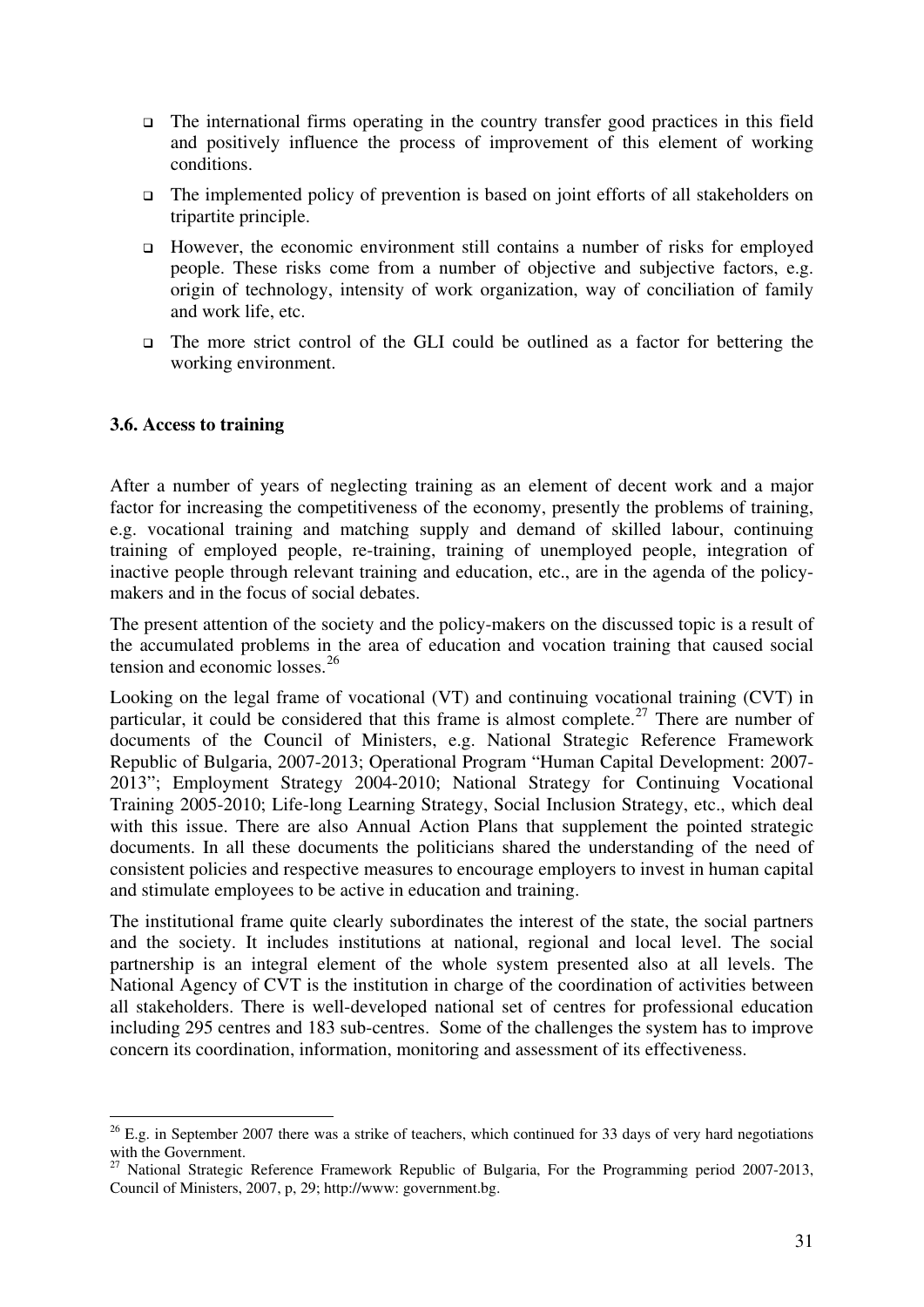- The international firms operating in the country transfer good practices in this field and positively influence the process of improvement of this element of working conditions.
- The implemented policy of prevention is based on joint efforts of all stakeholders on tripartite principle.
- However, the economic environment still contains a number of risks for employed people. These risks come from a number of objective and subjective factors, e.g. origin of technology, intensity of work organization, way of conciliation of family and work life, etc.
- The more strict control of the GLI could be outlined as a factor for bettering the working environment.

### 3.6. Access to training

After a number of years of neglecting training as an element of decent work and a major factor for increasing the competitiveness of the economy, presently the problems of training, e.g. vocational training and matching supply and demand of skilled labour, continuing training of employed people, re-training, training of unemployed people, integration of inactive people through relevant training and education, etc., are in the agenda of the policy-makers and in the focus of social debates.

The present attention of the society and the policy-makers on the discussed topic is a result of the accumulated problems in the area of education and vocation training that caused social tension and economic losses.[26]

Looking on the legal frame of vocational (VT) and continuing vocational training (CVT) in particular, it could be considered that this frame is almost complete.[27] There are number of documents of the Council of Ministers, e.g. National Strategic Reference Framework Republic of Bulgaria, 2007-2013; Operational Program "Human Capital Development: 2007-2013"; Employment Strategy 2004-2010; National Strategy for Continuing Vocational Training 2005-2010; Life-long Learning Strategy, Social Inclusion Strategy, etc., which deal with this issue. There are also Annual Action Plans that supplement the pointed strategic documents. In all these documents the politicians shared the understanding of the need of consistent policies and respective measures to encourage employers to invest in human capital and stimulate employees to be active in education and training.

The institutional frame quite clearly subordinates the interest of the state, the social partners and the society. It includes institutions at national, regional and local level. The social partnership is an integral element of the whole system presented also at all levels. The National Agency of CVT is the institution in charge of the coordination of activities between all stakeholders. There is well-developed national set of centres for professional education including 295 centres and 183 sub-centres. Some of the challenges the system has to improve concern its coordination, information, monitoring and assessment of its effectiveness.

---

[26] E.g. in September 2007 there was a strike of teachers, which continued for 33 days of very hard negotiations with the Government.

[27] National Strategic Reference Framework Republic of Bulgaria, For the Programming period 2007-2013, Council of Ministers, 2007, p, 29; http://www: government.bg.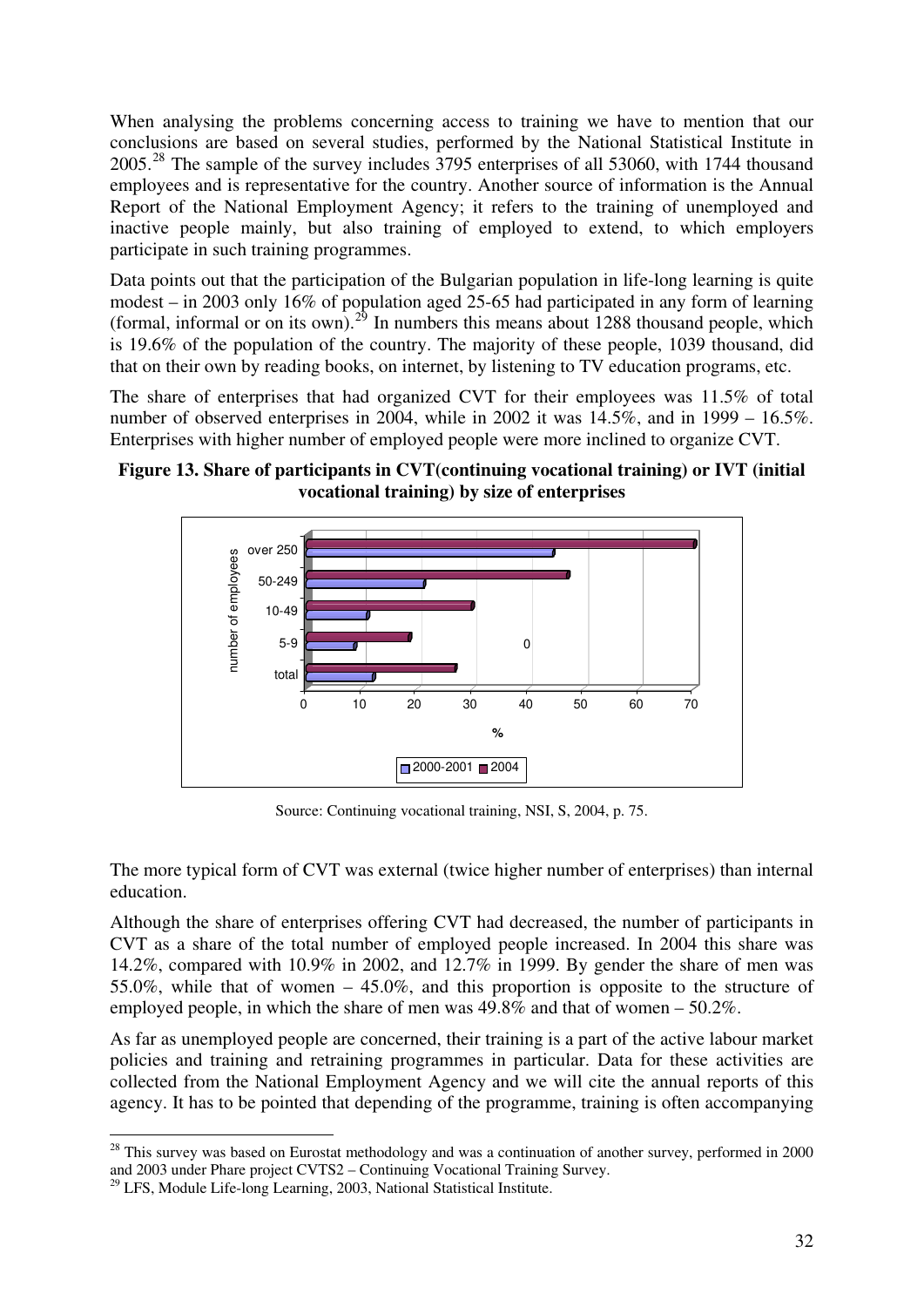When analysing the problems concerning access to training we have to mention that our conclusions are based on several studies, performed by the National Statistical Institute in 2005.[28] The sample of the survey includes 3795 enterprises of all 53060, with 1744 thousand employees and is representative for the country. Another source of information is the Annual Report of the National Employment Agency; it refers to the training of unemployed and inactive people mainly, but also training of employed to extend, to which employers participate in such training programmes.

Data points out that the participation of the Bulgarian population in life-long learning is quite modest – in 2003 only 16% of population aged 25-65 had participated in any form of learning (formal, informal or on its own).[29] In numbers this means about 1288 thousand people, which is 19.6% of the population of the country. The majority of these people, 1039 thousand, did that on their own by reading books, on internet, by listening to TV education programs, etc.

The share of enterprises that had organized CVT for their employees was 11.5% of total number of observed enterprises in 2004, while in 2002 it was 14.5%, and in 1999 – 16.5%. Enterprises with higher number of employed people were more inclined to organize CVT.

**Figure 13. Share of participants in CVT(continuing vocational training) or IVT (initial vocational training) by size of enterprises**

Source: Continuing vocational training, NSI, S, 2004, p. 75.

The more typical form of CVT was external (twice higher number of enterprises) than internal education.

Although the share of enterprises offering CVT had decreased, the number of participants in CVT as a share of the total number of employed people increased. In 2004 this share was 14.2%, compared with 10.9% in 2002, and 12.7% in 1999. By gender the share of men was 55.0%, while that of women – 45.0%, and this proportion is opposite to the structure of employed people, in which the share of men was 49.8% and that of women – 50.2%.

As far as unemployed people are concerned, their training is a part of the active labour market policies and training and retraining programmes in particular. Data for these activities are collected from the National Employment Agency and we will cite the annual reports of this agency. It has to be pointed that depending of the programme, training is often accompanying

[28] This survey was based on Eurostat methodology and was a continuation of another survey, performed in 2000 and 2003 under Phare project CVTS2 – Continuing Vocational Training Survey.

[29] LFS, Module Life-long Learning, 2003, National Statistical Institute.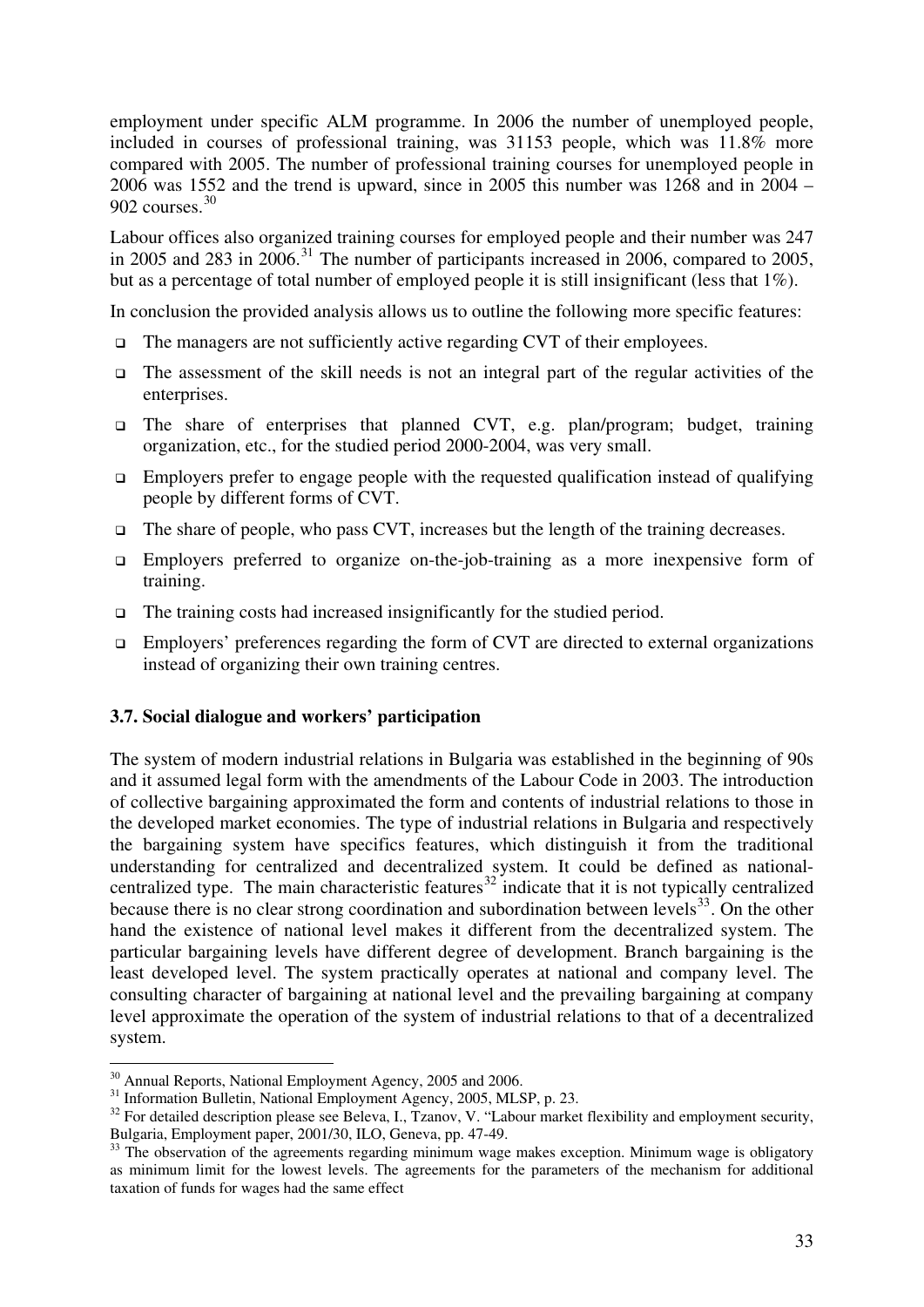employment under specific ALM programme. In 2006 the number of unemployed people, included in courses of professional training, was 31153 people, which was 11.8% more compared with 2005. The number of professional training courses for unemployed people in 2006 was 1552 and the trend is upward, since in 2005 this number was 1268 and in 2004 – 902 courses.[30]

Labour offices also organized training courses for employed people and their number was 247 in 2005 and 283 in 2006.[31] The number of participants increased in 2006, compared to 2005, but as a percentage of total number of employed people it is still insignificant (less that 1%).

In conclusion the provided analysis allows us to outline the following more specific features:

- The managers are not sufficiently active regarding CVT of their employees.
- The assessment of the skill needs is not an integral part of the regular activities of the enterprises.
- The share of enterprises that planned CVT, e.g. plan/program; budget, training organization, etc., for the studied period 2000-2004, was very small.
- Employers prefer to engage people with the requested qualification instead of qualifying people by different forms of CVT.
- The share of people, who pass CVT, increases but the length of the training decreases.
- Employers preferred to organize on-the-job-training as a more inexpensive form of training.
- The training costs had increased insignificantly for the studied period.
- Employers' preferences regarding the form of CVT are directed to external organizations instead of organizing their own training centres.

### 3.7. Social dialogue and workers' participation

The system of modern industrial relations in Bulgaria was established in the beginning of 90s and it assumed legal form with the amendments of the Labour Code in 2003. The introduction of collective bargaining approximated the form and contents of industrial relations to those in the developed market economies. The type of industrial relations in Bulgaria and respectively the bargaining system have specifics features, which distinguish it from the traditional understanding for centralized and decentralized system. It could be defined as national-centralized type. The main characteristic features[32] indicate that it is not typically centralized because there is no clear strong coordination and subordination between levels[33]. On the other hand the existence of national level makes it different from the decentralized system. The particular bargaining levels have different degree of development. Branch bargaining is the least developed level. The system practically operates at national and company level. The consulting character of bargaining at national level and the prevailing bargaining at company level approximate the operation of the system of industrial relations to that of a decentralized system.

---

[30] Annual Reports, National Employment Agency, 2005 and 2006.

[31] Information Bulletin, National Employment Agency, 2005, MLSP, p. 23.

[32] For detailed description please see Beleva, I., Tzanov, V. "Labour market flexibility and employment security, Bulgaria, Employment paper, 2001/30, ILO, Geneva, pp. 47-49.

[33] The observation of the agreements regarding minimum wage makes exception. Minimum wage is obligatory as minimum limit for the lowest levels. The agreements for the parameters of the mechanism for additional taxation of funds for wages had the same effect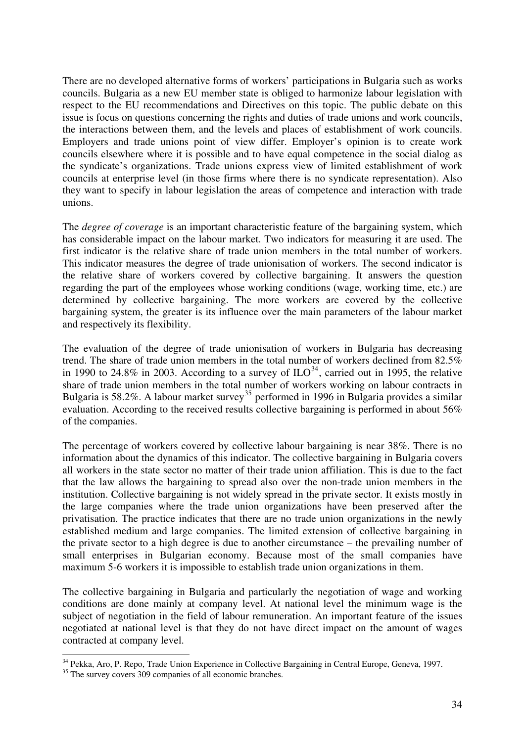There are no developed alternative forms of workers' participations in Bulgaria such as works councils. Bulgaria as a new EU member state is obliged to harmonize labour legislation with respect to the EU recommendations and Directives on this topic. The public debate on this issue is focus on questions concerning the rights and duties of trade unions and work councils, the interactions between them, and the levels and places of establishment of work councils. Employers and trade unions point of view differ. Employer's opinion is to create work councils elsewhere where it is possible and to have equal competence in the social dialog as the syndicate's organizations. Trade unions express view of limited establishment of work councils at enterprise level (in those firms where there is no syndicate representation). Also they want to specify in labour legislation the areas of competence and interaction with trade unions.

The *degree of coverage* is an important characteristic feature of the bargaining system, which has considerable impact on the labour market. Two indicators for measuring it are used. The first indicator is the relative share of trade union members in the total number of workers. This indicator measures the degree of trade unionisation of workers. The second indicator is the relative share of workers covered by collective bargaining. It answers the question regarding the part of the employees whose working conditions (wage, working time, etc.) are determined by collective bargaining. The more workers are covered by the collective bargaining system, the greater is its influence over the main parameters of the labour market and respectively its flexibility.

The evaluation of the degree of trade unionisation of workers in Bulgaria has decreasing trend. The share of trade union members in the total number of workers declined from 82.5% in 1990 to 24.8% in 2003. According to a survey of ILO[34], carried out in 1995, the relative share of trade union members in the total number of workers working on labour contracts in Bulgaria is 58.2%. A labour market survey[35] performed in 1996 in Bulgaria provides a similar evaluation. According to the received results collective bargaining is performed in about 56% of the companies.

The percentage of workers covered by collective labour bargaining is near 38%. There is no information about the dynamics of this indicator. The collective bargaining in Bulgaria covers all workers in the state sector no matter of their trade union affiliation. This is due to the fact that the law allows the bargaining to spread also over the non-trade union members in the institution. Collective bargaining is not widely spread in the private sector. It exists mostly in the large companies where the trade union organizations have been preserved after the privatisation. The practice indicates that there are no trade union organizations in the newly established medium and large companies. The limited extension of collective bargaining in the private sector to a high degree is due to another circumstance – the prevailing number of small enterprises in Bulgarian economy. Because most of the small companies have maximum 5-6 workers it is impossible to establish trade union organizations in them.

The collective bargaining in Bulgaria and particularly the negotiation of wage and working conditions are done mainly at company level. At national level the minimum wage is the subject of negotiation in the field of labour remuneration. An important feature of the issues negotiated at national level is that they do not have direct impact on the amount of wages contracted at company level.

---

[34] Pekka, Aro, P. Repo, Trade Union Experience in Collective Bargaining in Central Europe, Geneva, 1997.

[35] The survey covers 309 companies of all economic branches.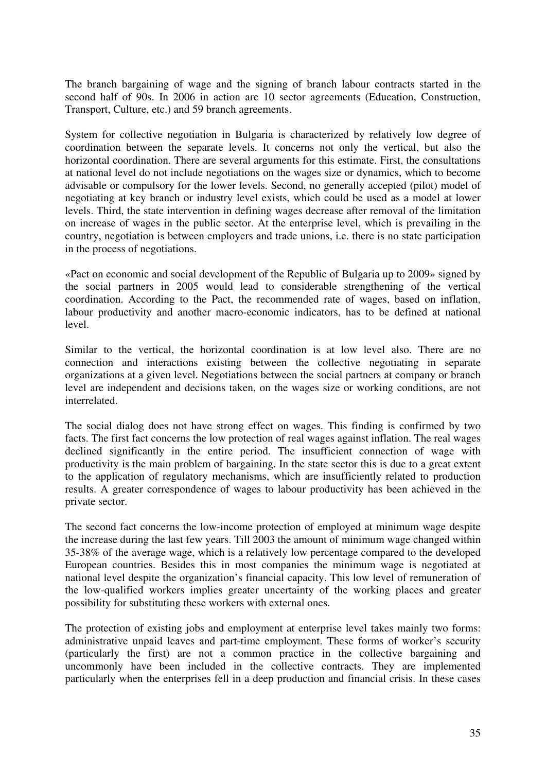The branch bargaining of wage and the signing of branch labour contracts started in the second half of 90s. In 2006 in action are 10 sector agreements (Education, Construction, Transport, Culture, etc.) and 59 branch agreements.

System for collective negotiation in Bulgaria is characterized by relatively low degree of coordination between the separate levels. It concerns not only the vertical, but also the horizontal coordination. There are several arguments for this estimate. First, the consultations at national level do not include negotiations on the wages size or dynamics, which to become advisable or compulsory for the lower levels. Second, no generally accepted (pilot) model of negotiating at key branch or industry level exists, which could be used as a model at lower levels. Third, the state intervention in defining wages decrease after removal of the limitation on increase of wages in the public sector. At the enterprise level, which is prevailing in the country, negotiation is between employers and trade unions, i.e. there is no state participation in the process of negotiations.

«Pact on economic and social development of the Republic of Bulgaria up to 2009» signed by the social partners in 2005 would lead to considerable strengthening of the vertical coordination. According to the Pact, the recommended rate of wages, based on inflation, labour productivity and another macro-economic indicators, has to be defined at national level.

Similar to the vertical, the horizontal coordination is at low level also. There are no connection and interactions existing between the collective negotiating in separate organizations at a given level. Negotiations between the social partners at company or branch level are independent and decisions taken, on the wages size or working conditions, are not interrelated.

The social dialog does not have strong effect on wages. This finding is confirmed by two facts. The first fact concerns the low protection of real wages against inflation. The real wages declined significantly in the entire period. The insufficient connection of wage with productivity is the main problem of bargaining. In the state sector this is due to a great extent to the application of regulatory mechanisms, which are insufficiently related to production results. A greater correspondence of wages to labour productivity has been achieved in the private sector.

The second fact concerns the low-income protection of employed at minimum wage despite the increase during the last few years. Till 2003 the amount of minimum wage changed within 35-38% of the average wage, which is a relatively low percentage compared to the developed European countries. Besides this in most companies the minimum wage is negotiated at national level despite the organization's financial capacity. This low level of remuneration of the low-qualified workers implies greater uncertainty of the working places and greater possibility for substituting these workers with external ones.

The protection of existing jobs and employment at enterprise level takes mainly two forms: administrative unpaid leaves and part-time employment. These forms of worker's security (particularly the first) are not a common practice in the collective bargaining and uncommonly have been included in the collective contracts. They are implemented particularly when the enterprises fell in a deep production and financial crisis. In these cases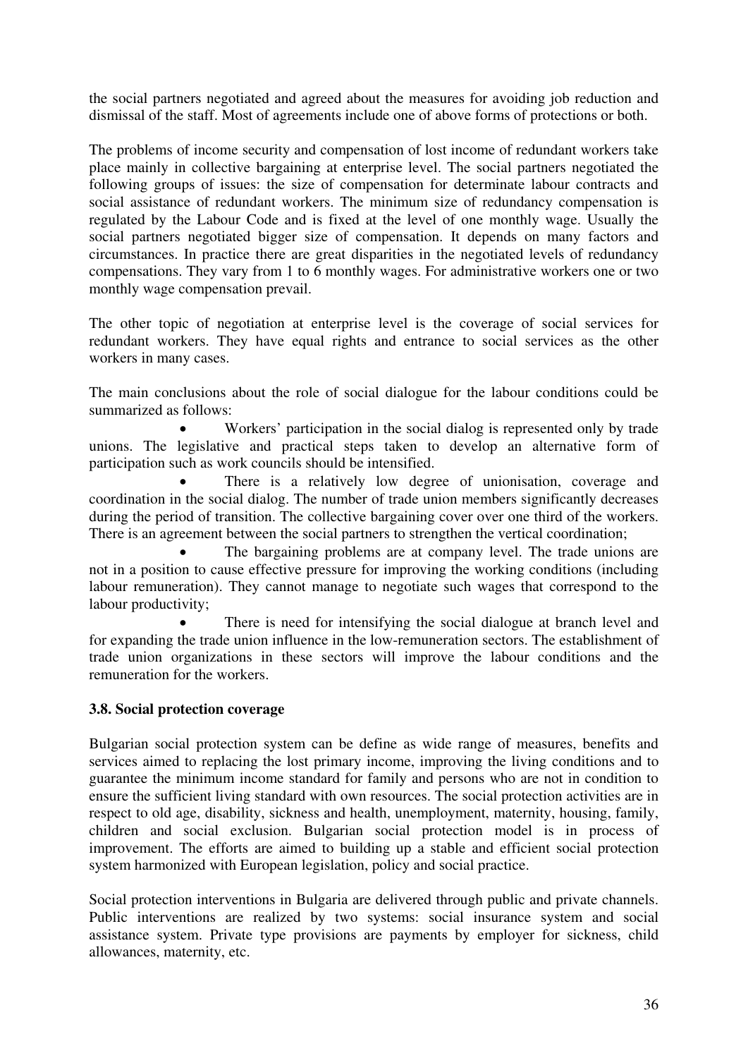the social partners negotiated and agreed about the measures for avoiding job reduction and dismissal of the staff. Most of agreements include one of above forms of protections or both.

The problems of income security and compensation of lost income of redundant workers take place mainly in collective bargaining at enterprise level. The social partners negotiated the following groups of issues: the size of compensation for determinate labour contracts and social assistance of redundant workers. The minimum size of redundancy compensation is regulated by the Labour Code and is fixed at the level of one monthly wage. Usually the social partners negotiated bigger size of compensation. It depends on many factors and circumstances. In practice there are great disparities in the negotiated levels of redundancy compensations. They vary from 1 to 6 monthly wages. For administrative workers one or two monthly wage compensation prevail.

The other topic of negotiation at enterprise level is the coverage of social services for redundant workers. They have equal rights and entrance to social services as the other workers in many cases.

The main conclusions about the role of social dialogue for the labour conditions could be summarized as follows:

- Workers' participation in the social dialog is represented only by trade unions. The legislative and practical steps taken to develop an alternative form of participation such as work councils should be intensified.
- There is a relatively low degree of unionisation, coverage and coordination in the social dialog. The number of trade union members significantly decreases during the period of transition. The collective bargaining cover over one third of the workers. There is an agreement between the social partners to strengthen the vertical coordination;
- The bargaining problems are at company level. The trade unions are not in a position to cause effective pressure for improving the working conditions (including labour remuneration). They cannot manage to negotiate such wages that correspond to the labour productivity;
- There is need for intensifying the social dialogue at branch level and for expanding the trade union influence in the low-remuneration sectors. The establishment of trade union organizations in these sectors will improve the labour conditions and the remuneration for the workers.

### 3.8. Social protection coverage

Bulgarian social protection system can be define as wide range of measures, benefits and services aimed to replacing the lost primary income, improving the living conditions and to guarantee the minimum income standard for family and persons who are not in condition to ensure the sufficient living standard with own resources. The social protection activities are in respect to old age, disability, sickness and health, unemployment, maternity, housing, family, children and social exclusion. Bulgarian social protection model is in process of improvement. The efforts are aimed to building up a stable and efficient social protection system harmonized with European legislation, policy and social practice.

Social protection interventions in Bulgaria are delivered through public and private channels. Public interventions are realized by two systems: social insurance system and social assistance system. Private type provisions are payments by employer for sickness, child allowances, maternity, etc.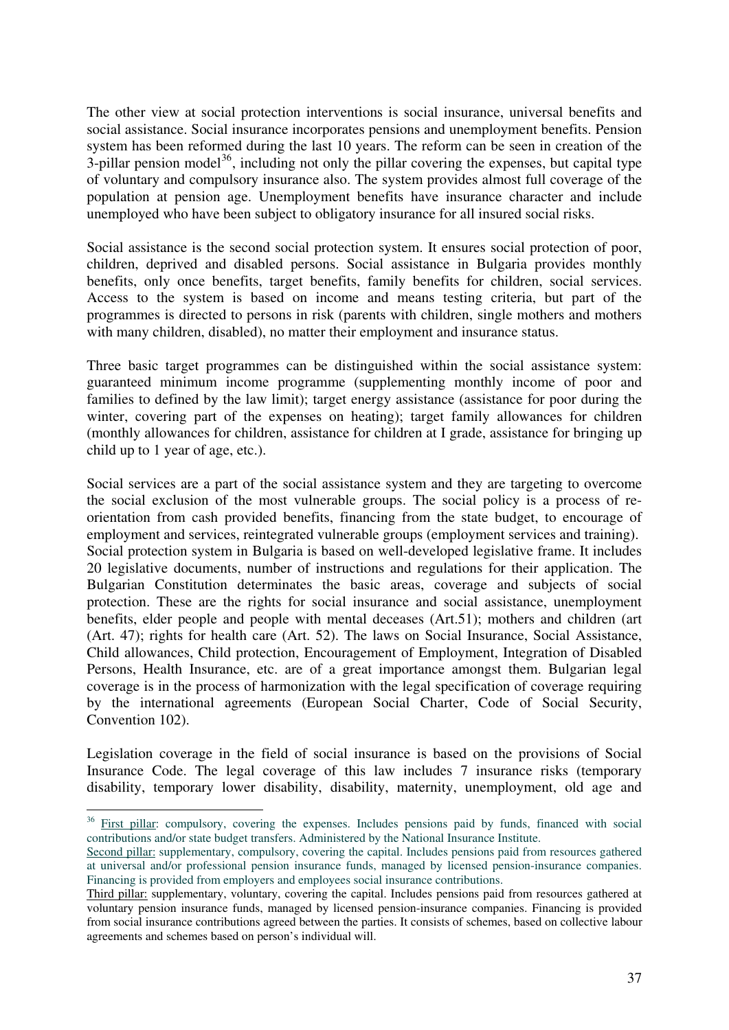The other view at social protection interventions is social insurance, universal benefits and social assistance. Social insurance incorporates pensions and unemployment benefits. Pension system has been reformed during the last 10 years. The reform can be seen in creation of the 3-pillar pension model[36], including not only the pillar covering the expenses, but capital type of voluntary and compulsory insurance also. The system provides almost full coverage of the population at pension age. Unemployment benefits have insurance character and include unemployed who have been subject to obligatory insurance for all insured social risks.

Social assistance is the second social protection system. It ensures social protection of poor, children, deprived and disabled persons. Social assistance in Bulgaria provides monthly benefits, only once benefits, target benefits, family benefits for children, social services. Access to the system is based on income and means testing criteria, but part of the programmes is directed to persons in risk (parents with children, single mothers and mothers with many children, disabled), no matter their employment and insurance status.

Three basic target programmes can be distinguished within the social assistance system: guaranteed minimum income programme (supplementing monthly income of poor and families to defined by the law limit); target energy assistance (assistance for poor during the winter, covering part of the expenses on heating); target family allowances for children (monthly allowances for children, assistance for children at I grade, assistance for bringing up child up to 1 year of age, etc.).

Social services are a part of the social assistance system and they are targeting to overcome the social exclusion of the most vulnerable groups. The social policy is a process of re-orientation from cash provided benefits, financing from the state budget, to encourage of employment and services, reintegrated vulnerable groups (employment services and training).
Social protection system in Bulgaria is based on well-developed legislative frame. It includes 20 legislative documents, number of instructions and regulations for their application. The Bulgarian Constitution determinates the basic areas, coverage and subjects of social protection. These are the rights for social insurance and social assistance, unemployment benefits, elder people and people with mental deceases (Art.51); mothers and children (art (Art. 47); rights for health care (Art. 52). The laws on Social Insurance, Social Assistance, Child allowances, Child protection, Encouragement of Employment, Integration of Disabled Persons, Health Insurance, etc. are of a great importance amongst them. Bulgarian legal coverage is in the process of harmonization with the legal specification of coverage requiring by the international agreements (European Social Charter, Code of Social Security, Convention 102).

Legislation coverage in the field of social insurance is based on the provisions of Social Insurance Code. The legal coverage of this law includes 7 insurance risks (temporary disability, temporary lower disability, disability, maternity, unemployment, old age and

---

[36] First pillar: compulsory, covering the expenses. Includes pensions paid by funds, financed with social contributions and/or state budget transfers. Administered by the National Insurance Institute.
Second pillar: supplementary, compulsory, covering the capital. Includes pensions paid from resources gathered at universal and/or professional pension insurance funds, managed by licensed pension-insurance companies. Financing is provided from employers and employees social insurance contributions.
Third pillar: supplementary, voluntary, covering the capital. Includes pensions paid from resources gathered at voluntary pension insurance funds, managed by licensed pension-insurance companies. Financing is provided from social insurance contributions agreed between the parties. It consists of schemes, based on collective labour agreements and schemes based on person's individual will.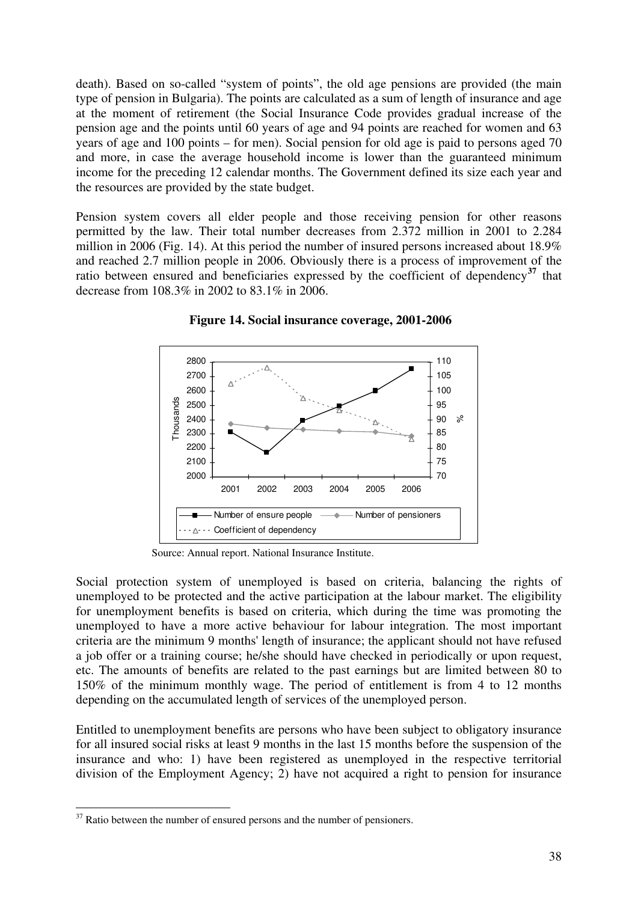death). Based on so-called "system of points", the old age pensions are provided (the main type of pension in Bulgaria). The points are calculated as a sum of length of insurance and age at the moment of retirement (the Social Insurance Code provides gradual increase of the pension age and the points until 60 years of age and 94 points are reached for women and 63 years of age and 100 points – for men). Social pension for old age is paid to persons aged 70 and more, in case the average household income is lower than the guaranteed minimum income for the preceding 12 calendar months. The Government defined its size each year and the resources are provided by the state budget.

Pension system covers all elder people and those receiving pension for other reasons permitted by the law. Their total number decreases from 2.372 million in 2001 to 2.284 million in 2006 (Fig. 14). At this period the number of insured persons increased about 18.9% and reached 2.7 million people in 2006. Obviously there is a process of improvement of the ratio between ensured and beneficiaries expressed by the coefficient of dependency[37] that decrease from 108.3% in 2002 to 83.1% in 2006.

**Figure 14. Social insurance coverage, 2001-2006**

Source: Annual report. National Insurance Institute.

Social protection system of unemployed is based on criteria, balancing the rights of unemployed to be protected and the active participation at the labour market. The eligibility for unemployment benefits is based on criteria, which during the time was promoting the unemployed to have a more active behaviour for labour integration. The most important criteria are the minimum 9 months' length of insurance; the applicant should not have refused a job offer or a training course; he/she should have checked in periodically or upon request, etc. The amounts of benefits are related to the past earnings but are limited between 80 to 150% of the minimum monthly wage. The period of entitlement is from 4 to 12 months depending on the accumulated length of services of the unemployed person.

Entitled to unemployment benefits are persons who have been subject to obligatory insurance for all insured social risks at least 9 months in the last 15 months before the suspension of the insurance and who: 1) have been registered as unemployed in the respective territorial division of the Employment Agency; 2) have not acquired a right to pension for insurance

[37] Ratio between the number of ensured persons and the number of pensioners.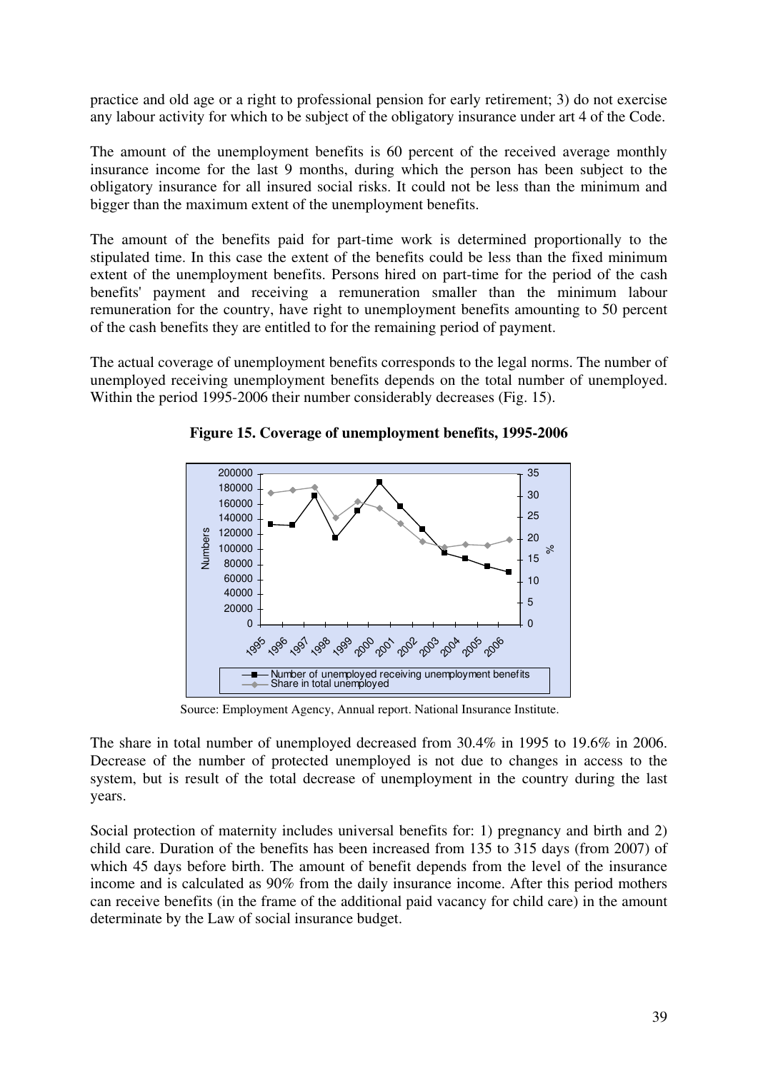practice and old age or a right to professional pension for early retirement; 3) do not exercise any labour activity for which to be subject of the obligatory insurance under art 4 of the Code.

The amount of the unemployment benefits is 60 percent of the received average monthly insurance income for the last 9 months, during which the person has been subject to the obligatory insurance for all insured social risks. It could not be less than the minimum and bigger than the maximum extent of the unemployment benefits.

The amount of the benefits paid for part-time work is determined proportionally to the stipulated time. In this case the extent of the benefits could be less than the fixed minimum extent of the unemployment benefits. Persons hired on part-time for the period of the cash benefits' payment and receiving a remuneration smaller than the minimum labour remuneration for the country, have right to unemployment benefits amounting to 50 percent of the cash benefits they are entitled to for the remaining period of payment.

The actual coverage of unemployment benefits corresponds to the legal norms. The number of unemployed receiving unemployment benefits depends on the total number of unemployed. Within the period 1995-2006 their number considerably decreases (Fig. 15).

**Figure 15. Coverage of unemployment benefits, 1995-2006**

Source: Employment Agency, Annual report. National Insurance Institute.

The share in total number of unemployed decreased from 30.4% in 1995 to 19.6% in 2006. Decrease of the number of protected unemployed is not due to changes in access to the system, but is result of the total decrease of unemployment in the country during the last years.

Social protection of maternity includes universal benefits for: 1) pregnancy and birth and 2) child care. Duration of the benefits has been increased from 135 to 315 days (from 2007) of which 45 days before birth. The amount of benefit depends from the level of the insurance income and is calculated as 90% from the daily insurance income. After this period mothers can receive benefits (in the frame of the additional paid vacancy for child care) in the amount determinate by the Law of social insurance budget.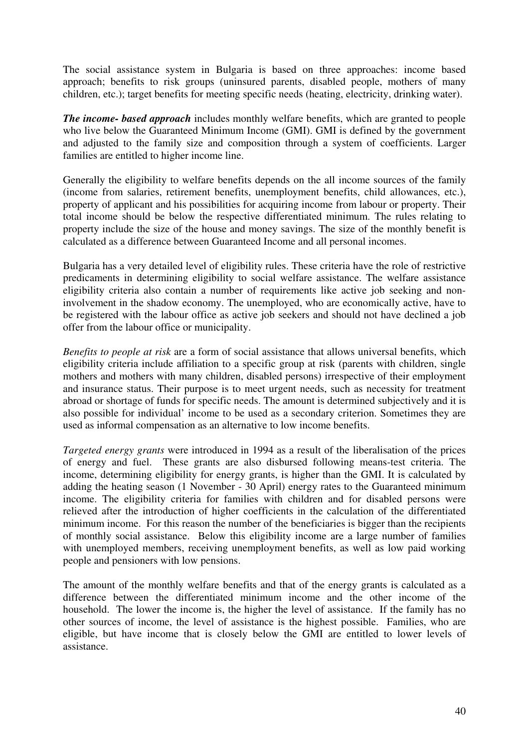The social assistance system in Bulgaria is based on three approaches: income based approach; benefits to risk groups (uninsured parents, disabled people, mothers of many children, etc.); target benefits for meeting specific needs (heating, electricity, drinking water).

***The income- based approach*** includes monthly welfare benefits, which are granted to people who live below the Guaranteed Minimum Income (GMI). GMI is defined by the government and adjusted to the family size and composition through a system of coefficients. Larger families are entitled to higher income line.

Generally the eligibility to welfare benefits depends on the all income sources of the family (income from salaries, retirement benefits, unemployment benefits, child allowances, etc.), property of applicant and his possibilities for acquiring income from labour or property. Their total income should be below the respective differentiated minimum. The rules relating to property include the size of the house and money savings. The size of the monthly benefit is calculated as a difference between Guaranteed Income and all personal incomes.

Bulgaria has a very detailed level of eligibility rules. These criteria have the role of restrictive predicaments in determining eligibility to social welfare assistance. The welfare assistance eligibility criteria also contain a number of requirements like active job seeking and non-involvement in the shadow economy. The unemployed, who are economically active, have to be registered with the labour office as active job seekers and should not have declined a job offer from the labour office or municipality.

*Benefits to people at risk* are a form of social assistance that allows universal benefits, which eligibility criteria include affiliation to a specific group at risk (parents with children, single mothers and mothers with many children, disabled persons) irrespective of their employment and insurance status. Their purpose is to meet urgent needs, such as necessity for treatment abroad or shortage of funds for specific needs. The amount is determined subjectively and it is also possible for individual' income to be used as a secondary criterion. Sometimes they are used as informal compensation as an alternative to low income benefits.

*Targeted energy grants* were introduced in 1994 as a result of the liberalisation of the prices of energy and fuel. These grants are also disbursed following means-test criteria. The income, determining eligibility for energy grants, is higher than the GMI. It is calculated by adding the heating season (1 November - 30 April) energy rates to the Guaranteed minimum income. The eligibility criteria for families with children and for disabled persons were relieved after the introduction of higher coefficients in the calculation of the differentiated minimum income. For this reason the number of the beneficiaries is bigger than the recipients of monthly social assistance. Below this eligibility income are a large number of families with unemployed members, receiving unemployment benefits, as well as low paid working people and pensioners with low pensions.

The amount of the monthly welfare benefits and that of the energy grants is calculated as a difference between the differentiated minimum income and the other income of the household. The lower the income is, the higher the level of assistance. If the family has no other sources of income, the level of assistance is the highest possible. Families, who are eligible, but have income that is closely below the GMI are entitled to lower levels of assistance.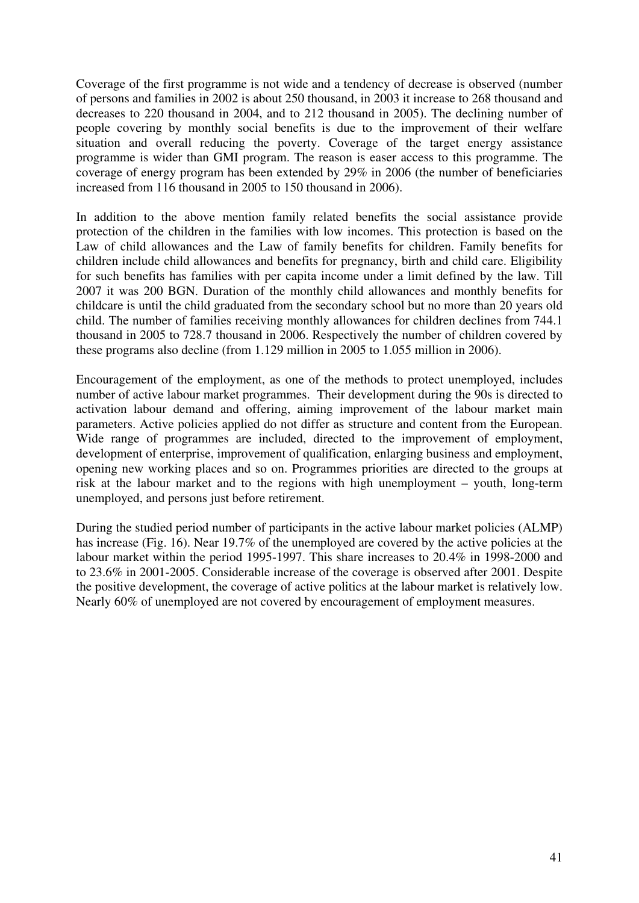Coverage of the first programme is not wide and a tendency of decrease is observed (number of persons and families in 2002 is about 250 thousand, in 2003 it increase to 268 thousand and decreases to 220 thousand in 2004, and to 212 thousand in 2005). The declining number of people covering by monthly social benefits is due to the improvement of their welfare situation and overall reducing the poverty. Coverage of the target energy assistance programme is wider than GMI program. The reason is easer access to this programme. The coverage of energy program has been extended by 29% in 2006 (the number of beneficiaries increased from 116 thousand in 2005 to 150 thousand in 2006).

In addition to the above mention family related benefits the social assistance provide protection of the children in the families with low incomes. This protection is based on the Law of child allowances and the Law of family benefits for children. Family benefits for children include child allowances and benefits for pregnancy, birth and child care. Eligibility for such benefits has families with per capita income under a limit defined by the law. Till 2007 it was 200 BGN. Duration of the monthly child allowances and monthly benefits for childcare is until the child graduated from the secondary school but no more than 20 years old child. The number of families receiving monthly allowances for children declines from 744.1 thousand in 2005 to 728.7 thousand in 2006. Respectively the number of children covered by these programs also decline (from 1.129 million in 2005 to 1.055 million in 2006).

Encouragement of the employment, as one of the methods to protect unemployed, includes number of active labour market programmes. Their development during the 90s is directed to activation labour demand and offering, aiming improvement of the labour market main parameters. Active policies applied do not differ as structure and content from the European. Wide range of programmes are included, directed to the improvement of employment, development of enterprise, improvement of qualification, enlarging business and employment, opening new working places and so on. Programmes priorities are directed to the groups at risk at the labour market and to the regions with high unemployment – youth, long-term unemployed, and persons just before retirement.

During the studied period number of participants in the active labour market policies (ALMP) has increase (Fig. 16). Near 19.7% of the unemployed are covered by the active policies at the labour market within the period 1995-1997. This share increases to 20.4% in 1998-2000 and to 23.6% in 2001-2005. Considerable increase of the coverage is observed after 2001. Despite the positive development, the coverage of active politics at the labour market is relatively low. Nearly 60% of unemployed are not covered by encouragement of employment measures.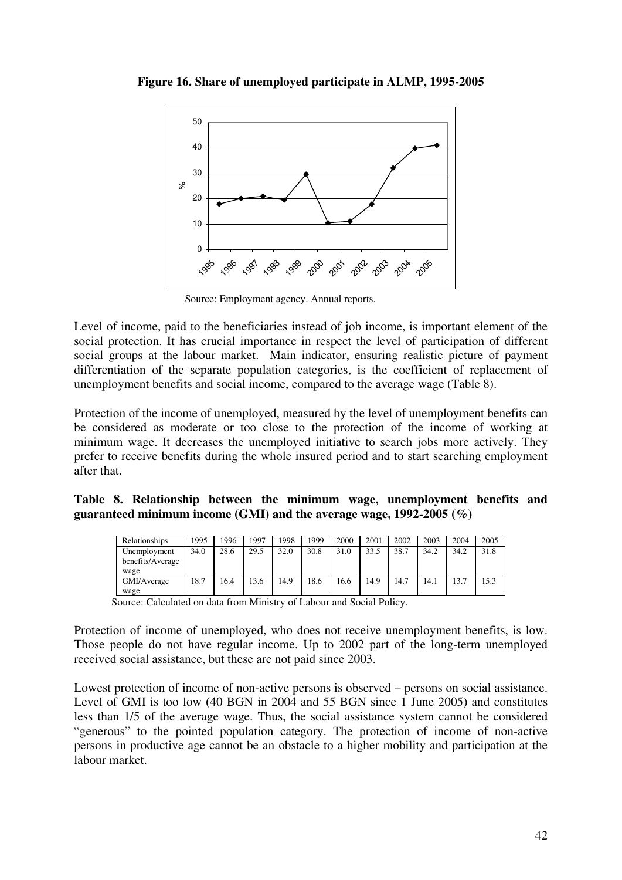**Figure 16. Share of unemployed participate in ALMP, 1995-2005**

Source: Employment agency. Annual reports.

Level of income, paid to the beneficiaries instead of job income, is important element of the social protection. It has crucial importance in respect the level of participation of different social groups at the labour market. Main indicator, ensuring realistic picture of payment differentiation of the separate population categories, is the coefficient of replacement of unemployment benefits and social income, compared to the average wage (Table 8).

Protection of the income of unemployed, measured by the level of unemployment benefits can be considered as moderate or too close to the protection of the income of working at minimum wage. It decreases the unemployed initiative to search jobs more actively. They prefer to receive benefits during the whole insured period and to start searching employment after that.

**Table 8. Relationship between the minimum wage, unemployment benefits and guaranteed minimum income (GMI) and the average wage, 1992-2005 (%)**

| Relationships | 1995 | 1996 | 1997 | 1998 | 1999 | 2000 | 2001 | 2002 | 2003 | 2004 | 2005 |
|---|---|---|---|---|---|---|---|---|---|---|---|
| Unemployment benefits/Average wage | 34.0 | 28.6 | 29.5 | 32.0 | 30.8 | 31.0 | 33.5 | 38.7 | 34.2 | 34.2 | 31.8 |
| GMI/Average wage | 18.7 | 16.4 | 13.6 | 14.9 | 18.6 | 16.6 | 14.9 | 14.7 | 14.1 | 13.7 | 15.3 |

Source: Calculated on data from Ministry of Labour and Social Policy.

Protection of income of unemployed, who does not receive unemployment benefits, is low. Those people do not have regular income. Up to 2002 part of the long-term unemployed received social assistance, but these are not paid since 2003.

Lowest protection of income of non-active persons is observed – persons on social assistance. Level of GMI is too low (40 BGN in 2004 and 55 BGN since 1 June 2005) and constitutes less than 1/5 of the average wage. Thus, the social assistance system cannot be considered "generous" to the pointed population category. The protection of income of non-active persons in productive age cannot be an obstacle to a higher mobility and participation at the labour market.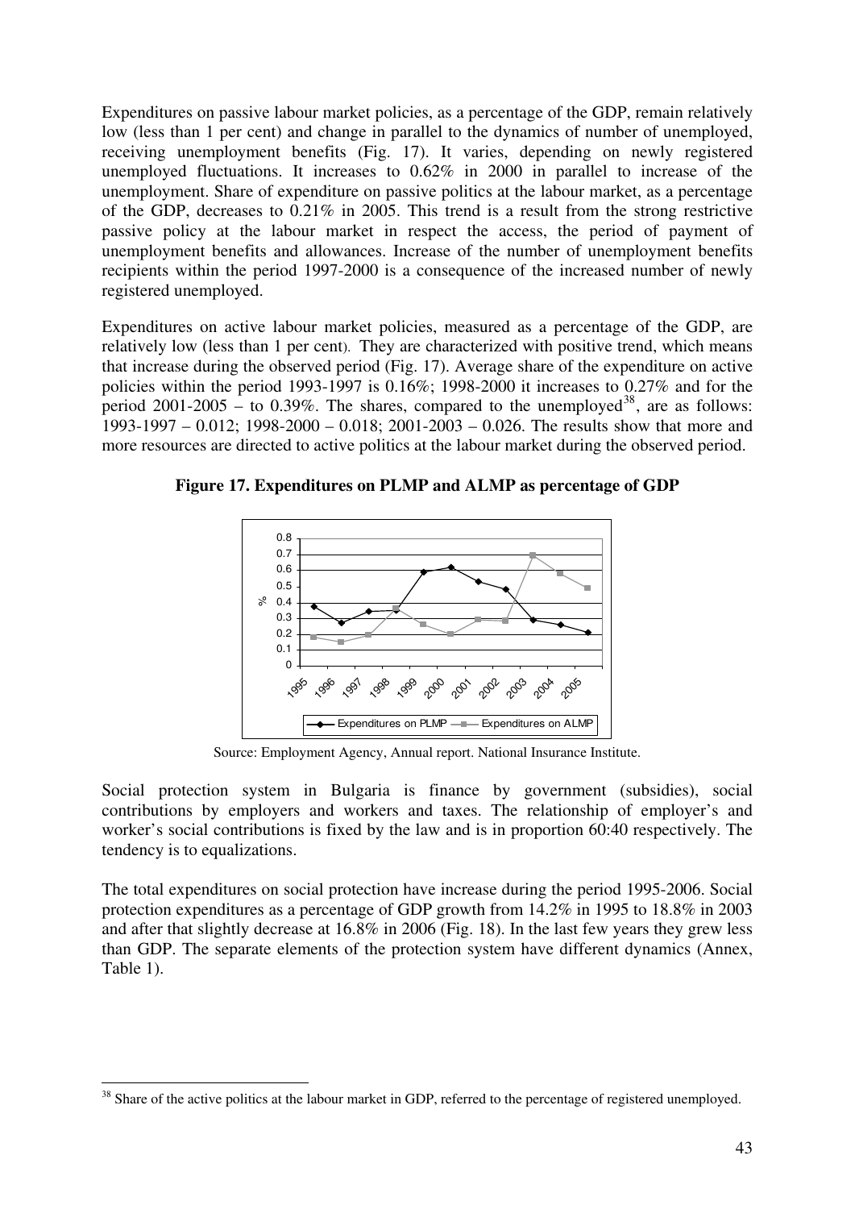Expenditures on passive labour market policies, as a percentage of the GDP, remain relatively low (less than 1 per cent) and change in parallel to the dynamics of number of unemployed, receiving unemployment benefits (Fig. 17). It varies, depending on newly registered unemployed fluctuations. It increases to 0.62% in 2000 in parallel to increase of the unemployment. Share of expenditure on passive politics at the labour market, as a percentage of the GDP, decreases to 0.21% in 2005. This trend is a result from the strong restrictive passive policy at the labour market in respect the access, the period of payment of unemployment benefits and allowances. Increase of the number of unemployment benefits recipients within the period 1997-2000 is a consequence of the increased number of newly registered unemployed.

Expenditures on active labour market policies, measured as a percentage of the GDP, are relatively low (less than 1 per cent). They are characterized with positive trend, which means that increase during the observed period (Fig. 17). Average share of the expenditure on active policies within the period 1993-1997 is 0.16%; 1998-2000 it increases to 0.27% and for the period 2001-2005 – to 0.39%. The shares, compared to the unemployed[38], are as follows: 1993-1997 – 0.012; 1998-2000 – 0.018; 2001-2003 – 0.026. The results show that more and more resources are directed to active politics at the labour market during the observed period.

**Figure 17. Expenditures on PLMP and ALMP as percentage of GDP**

Source: Employment Agency, Annual report. National Insurance Institute.

Social protection system in Bulgaria is finance by government (subsidies), social contributions by employers and workers and taxes. The relationship of employer's and worker's social contributions is fixed by the law and is in proportion 60:40 respectively. The tendency is to equalizations.

The total expenditures on social protection have increase during the period 1995-2006. Social protection expenditures as a percentage of GDP growth from 14.2% in 1995 to 18.8% in 2003 and after that slightly decrease at 16.8% in 2006 (Fig. 18). In the last few years they grew less than GDP. The separate elements of the protection system have different dynamics (Annex, Table 1).

[38] Share of the active politics at the labour market in GDP, referred to the percentage of registered unemployed.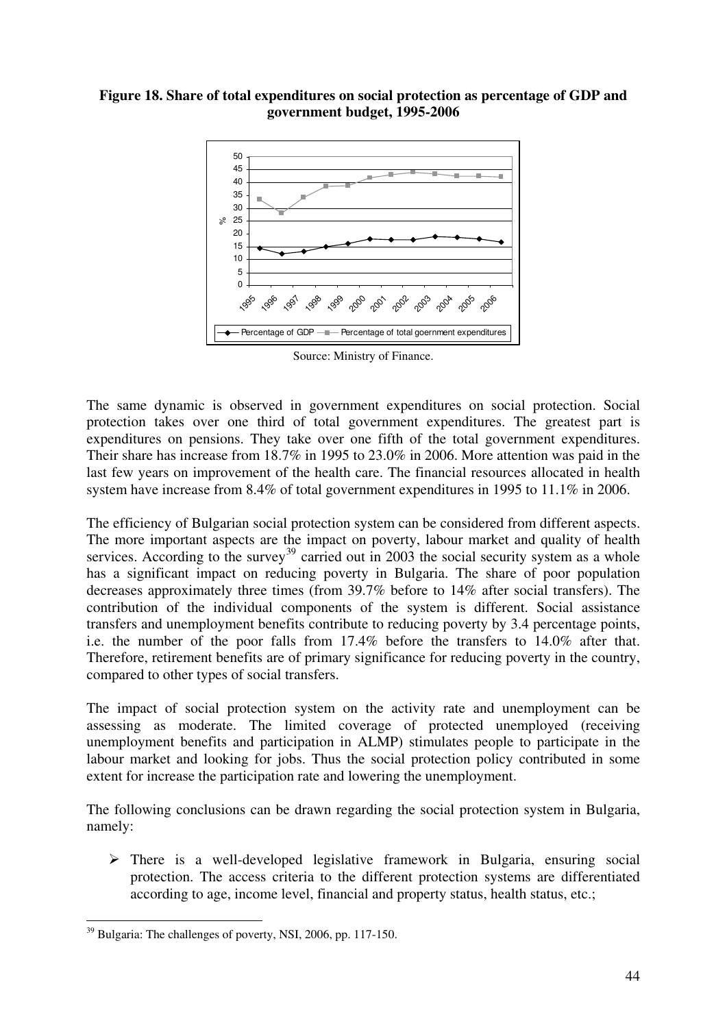**Figure 18. Share of total expenditures on social protection as percentage of GDP and government budget, 1995-2006**

Source: Ministry of Finance.

The same dynamic is observed in government expenditures on social protection. Social protection takes over one third of total government expenditures. The greatest part is expenditures on pensions. They take over one fifth of the total government expenditures. Their share has increase from 18.7% in 1995 to 23.0% in 2006. More attention was paid in the last few years on improvement of the health care. The financial resources allocated in health system have increase from 8.4% of total government expenditures in 1995 to 11.1% in 2006.

The efficiency of Bulgarian social protection system can be considered from different aspects. The more important aspects are the impact on poverty, labour market and quality of health services. According to the survey[39] carried out in 2003 the social security system as a whole has a significant impact on reducing poverty in Bulgaria. The share of poor population decreases approximately three times (from 39.7% before to 14% after social transfers). The contribution of the individual components of the system is different. Social assistance transfers and unemployment benefits contribute to reducing poverty by 3.4 percentage points, i.e. the number of the poor falls from 17.4% before the transfers to 14.0% after that. Therefore, retirement benefits are of primary significance for reducing poverty in the country, compared to other types of social transfers.

The impact of social protection system on the activity rate and unemployment can be assessing as moderate. The limited coverage of protected unemployed (receiving unemployment benefits and participation in ALMP) stimulates people to participate in the labour market and looking for jobs. Thus the social protection policy contributed in some extent for increase the participation rate and lowering the unemployment.

The following conclusions can be drawn regarding the social protection system in Bulgaria, namely:

- There is a well-developed legislative framework in Bulgaria, ensuring social protection. The access criteria to the different protection systems are differentiated according to age, income level, financial and property status, health status, etc.;

[39] Bulgaria: The challenges of poverty, NSI, 2006, pp. 117-150.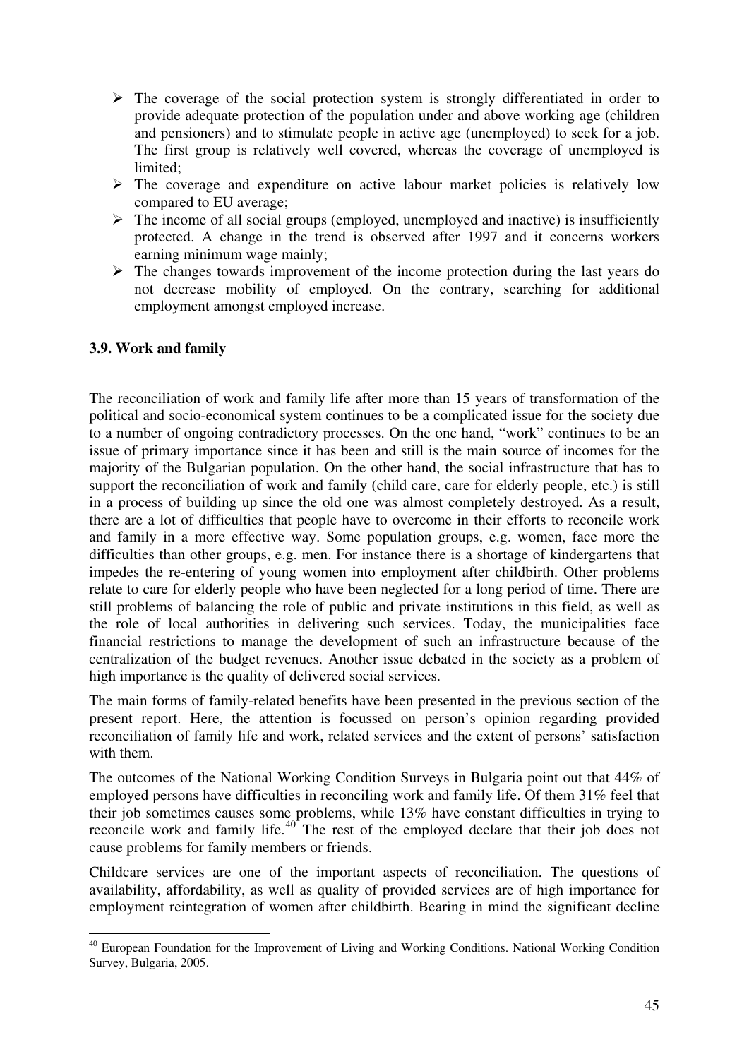- The coverage of the social protection system is strongly differentiated in order to provide adequate protection of the population under and above working age (children and pensioners) and to stimulate people in active age (unemployed) to seek for a job. The first group is relatively well covered, whereas the coverage of unemployed is limited;
- The coverage and expenditure on active labour market policies is relatively low compared to EU average;
- The income of all social groups (employed, unemployed and inactive) is insufficiently protected. A change in the trend is observed after 1997 and it concerns workers earning minimum wage mainly;
- The changes towards improvement of the income protection during the last years do not decrease mobility of employed. On the contrary, searching for additional employment amongst employed increase.

### 3.9. Work and family

The reconciliation of work and family life after more than 15 years of transformation of the political and socio-economical system continues to be a complicated issue for the society due to a number of ongoing contradictory processes. On the one hand, "work" continues to be an issue of primary importance since it has been and still is the main source of incomes for the majority of the Bulgarian population. On the other hand, the social infrastructure that has to support the reconciliation of work and family (child care, care for elderly people, etc.) is still in a process of building up since the old one was almost completely destroyed. As a result, there are a lot of difficulties that people have to overcome in their efforts to reconcile work and family in a more effective way. Some population groups, e.g. women, face more the difficulties than other groups, e.g. men. For instance there is a shortage of kindergartens that impedes the re-entering of young women into employment after childbirth. Other problems relate to care for elderly people who have been neglected for a long period of time. There are still problems of balancing the role of public and private institutions in this field, as well as the role of local authorities in delivering such services. Today, the municipalities face financial restrictions to manage the development of such an infrastructure because of the centralization of the budget revenues. Another issue debated in the society as a problem of high importance is the quality of delivered social services.

The main forms of family-related benefits have been presented in the previous section of the present report. Here, the attention is focussed on person's opinion regarding provided reconciliation of family life and work, related services and the extent of persons' satisfaction with them.

The outcomes of the National Working Condition Surveys in Bulgaria point out that 44% of employed persons have difficulties in reconciling work and family life. Of them 31% feel that their job sometimes causes some problems, while 13% have constant difficulties in trying to reconcile work and family life.[40] The rest of the employed declare that their job does not cause problems for family members or friends.

Childcare services are one of the important aspects of reconciliation. The questions of availability, affordability, as well as quality of provided services are of high importance for employment reintegration of women after childbirth. Bearing in mind the significant decline

[40] European Foundation for the Improvement of Living and Working Conditions. National Working Condition Survey, Bulgaria, 2005.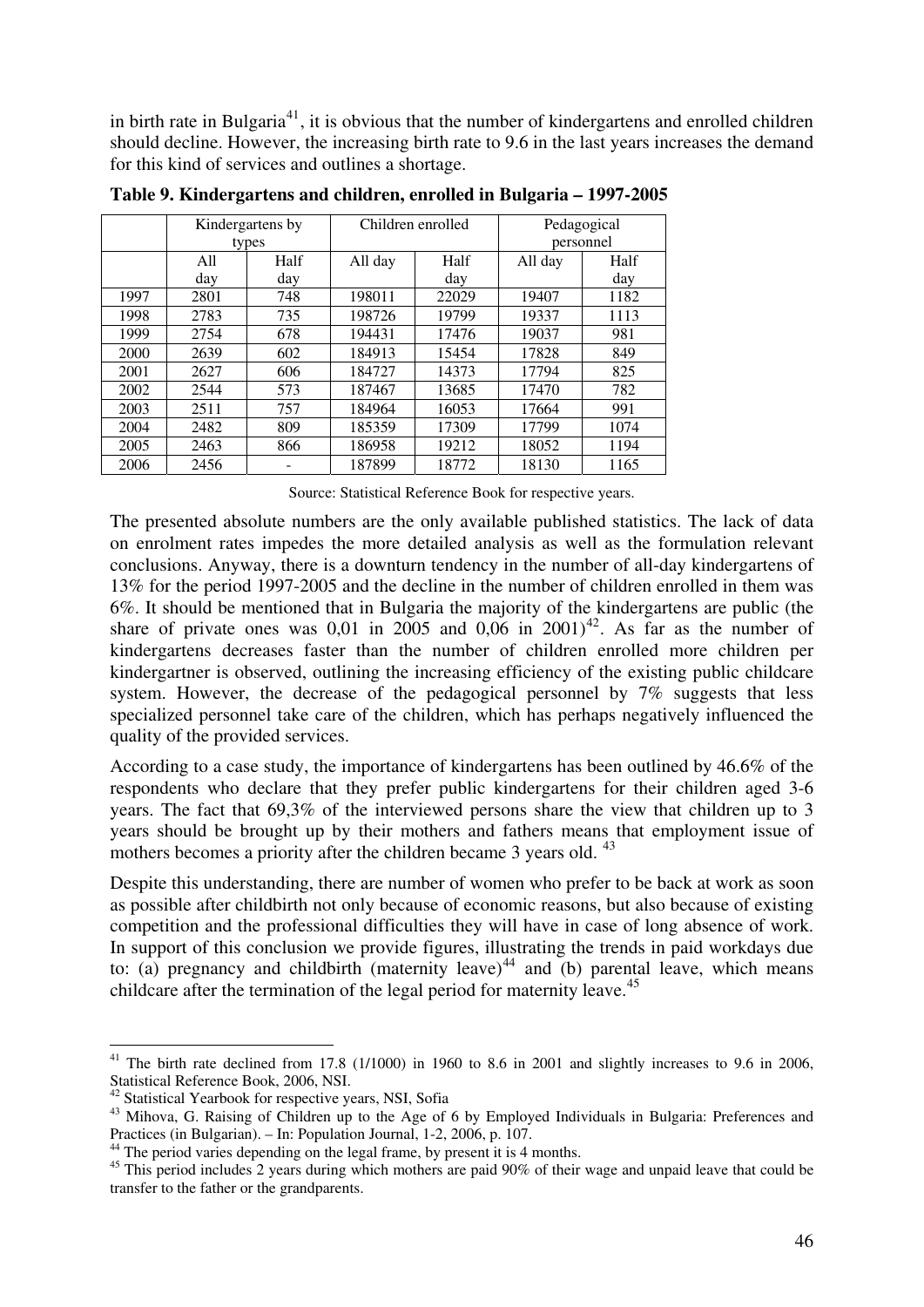in birth rate in Bulgaria[41], it is obvious that the number of kindergartens and enrolled children should decline. However, the increasing birth rate to 9.6 in the last years increases the demand for this kind of services and outlines a shortage.

**Table 9. Kindergartens and children, enrolled in Bulgaria – 1997-2005**

| | Kindergartens by types | | Children enrolled | | Pedagogical personnel | |
|---|---|---|---|---|---|---|
| | All day | Half day | All day | Half day | All day | Half day |
| 1997 | 2801 | 748 | 198011 | 22029 | 19407 | 1182 |
| 1998 | 2783 | 735 | 198726 | 19799 | 19337 | 1113 |
| 1999 | 2754 | 678 | 194431 | 17476 | 19037 | 981 |
| 2000 | 2639 | 602 | 184913 | 15454 | 17828 | 849 |
| 2001 | 2627 | 606 | 184727 | 14373 | 17794 | 825 |
| 2002 | 2544 | 573 | 187467 | 13685 | 17470 | 782 |
| 2003 | 2511 | 757 | 184964 | 16053 | 17664 | 991 |
| 2004 | 2482 | 809 | 185359 | 17309 | 17799 | 1074 |
| 2005 | 2463 | 866 | 186958 | 19212 | 18052 | 1194 |
| 2006 | 2456 | - | 187899 | 18772 | 18130 | 1165 |

Source: Statistical Reference Book for respective years.

The presented absolute numbers are the only available published statistics. The lack of data on enrolment rates impedes the more detailed analysis as well as the formulation relevant conclusions. Anyway, there is a downturn tendency in the number of all-day kindergartens of 13% for the period 1997-2005 and the decline in the number of children enrolled in them was 6%. It should be mentioned that in Bulgaria the majority of the kindergartens are public (the share of private ones was 0,01 in 2005 and 0,06 in 2001)[42]. As far as the number of kindergartens decreases faster than the number of children enrolled more children per kindergartner is observed, outlining the increasing efficiency of the existing public childcare system. However, the decrease of the pedagogical personnel by 7% suggests that less specialized personnel take care of the children, which has perhaps negatively influenced the quality of the provided services.

According to a case study, the importance of kindergartens has been outlined by 46.6% of the respondents who declare that they prefer public kindergartens for their children aged 3-6 years. The fact that 69,3% of the interviewed persons share the view that children up to 3 years should be brought up by their mothers and fathers means that employment issue of mothers becomes a priority after the children became 3 years old. [43]

Despite this understanding, there are number of women who prefer to be back at work as soon as possible after childbirth not only because of economic reasons, but also because of existing competition and the professional difficulties they will have in case of long absence of work. In support of this conclusion we provide figures, illustrating the trends in paid workdays due to: (a) pregnancy and childbirth (maternity leave)[44] and (b) parental leave, which means childcare after the termination of the legal period for maternity leave.[45]

---

[41] The birth rate declined from 17.8 (1/1000) in 1960 to 8.6 in 2001 and slightly increases to 9.6 in 2006, Statistical Reference Book, 2006, NSI.

[42] Statistical Yearbook for respective years, NSI, Sofia

[43] Mihova, G. Raising of Children up to the Age of 6 by Employed Individuals in Bulgaria: Preferences and Practices (in Bulgarian). – In: Population Journal, 1-2, 2006, p. 107.

[44] The period varies depending on the legal frame, by present it is 4 months.

[45] This period includes 2 years during which mothers are paid 90% of their wage and unpaid leave that could be transfer to the father or the grandparents.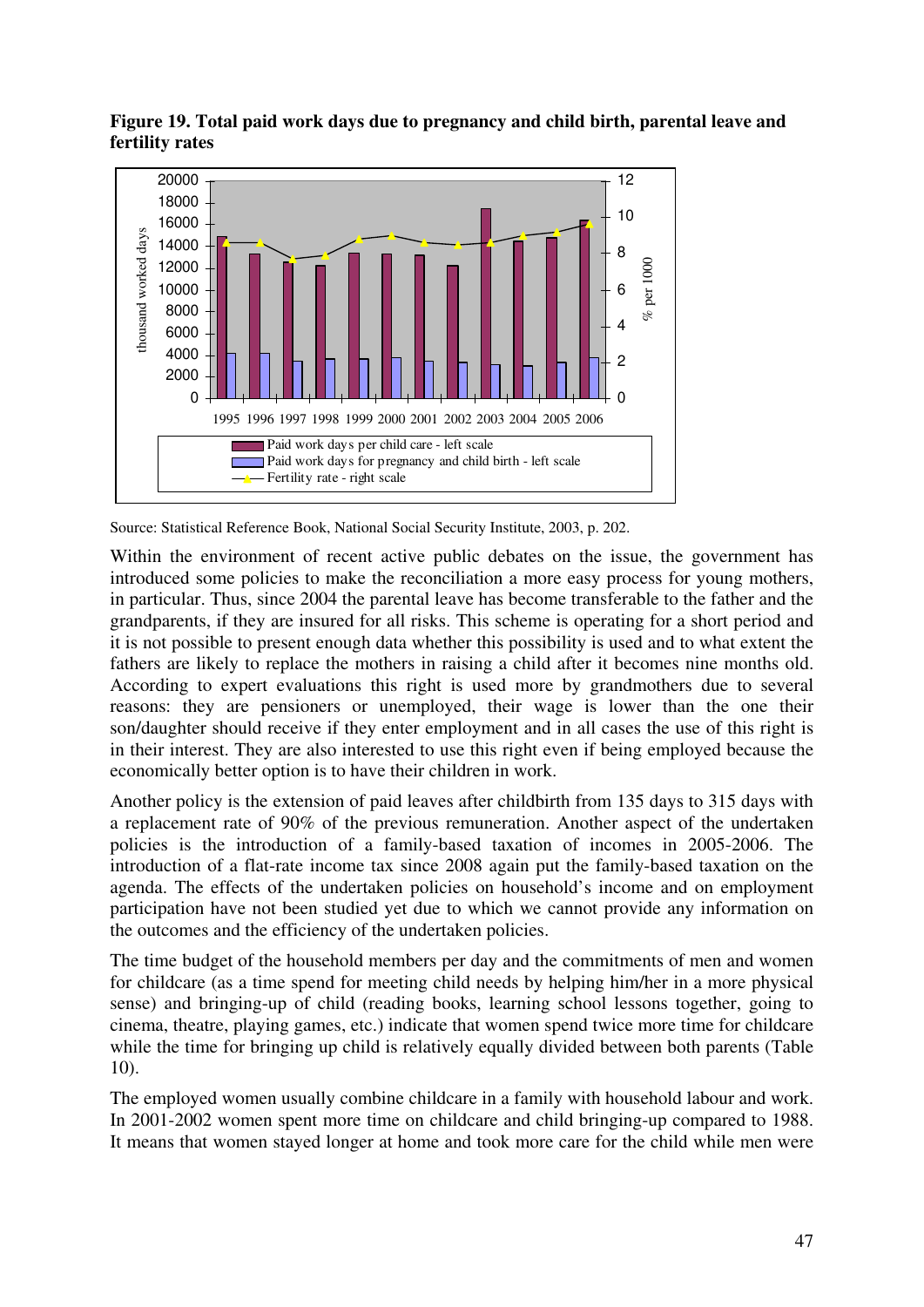**Figure 19. Total paid work days due to pregnancy and child birth, parental leave and fertility rates**

Source: Statistical Reference Book, National Social Security Institute, 2003, p. 202.

Within the environment of recent active public debates on the issue, the government has introduced some policies to make the reconciliation a more easy process for young mothers, in particular. Thus, since 2004 the parental leave has become transferable to the father and the grandparents, if they are insured for all risks. This scheme is operating for a short period and it is not possible to present enough data whether this possibility is used and to what extent the fathers are likely to replace the mothers in raising a child after it becomes nine months old. According to expert evaluations this right is used more by grandmothers due to several reasons: they are pensioners or unemployed, their wage is lower than the one their son/daughter should receive if they enter employment and in all cases the use of this right is in their interest. They are also interested to use this right even if being employed because the economically better option is to have their children in work.

Another policy is the extension of paid leaves after childbirth from 135 days to 315 days with a replacement rate of 90% of the previous remuneration. Another aspect of the undertaken policies is the introduction of a family-based taxation of incomes in 2005-2006. The introduction of a flat-rate income tax since 2008 again put the family-based taxation on the agenda. The effects of the undertaken policies on household's income and on employment participation have not been studied yet due to which we cannot provide any information on the outcomes and the efficiency of the undertaken policies.

The time budget of the household members per day and the commitments of men and women for childcare (as a time spend for meeting child needs by helping him/her in a more physical sense) and bringing-up of child (reading books, learning school lessons together, going to cinema, theatre, playing games, etc.) indicate that women spend twice more time for childcare while the time for bringing up child is relatively equally divided between both parents (Table 10).

The employed women usually combine childcare in a family with household labour and work. In 2001-2002 women spent more time on childcare and child bringing-up compared to 1988. It means that women stayed longer at home and took more care for the child while men were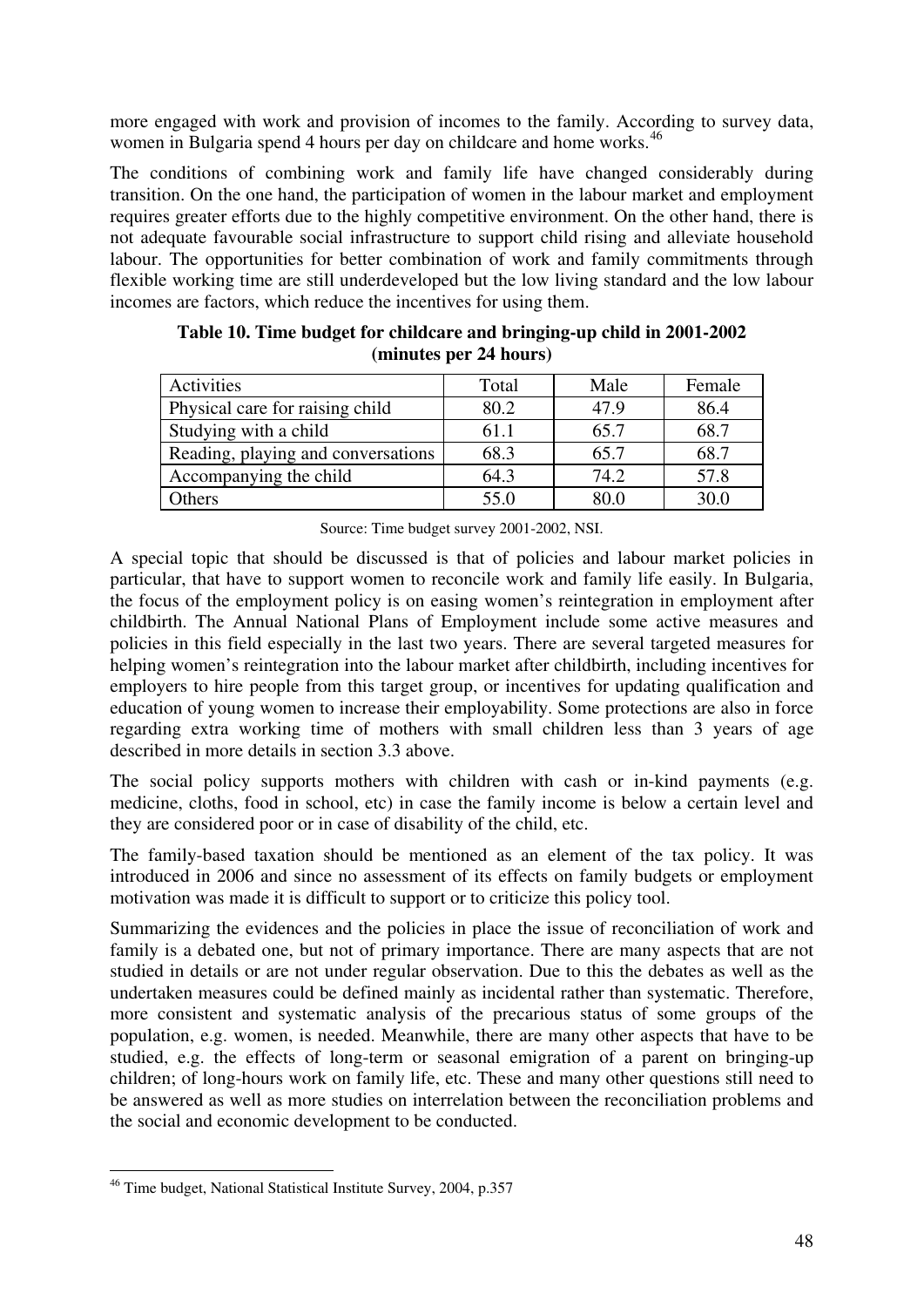more engaged with work and provision of incomes to the family. According to survey data, women in Bulgaria spend 4 hours per day on childcare and home works.[46]

The conditions of combining work and family life have changed considerably during transition. On the one hand, the participation of women in the labour market and employment requires greater efforts due to the highly competitive environment. On the other hand, there is not adequate favourable social infrastructure to support child rising and alleviate household labour. The opportunities for better combination of work and family commitments through flexible working time are still underdeveloped but the low living standard and the low labour incomes are factors, which reduce the incentives for using them.

**Table 10. Time budget for childcare and bringing-up child in 2001-2002 (minutes per 24 hours)**

| Activities | Total | Male | Female |
| --- | --- | --- | --- |
| Physical care for raising child | 80.2 | 47.9 | 86.4 |
| Studying with a child | 61.1 | 65.7 | 68.7 |
| Reading, playing and conversations | 68.3 | 65.7 | 68.7 |
| Accompanying the child | 64.3 | 74.2 | 57.8 |
| Others | 55.0 | 80.0 | 30.0 |

Source: Time budget survey 2001-2002, NSI.

A special topic that should be discussed is that of policies and labour market policies in particular, that have to support women to reconcile work and family life easily. In Bulgaria, the focus of the employment policy is on easing women's reintegration in employment after childbirth. The Annual National Plans of Employment include some active measures and policies in this field especially in the last two years. There are several targeted measures for helping women's reintegration into the labour market after childbirth, including incentives for employers to hire people from this target group, or incentives for updating qualification and education of young women to increase their employability. Some protections are also in force regarding extra working time of mothers with small children less than 3 years of age described in more details in section 3.3 above.

The social policy supports mothers with children with cash or in-kind payments (e.g. medicine, cloths, food in school, etc) in case the family income is below a certain level and they are considered poor or in case of disability of the child, etc.

The family-based taxation should be mentioned as an element of the tax policy. It was introduced in 2006 and since no assessment of its effects on family budgets or employment motivation was made it is difficult to support or to criticize this policy tool.

Summarizing the evidences and the policies in place the issue of reconciliation of work and family is a debated one, but not of primary importance. There are many aspects that are not studied in details or are not under regular observation. Due to this the debates as well as the undertaken measures could be defined mainly as incidental rather than systematic. Therefore, more consistent and systematic analysis of the precarious status of some groups of the population, e.g. women, is needed. Meanwhile, there are many other aspects that have to be studied, e.g. the effects of long-term or seasonal emigration of a parent on bringing-up children; of long-hours work on family life, etc. These and many other questions still need to be answered as well as more studies on interrelation between the reconciliation problems and the social and economic development to be conducted.

---

[46] Time budget, National Statistical Institute Survey, 2004, p.357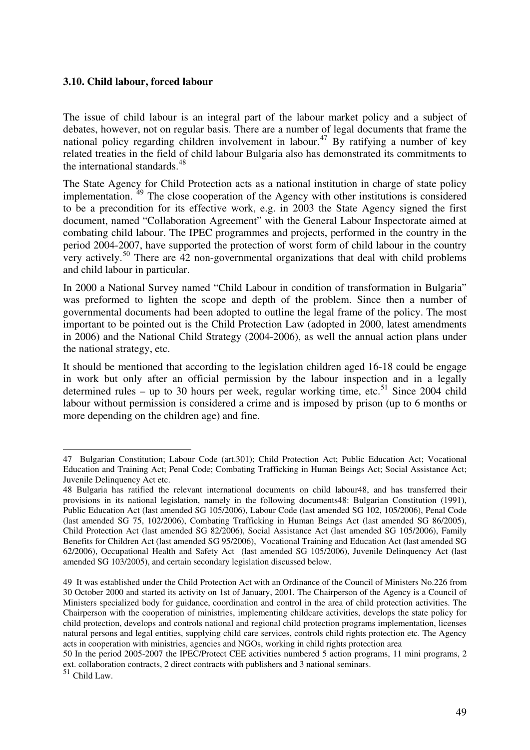### 3.10. Child labour, forced labour

The issue of child labour is an integral part of the labour market policy and a subject of debates, however, not on regular basis. There are a number of legal documents that frame the national policy regarding children involvement in labour.[47] By ratifying a number of key related treaties in the field of child labour Bulgaria also has demonstrated its commitments to the international standards.[48]

The State Agency for Child Protection acts as a national institution in charge of state policy implementation. [49] The close cooperation of the Agency with other institutions is considered to be a precondition for its effective work, e.g. in 2003 the State Agency signed the first document, named "Collaboration Agreement" with the General Labour Inspectorate aimed at combating child labour. The IPEC programmes and projects, performed in the country in the period 2004-2007, have supported the protection of worst form of child labour in the country very actively.[50] There are 42 non-governmental organizations that deal with child problems and child labour in particular.

In 2000 a National Survey named "Child Labour in condition of transformation in Bulgaria" was preformed to lighten the scope and depth of the problem. Since then a number of governmental documents had been adopted to outline the legal frame of the policy. The most important to be pointed out is the Child Protection Law (adopted in 2000, latest amendments in 2006) and the National Child Strategy (2004-2006), as well the annual action plans under the national strategy, etc.

It should be mentioned that according to the legislation children aged 16-18 could be engage in work but only after an official permission by the labour inspection and in a legally determined rules – up to 30 hours per week, regular working time, etc.[51] Since 2004 child labour without permission is considered a crime and is imposed by prison (up to 6 months or more depending on the children age) and fine.

---

47 Bulgarian Constitution; Labour Code (art.301); Child Protection Act; Public Education Act; Vocational Education and Training Act; Penal Code; Combating Trafficking in Human Beings Act; Social Assistance Act; Juvenile Delinquency Act etc.

48 Bulgaria has ratified the relevant international documents on child labour48, and has transferred their provisions in its national legislation, namely in the following documents48: Bulgarian Constitution (1991), Public Education Act (last amended SG 105/2006), Labour Code (last amended SG 102, 105/2006), Penal Code (last amended SG 75, 102/2006), Combating Trafficking in Human Beings Act (last amended SG 86/2005), Child Protection Act (last amended SG 82/2006), Social Assistance Act (last amended SG 105/2006), Family Benefits for Children Act (last amended SG 95/2006), Vocational Training and Education Act (last amended SG 62/2006), Occupational Health and Safety Act (last amended SG 105/2006), Juvenile Delinquency Act (last amended SG 103/2005), and certain secondary legislation discussed below.

49 It was established under the Child Protection Act with an Ordinance of the Council of Ministers No.226 from 30 October 2000 and started its activity on 1st of January, 2001. The Chairperson of the Agency is a Council of Ministers specialized body for guidance, coordination and control in the area of child protection activities. The Chairperson with the cooperation of ministries, implementing childcare activities, develops the state policy for child protection, develops and controls national and regional child protection programs implementation, licenses natural persons and legal entities, supplying child care services, controls child rights protection etc. The Agency acts in cooperation with ministries, agencies and NGOs, working in child rights protection area

50 In the period 2005-2007 the IPEC/Protect CEE activities numbered 5 action programs, 11 mini programs, 2 ext. collaboration contracts, 2 direct contracts with publishers and 3 national seminars.

51 Child Law.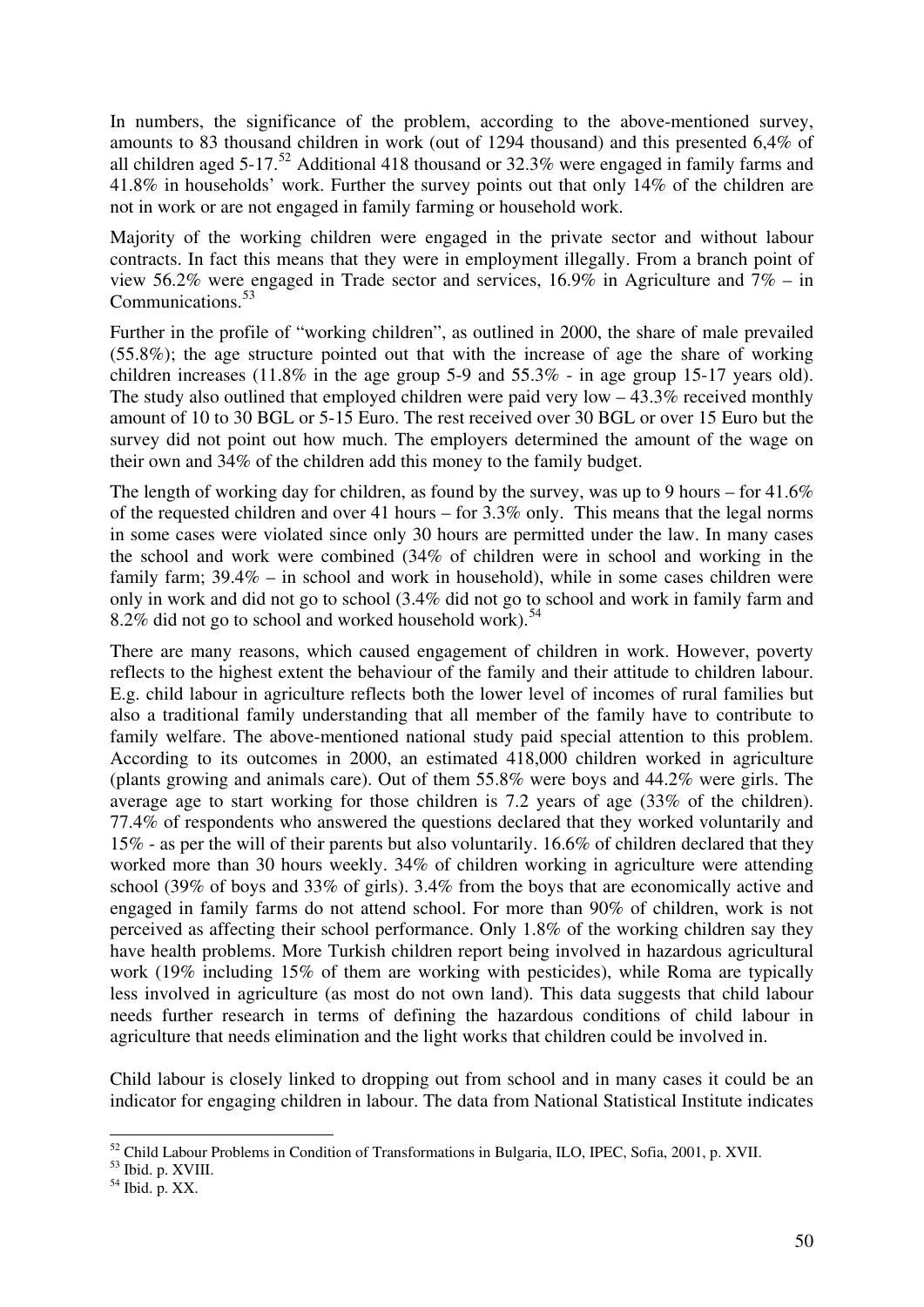In numbers, the significance of the problem, according to the above-mentioned survey, amounts to 83 thousand children in work (out of 1294 thousand) and this presented 6,4% of all children aged 5-17.[52] Additional 418 thousand or 32.3% were engaged in family farms and 41.8% in households' work. Further the survey points out that only 14% of the children are not in work or are not engaged in family farming or household work.

Majority of the working children were engaged in the private sector and without labour contracts. In fact this means that they were in employment illegally. From a branch point of view 56.2% were engaged in Trade sector and services, 16.9% in Agriculture and 7% – in Communications.[53]

Further in the profile of "working children", as outlined in 2000, the share of male prevailed (55.8%); the age structure pointed out that with the increase of age the share of working children increases (11.8% in the age group 5-9 and 55.3% - in age group 15-17 years old). The study also outlined that employed children were paid very low – 43.3% received monthly amount of 10 to 30 BGL or 5-15 Euro. The rest received over 30 BGL or over 15 Euro but the survey did not point out how much. The employers determined the amount of the wage on their own and 34% of the children add this money to the family budget.

The length of working day for children, as found by the survey, was up to 9 hours – for 41.6% of the requested children and over 41 hours – for 3.3% only. This means that the legal norms in some cases were violated since only 30 hours are permitted under the law. In many cases the school and work were combined (34% of children were in school and working in the family farm; 39.4% – in school and work in household), while in some cases children were only in work and did not go to school (3.4% did not go to school and work in family farm and 8.2% did not go to school and worked household work).[54]

There are many reasons, which caused engagement of children in work. However, poverty reflects to the highest extent the behaviour of the family and their attitude to children labour. E.g. child labour in agriculture reflects both the lower level of incomes of rural families but also a traditional family understanding that all member of the family have to contribute to family welfare. The above-mentioned national study paid special attention to this problem. According to its outcomes in 2000, an estimated 418,000 children worked in agriculture (plants growing and animals care). Out of them 55.8% were boys and 44.2% were girls. The average age to start working for those children is 7.2 years of age (33% of the children). 77.4% of respondents who answered the questions declared that they worked voluntarily and 15% - as per the will of their parents but also voluntarily. 16.6% of children declared that they worked more than 30 hours weekly. 34% of children working in agriculture were attending school (39% of boys and 33% of girls). 3.4% from the boys that are economically active and engaged in family farms do not attend school. For more than 90% of children, work is not perceived as affecting their school performance. Only 1.8% of the working children say they have health problems. More Turkish children report being involved in hazardous agricultural work (19% including 15% of them are working with pesticides), while Roma are typically less involved in agriculture (as most do not own land). This data suggests that child labour needs further research in terms of defining the hazardous conditions of child labour in agriculture that needs elimination and the light works that children could be involved in.

Child labour is closely linked to dropping out from school and in many cases it could be an indicator for engaging children in labour. The data from National Statistical Institute indicates

---

[52] Child Labour Problems in Condition of Transformations in Bulgaria, ILO, IPEC, Sofia, 2001, p. XVII.

[53] Ibid. p. XVIII.

[54] Ibid. p. XX.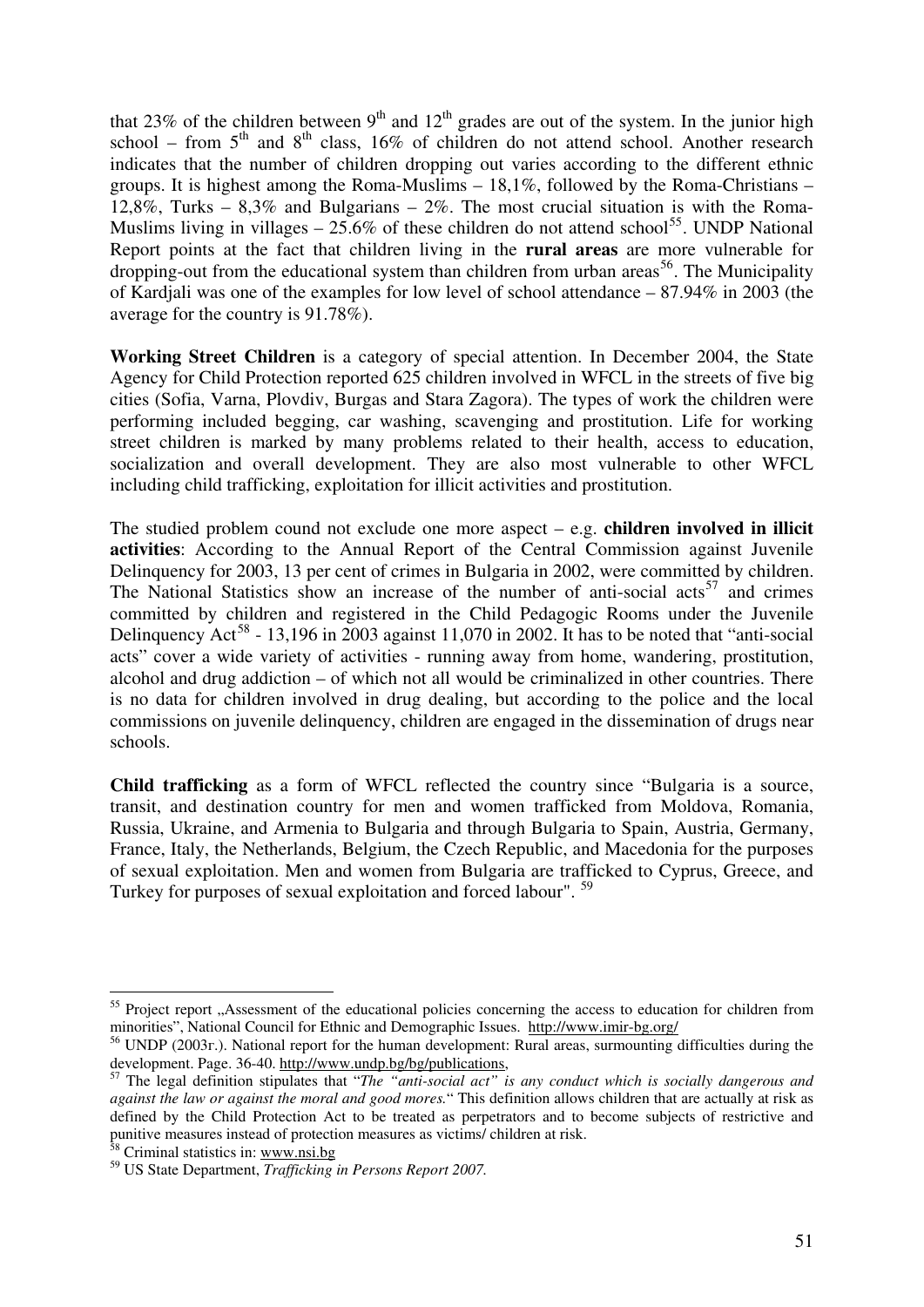that 23% of the children between 9th and 12th grades are out of the system. In the junior high school – from 5th and 8th class, 16% of children do not attend school. Another research indicates that the number of children dropping out varies according to the different ethnic groups. It is highest among the Roma-Muslims – 18,1%, followed by the Roma-Christians – 12,8%, Turks – 8,3% and Bulgarians – 2%. The most crucial situation is with the Roma-Muslims living in villages – 25.6% of these children do not attend school[55]. UNDP National Report points at the fact that children living in the **rural areas** are more vulnerable for dropping-out from the educational system than children from urban areas[56]. The Municipality of Kardjali was one of the examples for low level of school attendance – 87.94% in 2003 (the average for the country is 91.78%).

**Working Street Children** is a category of special attention. In December 2004, the State Agency for Child Protection reported 625 children involved in WFCL in the streets of five big cities (Sofia, Varna, Plovdiv, Burgas and Stara Zagora). The types of work the children were performing included begging, car washing, scavenging and prostitution. Life for working street children is marked by many problems related to their health, access to education, socialization and overall development. They are also most vulnerable to other WFCL including child trafficking, exploitation for illicit activities and prostitution.

The studied problem cound not exclude one more aspect – e.g. **children involved in illicit activities**: According to the Annual Report of the Central Commission against Juvenile Delinquency for 2003, 13 per cent of crimes in Bulgaria in 2002, were committed by children. The National Statistics show an increase of the number of anti-social acts[57] and crimes committed by children and registered in the Child Pedagogic Rooms under the Juvenile Delinquency Act[58] - 13,196 in 2003 against 11,070 in 2002. It has to be noted that "anti-social acts" cover a wide variety of activities - running away from home, wandering, prostitution, alcohol and drug addiction – of which not all would be criminalized in other countries. There is no data for children involved in drug dealing, but according to the police and the local commissions on juvenile delinquency, children are engaged in the dissemination of drugs near schools.

**Child trafficking** as a form of WFCL reflected the country since "Bulgaria is a source, transit, and destination country for men and women trafficked from Moldova, Romania, Russia, Ukraine, and Armenia to Bulgaria and through Bulgaria to Spain, Austria, Germany, France, Italy, the Netherlands, Belgium, the Czech Republic, and Macedonia for the purposes of sexual exploitation. Men and women from Bulgaria are trafficked to Cyprus, Greece, and Turkey for purposes of sexual exploitation and forced labour". [59]

---

[55] Project report „Assessment of the educational policies concerning the access to education for children from minorities", National Council for Ethnic and Demographic Issues. http://www.imir-bg.org/

[56] UNDP (2003г.). National report for the human development: Rural areas, surmounting difficulties during the development. Page. 36-40. http://www.undp.bg/bg/publications,

[57] The legal definition stipulates that "*The "anti-social act" is any conduct which is socially dangerous and against the law or against the moral and good mores.*" This definition allows children that are actually at risk as defined by the Child Protection Act to be treated as perpetrators and to become subjects of restrictive and punitive measures instead of protection measures as victims/ children at risk.

[58] Criminal statistics in: www.nsi.bg

[59] US State Department, *Trafficking in Persons Report 2007.*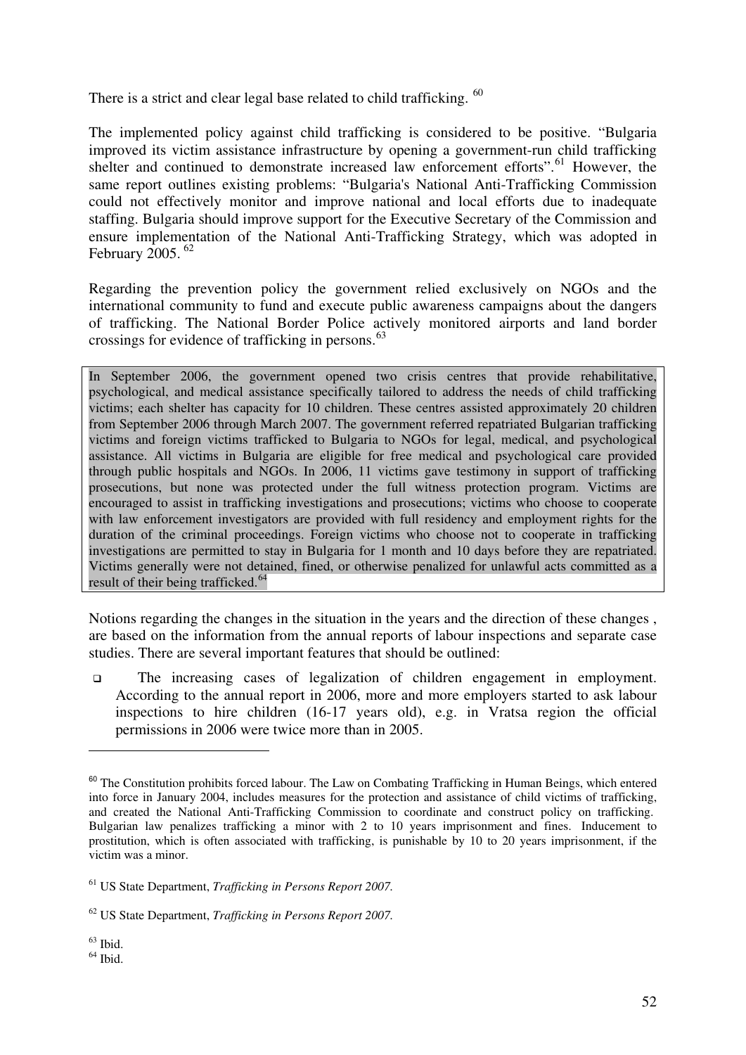There is a strict and clear legal base related to child trafficking. [60]

The implemented policy against child trafficking is considered to be positive. "Bulgaria improved its victim assistance infrastructure by opening a government-run child trafficking shelter and continued to demonstrate increased law enforcement efforts".[61] However, the same report outlines existing problems: "Bulgaria's National Anti-Trafficking Commission could not effectively monitor and improve national and local efforts due to inadequate staffing. Bulgaria should improve support for the Executive Secretary of the Commission and ensure implementation of the National Anti-Trafficking Strategy, which was adopted in February 2005. [62]

Regarding the prevention policy the government relied exclusively on NGOs and the international community to fund and execute public awareness campaigns about the dangers of trafficking. The National Border Police actively monitored airports and land border crossings for evidence of trafficking in persons.[63]

> In September 2006, the government opened two crisis centres that provide rehabilitative, psychological, and medical assistance specifically tailored to address the needs of child trafficking victims; each shelter has capacity for 10 children. These centres assisted approximately 20 children from September 2006 through March 2007. The government referred repatriated Bulgarian trafficking victims and foreign victims trafficked to Bulgaria to NGOs for legal, medical, and psychological assistance. All victims in Bulgaria are eligible for free medical and psychological care provided through public hospitals and NGOs. In 2006, 11 victims gave testimony in support of trafficking prosecutions, but none was protected under the full witness protection program. Victims are encouraged to assist in trafficking investigations and prosecutions; victims who choose to cooperate with law enforcement investigators are provided with full residency and employment rights for the duration of the criminal proceedings. Foreign victims who choose not to cooperate in trafficking investigations are permitted to stay in Bulgaria for 1 month and 10 days before they are repatriated. Victims generally were not detained, fined, or otherwise penalized for unlawful acts committed as a result of their being trafficked.[64]

Notions regarding the changes in the situation in the years and the direction of these changes , are based on the information from the annual reports of labour inspections and separate case studies. There are several important features that should be outlined:

- The increasing cases of legalization of children engagement in employment. According to the annual report in 2006, more and more employers started to ask labour inspections to hire children (16-17 years old), e.g. in Vratsa region the official permissions in 2006 were twice more than in 2005.

---

[60] The Constitution prohibits forced labour. The Law on Combating Trafficking in Human Beings, which entered into force in January 2004, includes measures for the protection and assistance of child victims of trafficking, and created the National Anti-Trafficking Commission to coordinate and construct policy on trafficking. Bulgarian law penalizes trafficking a minor with 2 to 10 years imprisonment and fines. Inducement to prostitution, which is often associated with trafficking, is punishable by 10 to 20 years imprisonment, if the victim was a minor.

[61] US State Department, *Trafficking in Persons Report 2007.*

[62] US State Department, *Trafficking in Persons Report 2007.*

[63] Ibid.

[64] Ibid.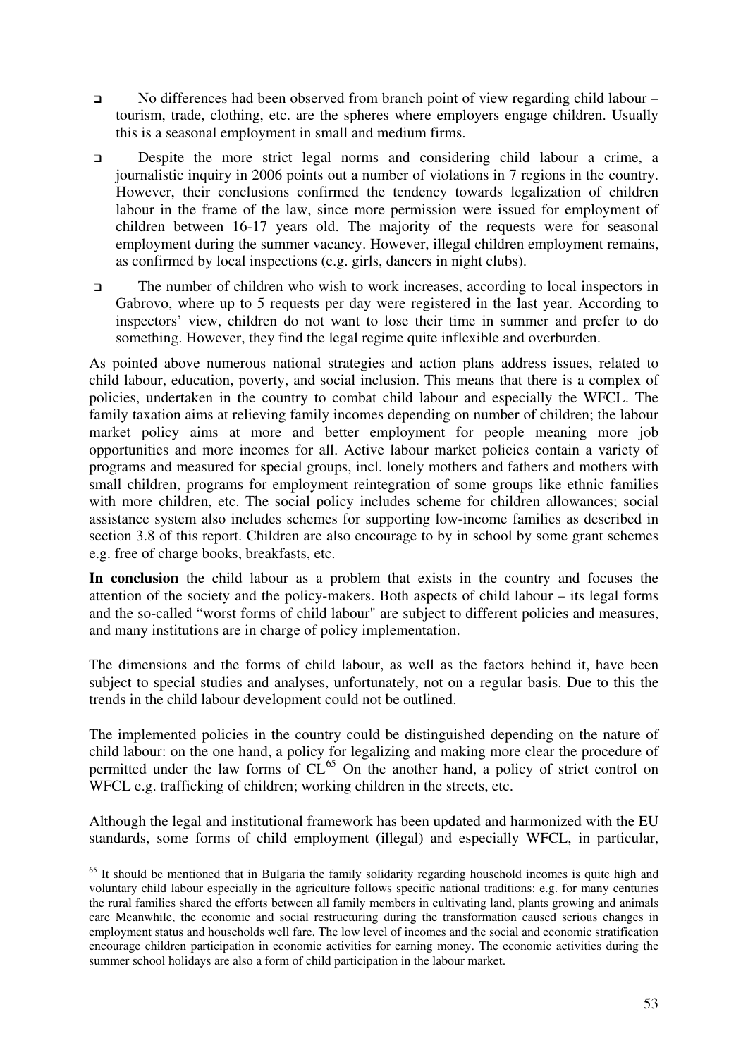- No differences had been observed from branch point of view regarding child labour – tourism, trade, clothing, etc. are the spheres where employers engage children. Usually this is a seasonal employment in small and medium firms.
- Despite the more strict legal norms and considering child labour a crime, a journalistic inquiry in 2006 points out a number of violations in 7 regions in the country. However, their conclusions confirmed the tendency towards legalization of children labour in the frame of the law, since more permission were issued for employment of children between 16-17 years old. The majority of the requests were for seasonal employment during the summer vacancy. However, illegal children employment remains, as confirmed by local inspections (e.g. girls, dancers in night clubs).
- The number of children who wish to work increases, according to local inspectors in Gabrovo, where up to 5 requests per day were registered in the last year. According to inspectors' view, children do not want to lose their time in summer and prefer to do something. However, they find the legal regime quite inflexible and overburden.

As pointed above numerous national strategies and action plans address issues, related to child labour, education, poverty, and social inclusion. This means that there is a complex of policies, undertaken in the country to combat child labour and especially the WFCL. The family taxation aims at relieving family incomes depending on number of children; the labour market policy aims at more and better employment for people meaning more job opportunities and more incomes for all. Active labour market policies contain a variety of programs and measured for special groups, incl. lonely mothers and fathers and mothers with small children, programs for employment reintegration of some groups like ethnic families with more children, etc. The social policy includes scheme for children allowances; social assistance system also includes schemes for supporting low-income families as described in section 3.8 of this report. Children are also encourage to by in school by some grant schemes e.g. free of charge books, breakfasts, etc.

**In conclusion** the child labour as a problem that exists in the country and focuses the attention of the society and the policy-makers. Both aspects of child labour – its legal forms and the so-called "worst forms of child labour" are subject to different policies and measures, and many institutions are in charge of policy implementation.

The dimensions and the forms of child labour, as well as the factors behind it, have been subject to special studies and analyses, unfortunately, not on a regular basis. Due to this the trends in the child labour development could not be outlined.

The implemented policies in the country could be distinguished depending on the nature of child labour: on the one hand, a policy for legalizing and making more clear the procedure of permitted under the law forms of CL[65] On the another hand, a policy of strict control on WFCL e.g. trafficking of children; working children in the streets, etc.

Although the legal and institutional framework has been updated and harmonized with the EU standards, some forms of child employment (illegal) and especially WFCL, in particular,

---

[65] It should be mentioned that in Bulgaria the family solidarity regarding household incomes is quite high and voluntary child labour especially in the agriculture follows specific national traditions: e.g. for many centuries the rural families shared the efforts between all family members in cultivating land, plants growing and animals care Meanwhile, the economic and social restructuring during the transformation caused serious changes in employment status and households well fare. The low level of incomes and the social and economic stratification encourage children participation in economic activities for earning money. The economic activities during the summer school holidays are also a form of child participation in the labour market.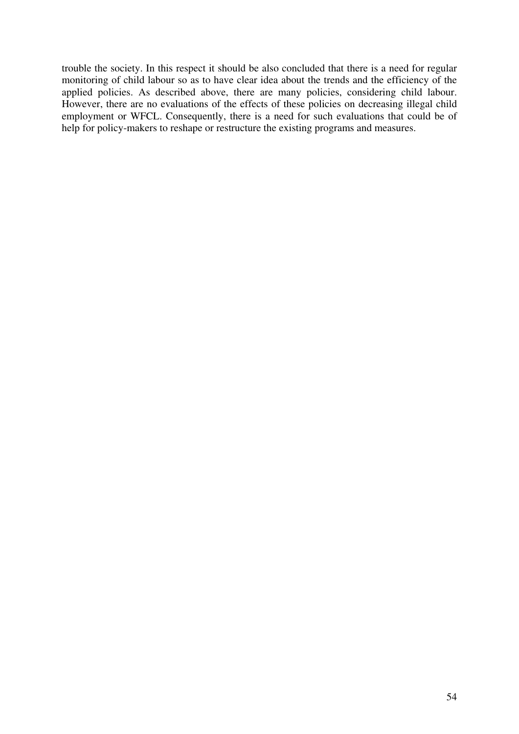trouble the society. In this respect it should be also concluded that there is a need for regular monitoring of child labour so as to have clear idea about the trends and the efficiency of the applied policies. As described above, there are many policies, considering child labour. However, there are no evaluations of the effects of these policies on decreasing illegal child employment or WFCL. Consequently, there is a need for such evaluations that could be of help for policy-makers to reshape or restructure the existing programs and measures.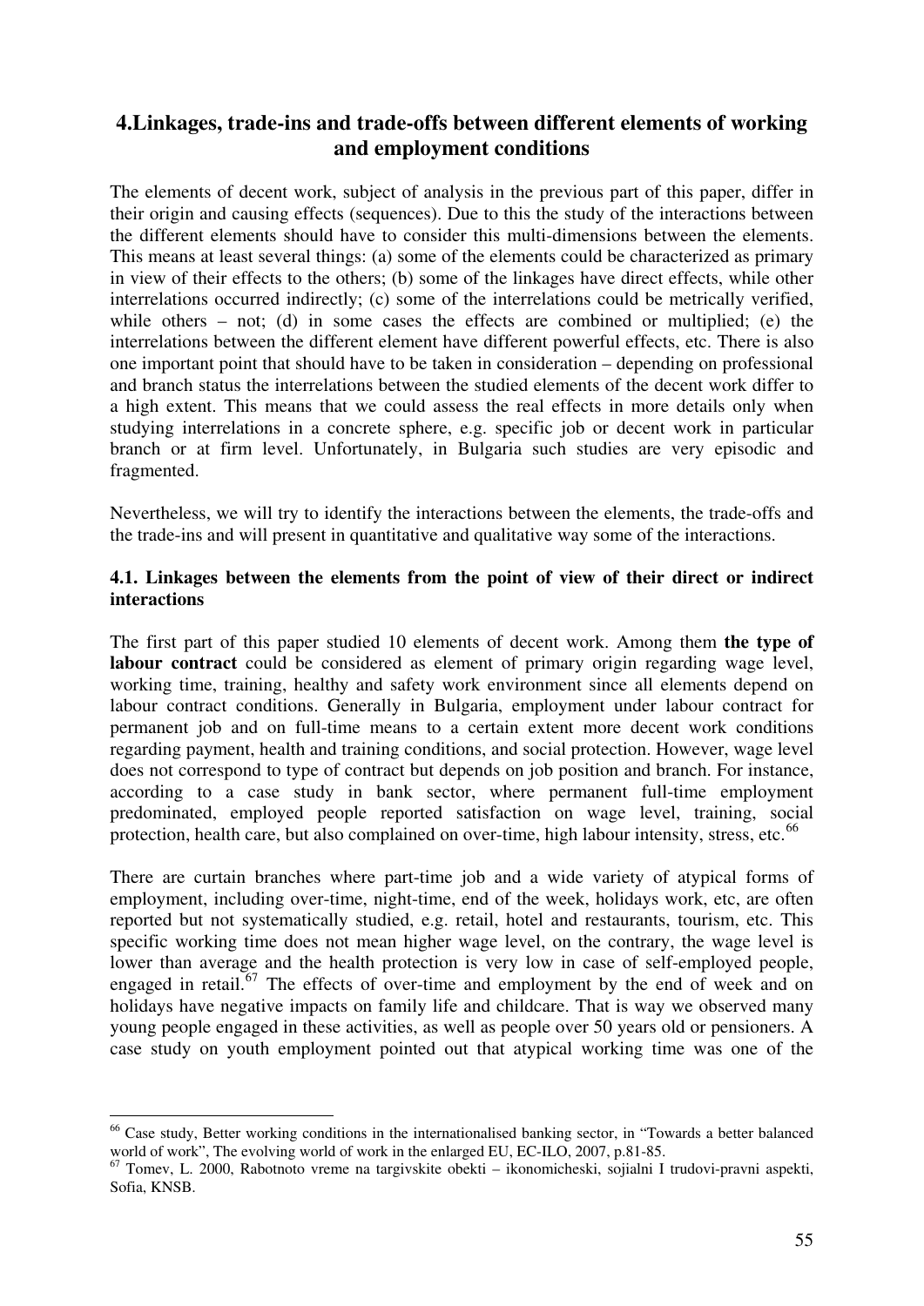## 4.Linkages, trade-ins and trade-offs between different elements of working and employment conditions

The elements of decent work, subject of analysis in the previous part of this paper, differ in their origin and causing effects (sequences). Due to this the study of the interactions between the different elements should have to consider this multi-dimensions between the elements. This means at least several things: (a) some of the elements could be characterized as primary in view of their effects to the others; (b) some of the linkages have direct effects, while other interrelations occurred indirectly; (c) some of the interrelations could be metrically verified, while others – not; (d) in some cases the effects are combined or multiplied; (e) the interrelations between the different element have different powerful effects, etc. There is also one important point that should have to be taken in consideration – depending on professional and branch status the interrelations between the studied elements of the decent work differ to a high extent. This means that we could assess the real effects in more details only when studying interrelations in a concrete sphere, e.g. specific job or decent work in particular branch or at firm level. Unfortunately, in Bulgaria such studies are very episodic and fragmented.

Nevertheless, we will try to identify the interactions between the elements, the trade-offs and the trade-ins and will present in quantitative and qualitative way some of the interactions.

### 4.1. Linkages between the elements from the point of view of their direct or indirect interactions

The first part of this paper studied 10 elements of decent work. Among them **the type of labour contract** could be considered as element of primary origin regarding wage level, working time, training, healthy and safety work environment since all elements depend on labour contract conditions. Generally in Bulgaria, employment under labour contract for permanent job and on full-time means to a certain extent more decent work conditions regarding payment, health and training conditions, and social protection. However, wage level does not correspond to type of contract but depends on job position and branch. For instance, according to a case study in bank sector, where permanent full-time employment predominated, employed people reported satisfaction on wage level, training, social protection, health care, but also complained on over-time, high labour intensity, stress, etc.[66]

There are curtain branches where part-time job and a wide variety of atypical forms of employment, including over-time, night-time, end of the week, holidays work, etc, are often reported but not systematically studied, e.g. retail, hotel and restaurants, tourism, etc. This specific working time does not mean higher wage level, on the contrary, the wage level is lower than average and the health protection is very low in case of self-employed people, engaged in retail.[67] The effects of over-time and employment by the end of week and on holidays have negative impacts on family life and childcare. That is way we observed many young people engaged in these activities, as well as people over 50 years old or pensioners. A case study on youth employment pointed out that atypical working time was one of the

---

[66] Case study, Better working conditions in the internationalised banking sector, in "Towards a better balanced world of work", The evolving world of work in the enlarged EU, EC-ILO, 2007, p.81-85.

[67] Tomev, L. 2000, Rabotnoto vreme na targivskite obekti – ikonomicheski, sojialni I trudovi-pravni aspekti, Sofia, KNSB.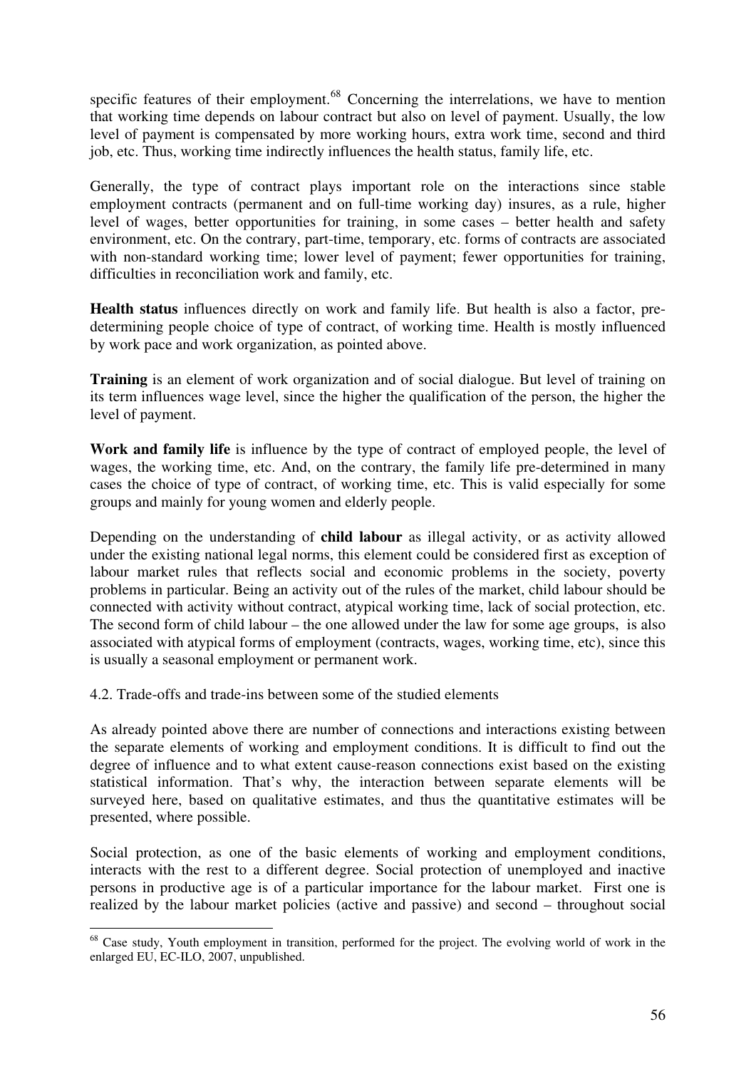specific features of their employment.[68] Concerning the interrelations, we have to mention that working time depends on labour contract but also on level of payment. Usually, the low level of payment is compensated by more working hours, extra work time, second and third job, etc. Thus, working time indirectly influences the health status, family life, etc.

Generally, the type of contract plays important role on the interactions since stable employment contracts (permanent and on full-time working day) insures, as a rule, higher level of wages, better opportunities for training, in some cases – better health and safety environment, etc. On the contrary, part-time, temporary, etc. forms of contracts are associated with non-standard working time; lower level of payment; fewer opportunities for training, difficulties in reconciliation work and family, etc.

**Health status** influences directly on work and family life. But health is also a factor, pre-determining people choice of type of contract, of working time. Health is mostly influenced by work pace and work organization, as pointed above.

**Training** is an element of work organization and of social dialogue. But level of training on its term influences wage level, since the higher the qualification of the person, the higher the level of payment.

**Work and family life** is influence by the type of contract of employed people, the level of wages, the working time, etc. And, on the contrary, the family life pre-determined in many cases the choice of type of contract, of working time, etc. This is valid especially for some groups and mainly for young women and elderly people.

Depending on the understanding of **child labour** as illegal activity, or as activity allowed under the existing national legal norms, this element could be considered first as exception of labour market rules that reflects social and economic problems in the society, poverty problems in particular. Being an activity out of the rules of the market, child labour should be connected with activity without contract, atypical working time, lack of social protection, etc. The second form of child labour – the one allowed under the law for some age groups, is also associated with atypical forms of employment (contracts, wages, working time, etc), since this is usually a seasonal employment or permanent work.

4.2. Trade-offs and trade-ins between some of the studied elements

As already pointed above there are number of connections and interactions existing between the separate elements of working and employment conditions. It is difficult to find out the degree of influence and to what extent cause-reason connections exist based on the existing statistical information. That's why, the interaction between separate elements will be surveyed here, based on qualitative estimates, and thus the quantitative estimates will be presented, where possible.

Social protection, as one of the basic elements of working and employment conditions, interacts with the rest to a different degree. Social protection of unemployed and inactive persons in productive age is of a particular importance for the labour market. First one is realized by the labour market policies (active and passive) and second – throughout social

[68] Case study, Youth employment in transition, performed for the project. The evolving world of work in the enlarged EU, EC-ILO, 2007, unpublished.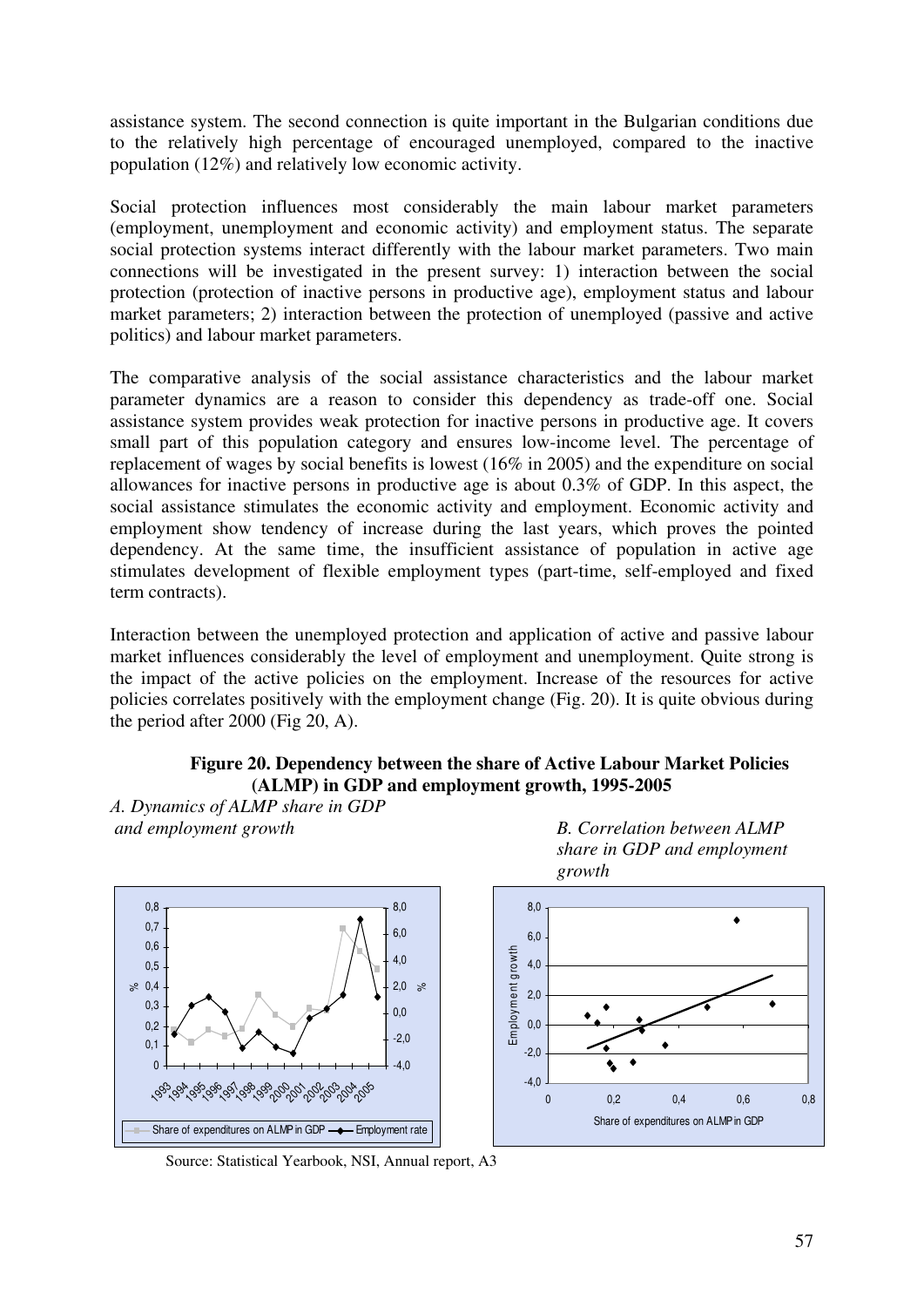assistance system. The second connection is quite important in the Bulgarian conditions due to the relatively high percentage of encouraged unemployed, compared to the inactive population (12%) and relatively low economic activity.

Social protection influences most considerably the main labour market parameters (employment, unemployment and economic activity) and employment status. The separate social protection systems interact differently with the labour market parameters. Two main connections will be investigated in the present survey: 1) interaction between the social protection (protection of inactive persons in productive age), employment status and labour market parameters; 2) interaction between the protection of unemployed (passive and active politics) and labour market parameters.

The comparative analysis of the social assistance characteristics and the labour market parameter dynamics are a reason to consider this dependency as trade-off one. Social assistance system provides weak protection for inactive persons in productive age. It covers small part of this population category and ensures low-income level. The percentage of replacement of wages by social benefits is lowest (16% in 2005) and the expenditure on social allowances for inactive persons in productive age is about 0.3% of GDP. In this aspect, the social assistance stimulates the economic activity and employment. Economic activity and employment show tendency of increase during the last years, which proves the pointed dependency. At the same time, the insufficient assistance of population in active age stimulates development of flexible employment types (part-time, self-employed and fixed term contracts).

Interaction between the unemployed protection and application of active and passive labour market influences considerably the level of employment and unemployment. Quite strong is the impact of the active policies on the employment. Increase of the resources for active policies correlates positively with the employment change (Fig. 20). It is quite obvious during the period after 2000 (Fig 20, A).

**Figure 20. Dependency between the share of Active Labour Market Policies (ALMP) in GDP and employment growth, 1995-2005**

*A. Dynamics of ALMP share in GDP and employment growth*

*B. Correlation between ALMP share in GDP and employment growth*

Source: Statistical Yearbook, NSI, Annual report, A3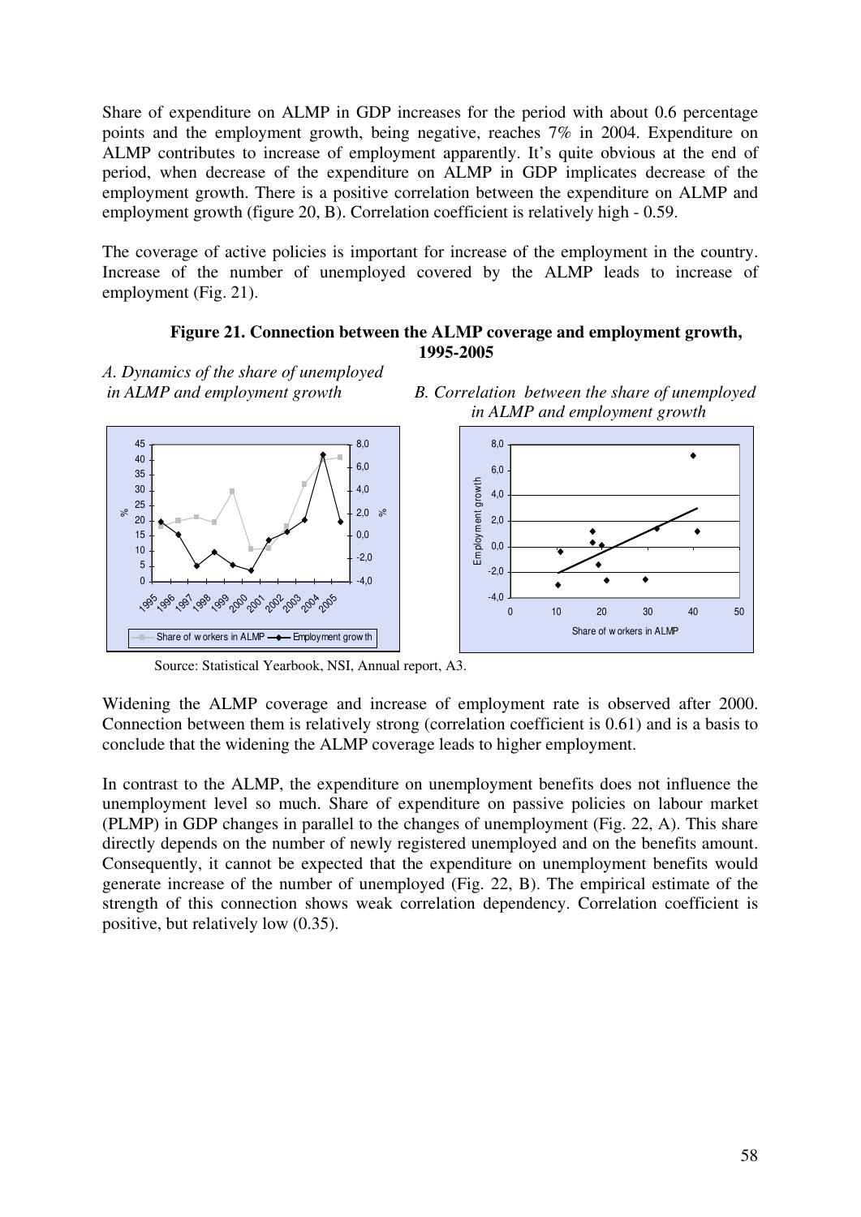Share of expenditure on ALMP in GDP increases for the period with about 0.6 percentage points and the employment growth, being negative, reaches 7% in 2004. Expenditure on ALMP contributes to increase of employment apparently. It's quite obvious at the end of period, when decrease of the expenditure on ALMP in GDP implicates decrease of the employment growth. There is a positive correlation between the expenditure on ALMP and employment growth (figure 20, B). Correlation coefficient is relatively high - 0.59.

The coverage of active policies is important for increase of the employment in the country. Increase of the number of unemployed covered by the ALMP leads to increase of employment (Fig. 21).

**Figure 21. Connection between the ALMP coverage and employment growth, 1995-2005**

*A. Dynamics of the share of unemployed in ALMP and employment growth*

*B. Correlation between the share of unemployed in ALMP and employment growth*

Source: Statistical Yearbook, NSI, Annual report, A3.

Widening the ALMP coverage and increase of employment rate is observed after 2000. Connection between them is relatively strong (correlation coefficient is 0.61) and is a basis to conclude that the widening the ALMP coverage leads to higher employment.

In contrast to the ALMP, the expenditure on unemployment benefits does not influence the unemployment level so much. Share of expenditure on passive policies on labour market (PLMP) in GDP changes in parallel to the changes of unemployment (Fig. 22, A). This share directly depends on the number of newly registered unemployed and on the benefits amount. Consequently, it cannot be expected that the expenditure on unemployment benefits would generate increase of the number of unemployed (Fig. 22, B). The empirical estimate of the strength of this connection shows weak correlation dependency. Correlation coefficient is positive, but relatively low (0.35).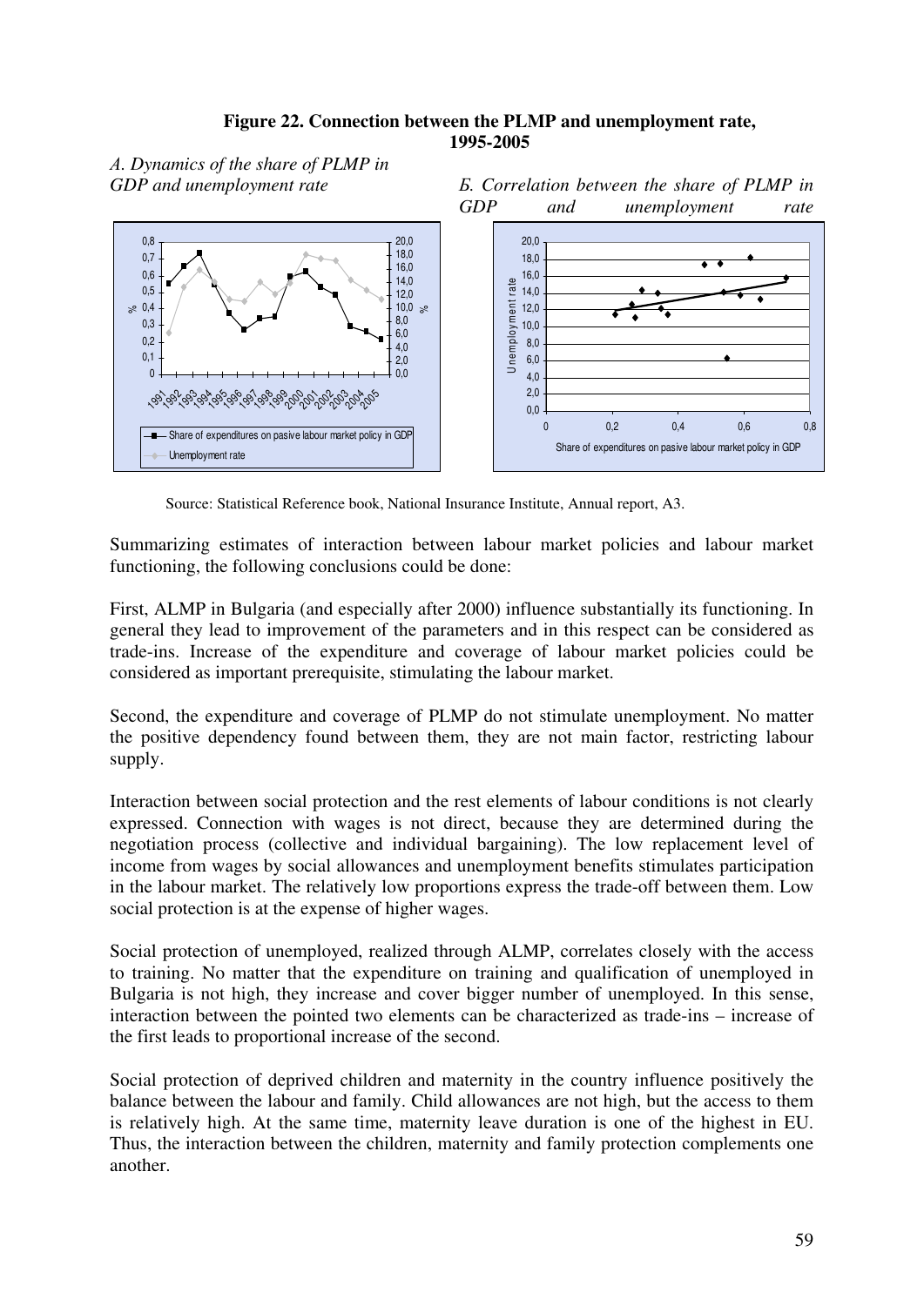**Figure 22. Connection between the PLMP and unemployment rate, 1995-2005**

*A. Dynamics of the share of PLMP in GDP and unemployment rate*

*Б. Correlation between the share of PLMP in GDP and unemployment rate*

Source: Statistical Reference book, National Insurance Institute, Annual report, A3.

Summarizing estimates of interaction between labour market policies and labour market functioning, the following conclusions could be done:

First, ALMP in Bulgaria (and especially after 2000) influence substantially its functioning. In general they lead to improvement of the parameters and in this respect can be considered as trade-ins. Increase of the expenditure and coverage of labour market policies could be considered as important prerequisite, stimulating the labour market.

Second, the expenditure and coverage of PLMP do not stimulate unemployment. No matter the positive dependency found between them, they are not main factor, restricting labour supply.

Interaction between social protection and the rest elements of labour conditions is not clearly expressed. Connection with wages is not direct, because they are determined during the negotiation process (collective and individual bargaining). The low replacement level of income from wages by social allowances and unemployment benefits stimulates participation in the labour market. The relatively low proportions express the trade-off between them. Low social protection is at the expense of higher wages.

Social protection of unemployed, realized through ALMP, correlates closely with the access to training. No matter that the expenditure on training and qualification of unemployed in Bulgaria is not high, they increase and cover bigger number of unemployed. In this sense, interaction between the pointed two elements can be characterized as trade-ins – increase of the first leads to proportional increase of the second.

Social protection of deprived children and maternity in the country influence positively the balance between the labour and family. Child allowances are not high, but the access to them is relatively high. At the same time, maternity leave duration is one of the highest in EU. Thus, the interaction between the children, maternity and family protection complements one another.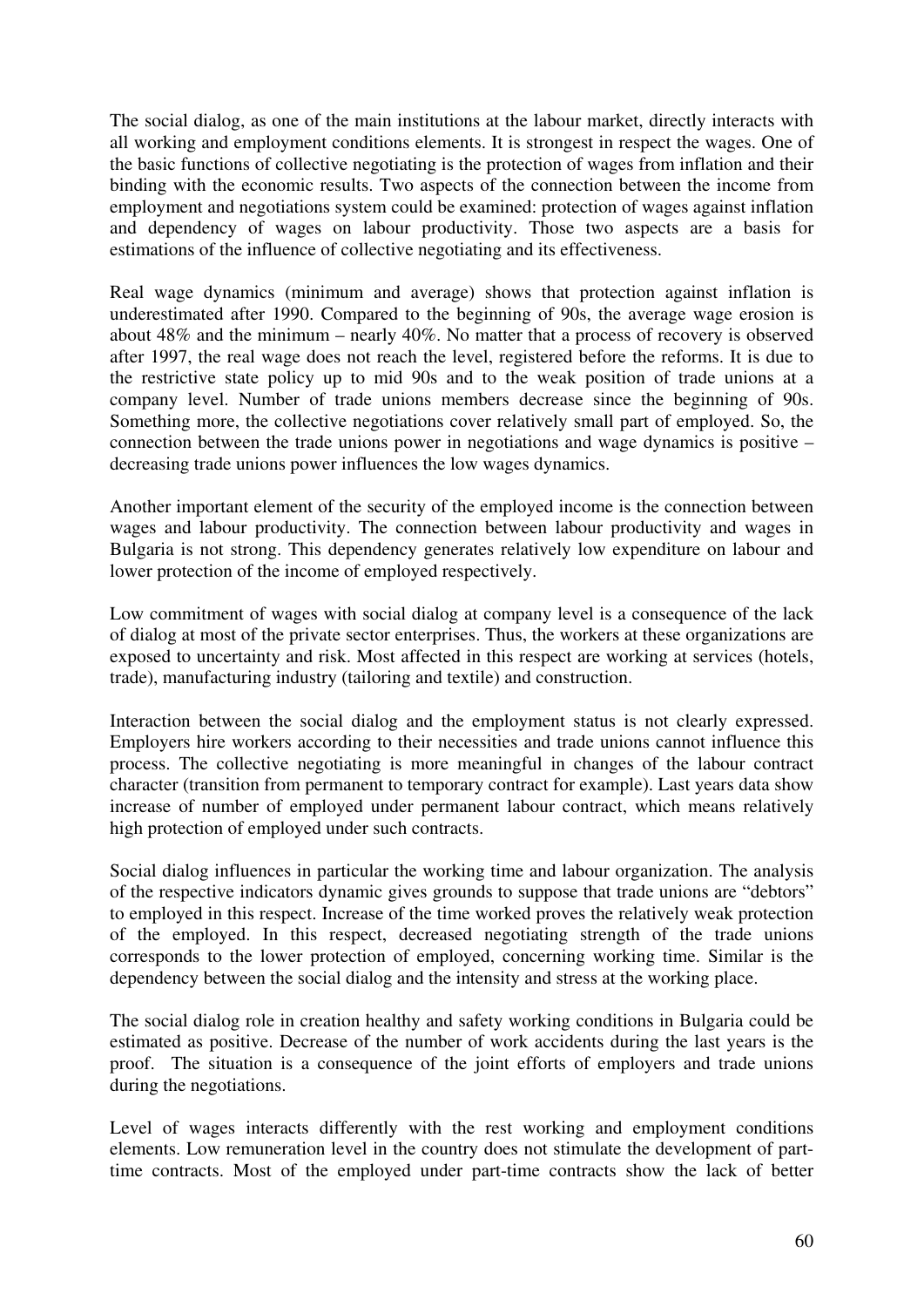The social dialog, as one of the main institutions at the labour market, directly interacts with all working and employment conditions elements. It is strongest in respect the wages. One of the basic functions of collective negotiating is the protection of wages from inflation and their binding with the economic results. Two aspects of the connection between the income from employment and negotiations system could be examined: protection of wages against inflation and dependency of wages on labour productivity. Those two aspects are a basis for estimations of the influence of collective negotiating and its effectiveness.

Real wage dynamics (minimum and average) shows that protection against inflation is underestimated after 1990. Compared to the beginning of 90s, the average wage erosion is about 48% and the minimum – nearly 40%. No matter that a process of recovery is observed after 1997, the real wage does not reach the level, registered before the reforms. It is due to the restrictive state policy up to mid 90s and to the weak position of trade unions at a company level. Number of trade unions members decrease since the beginning of 90s. Something more, the collective negotiations cover relatively small part of employed. So, the connection between the trade unions power in negotiations and wage dynamics is positive – decreasing trade unions power influences the low wages dynamics.

Another important element of the security of the employed income is the connection between wages and labour productivity. The connection between labour productivity and wages in Bulgaria is not strong. This dependency generates relatively low expenditure on labour and lower protection of the income of employed respectively.

Low commitment of wages with social dialog at company level is a consequence of the lack of dialog at most of the private sector enterprises. Thus, the workers at these organizations are exposed to uncertainty and risk. Most affected in this respect are working at services (hotels, trade), manufacturing industry (tailoring and textile) and construction.

Interaction between the social dialog and the employment status is not clearly expressed. Employers hire workers according to their necessities and trade unions cannot influence this process. The collective negotiating is more meaningful in changes of the labour contract character (transition from permanent to temporary contract for example). Last years data show increase of number of employed under permanent labour contract, which means relatively high protection of employed under such contracts.

Social dialog influences in particular the working time and labour organization. The analysis of the respective indicators dynamic gives grounds to suppose that trade unions are "debtors" to employed in this respect. Increase of the time worked proves the relatively weak protection of the employed. In this respect, decreased negotiating strength of the trade unions corresponds to the lower protection of employed, concerning working time. Similar is the dependency between the social dialog and the intensity and stress at the working place.

The social dialog role in creation healthy and safety working conditions in Bulgaria could be estimated as positive. Decrease of the number of work accidents during the last years is the proof. The situation is a consequence of the joint efforts of employers and trade unions during the negotiations.

Level of wages interacts differently with the rest working and employment conditions elements. Low remuneration level in the country does not stimulate the development of part-time contracts. Most of the employed under part-time contracts show the lack of better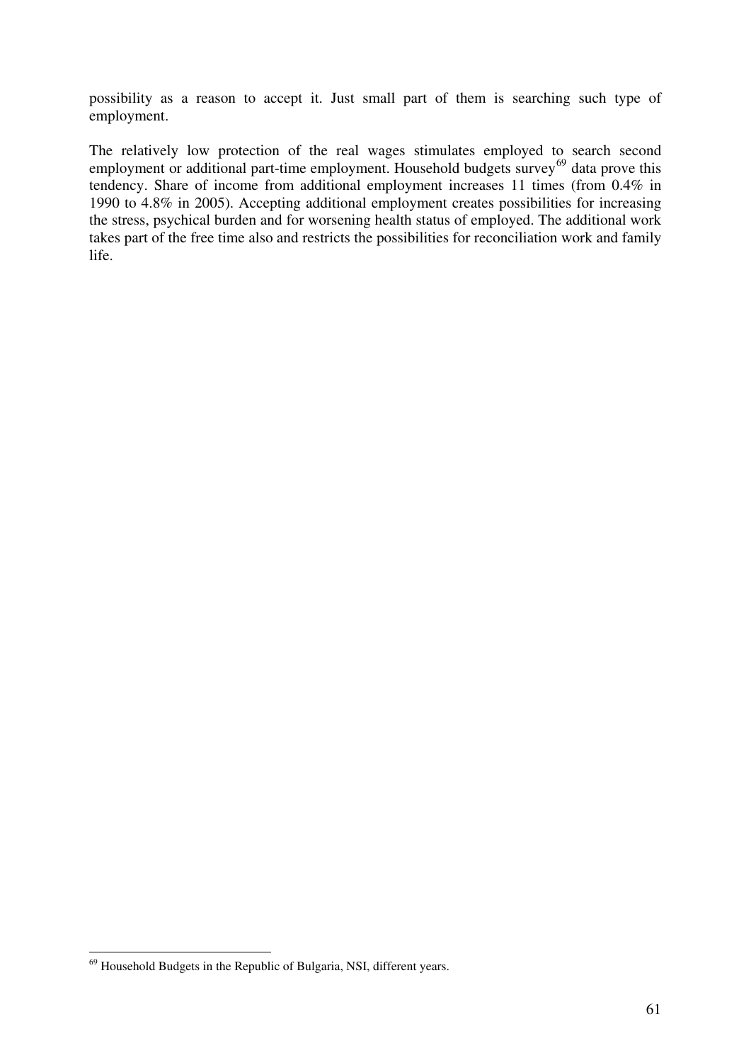possibility as a reason to accept it. Just small part of them is searching such type of employment.

The relatively low protection of the real wages stimulates employed to search second employment or additional part-time employment. Household budgets survey[69] data prove this tendency. Share of income from additional employment increases 11 times (from 0.4% in 1990 to 4.8% in 2005). Accepting additional employment creates possibilities for increasing the stress, psychical burden and for worsening health status of employed. The additional work takes part of the free time also and restricts the possibilities for reconciliation work and family life.

[69] Household Budgets in the Republic of Bulgaria, NSI, different years.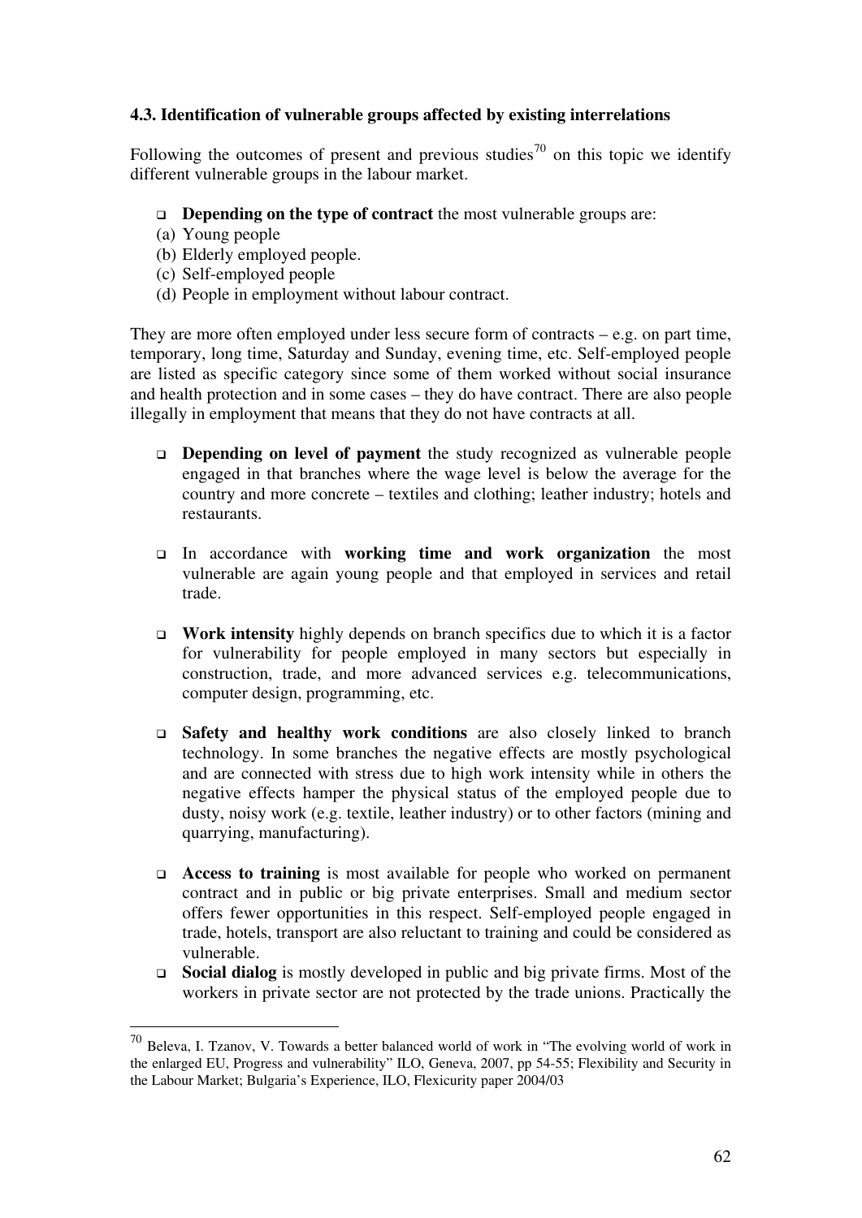### 4.3. Identification of vulnerable groups affected by existing interrelations

Following the outcomes of present and previous studies[70] on this topic we identify different vulnerable groups in the labour market.

- **Depending on the type of contract** the most vulnerable groups are:

(a) Young people
(b) Elderly employed people.
(c) Self-employed people
(d) People in employment without labour contract.

They are more often employed under less secure form of contracts – e.g. on part time, temporary, long time, Saturday and Sunday, evening time, etc. Self-employed people are listed as specific category since some of them worked without social insurance and health protection and in some cases – they do have contract. There are also people illegally in employment that means that they do not have contracts at all.

- **Depending on level of payment** the study recognized as vulnerable people engaged in that branches where the wage level is below the average for the country and more concrete – textiles and clothing; leather industry; hotels and restaurants.

- In accordance with **working time and work organization** the most vulnerable are again young people and that employed in services and retail trade.

- **Work intensity** highly depends on branch specifics due to which it is a factor for vulnerability for people employed in many sectors but especially in construction, trade, and more advanced services e.g. telecommunications, computer design, programming, etc.

- **Safety and healthy work conditions** are also closely linked to branch technology. In some branches the negative effects are mostly psychological and are connected with stress due to high work intensity while in others the negative effects hamper the physical status of the employed people due to dusty, noisy work (e.g. textile, leather industry) or to other factors (mining and quarrying, manufacturing).

- **Access to training** is most available for people who worked on permanent contract and in public or big private enterprises. Small and medium sector offers fewer opportunities in this respect. Self-employed people engaged in trade, hotels, transport are also reluctant to training and could be considered as vulnerable.
- **Social dialog** is mostly developed in public and big private firms. Most of the workers in private sector are not protected by the trade unions. Practically the

[70] Beleva, I. Tzanov, V. Towards a better balanced world of work in "The evolving world of work in the enlarged EU, Progress and vulnerability" ILO, Geneva, 2007, pp 54-55; Flexibility and Security in the Labour Market; Bulgaria's Experience, ILO, Flexicurity paper 2004/03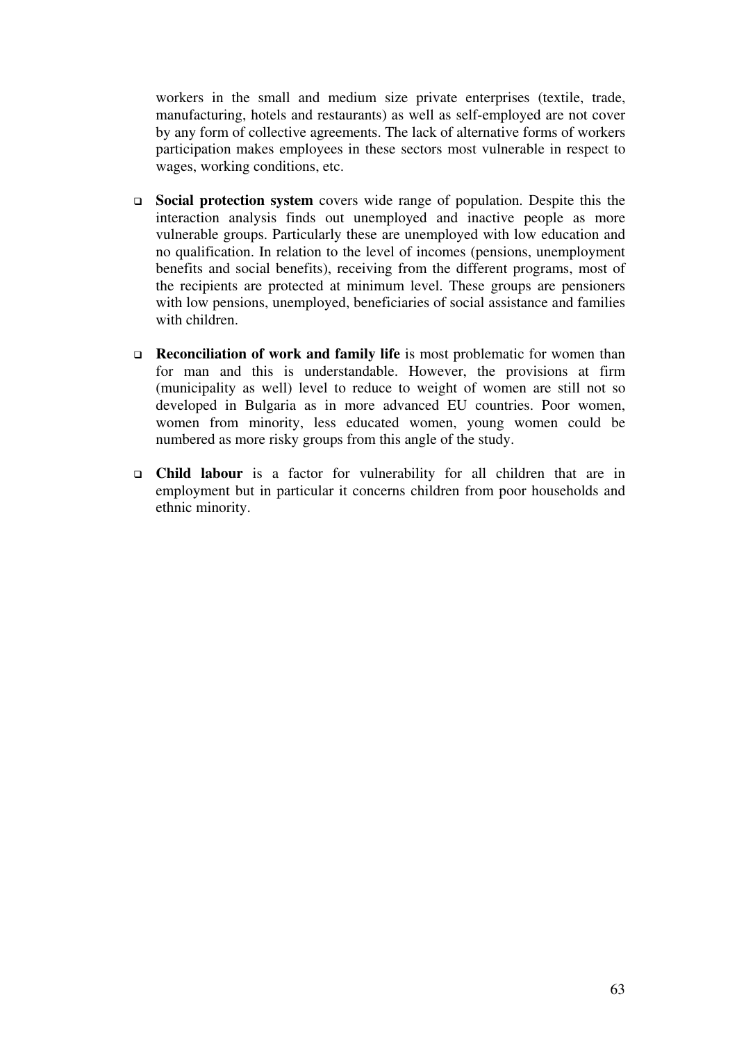workers in the small and medium size private enterprises (textile, trade, manufacturing, hotels and restaurants) as well as self-employed are not cover by any form of collective agreements. The lack of alternative forms of workers participation makes employees in these sectors most vulnerable in respect to wages, working conditions, etc.

- **Social protection system** covers wide range of population. Despite this the interaction analysis finds out unemployed and inactive people as more vulnerable groups. Particularly these are unemployed with low education and no qualification. In relation to the level of incomes (pensions, unemployment benefits and social benefits), receiving from the different programs, most of the recipients are protected at minimum level. These groups are pensioners with low pensions, unemployed, beneficiaries of social assistance and families with children.

- **Reconciliation of work and family life** is most problematic for women than for man and this is understandable. However, the provisions at firm (municipality as well) level to reduce to weight of women are still not so developed in Bulgaria as in more advanced EU countries. Poor women, women from minority, less educated women, young women could be numbered as more risky groups from this angle of the study.

- **Child labour** is a factor for vulnerability for all children that are in employment but in particular it concerns children from poor households and ethnic minority.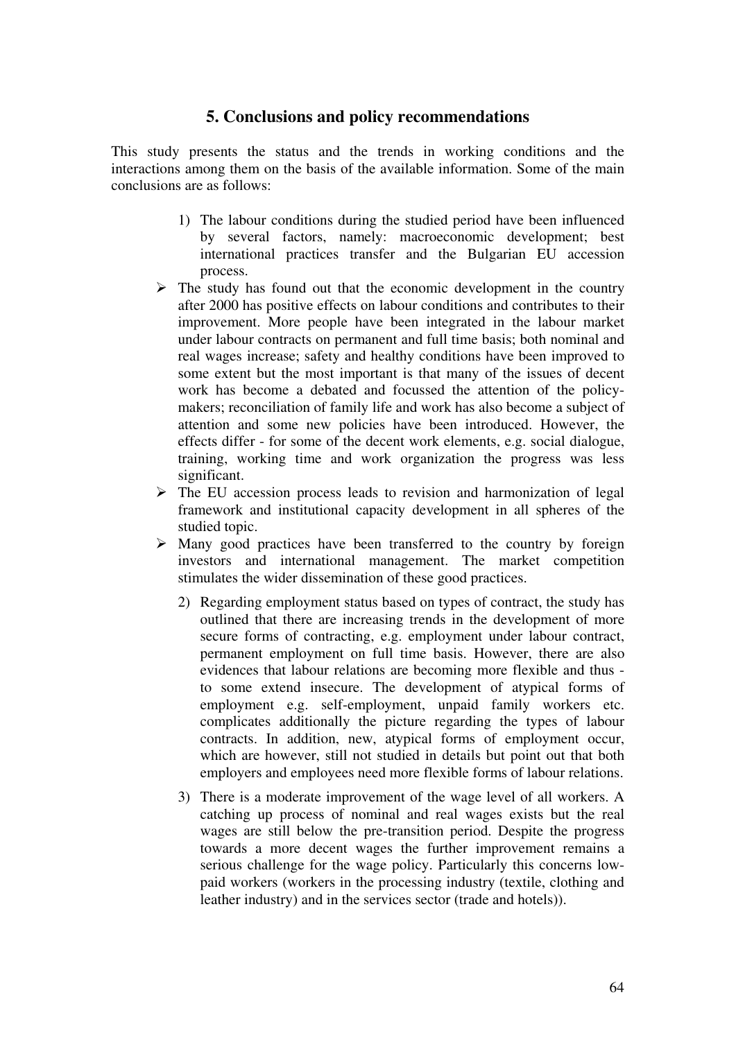## 5. Conclusions and policy recommendations

This study presents the status and the trends in working conditions and the interactions among them on the basis of the available information. Some of the main conclusions are as follows:

1) The labour conditions during the studied period have been influenced by several factors, namely: macroeconomic development; best international practices transfer and the Bulgarian EU accession process.

- The study has found out that the economic development in the country after 2000 has positive effects on labour conditions and contributes to their improvement. More people have been integrated in the labour market under labour contracts on permanent and full time basis; both nominal and real wages increase; safety and healthy conditions have been improved to some extent but the most important is that many of the issues of decent work has become a debated and focussed the attention of the policy-makers; reconciliation of family life and work has also become a subject of attention and some new policies have been introduced. However, the effects differ - for some of the decent work elements, e.g. social dialogue, training, working time and work organization the progress was less significant.
- The EU accession process leads to revision and harmonization of legal framework and institutional capacity development in all spheres of the studied topic.
- Many good practices have been transferred to the country by foreign investors and international management. The market competition stimulates the wider dissemination of these good practices.

2) Regarding employment status based on types of contract, the study has outlined that there are increasing trends in the development of more secure forms of contracting, e.g. employment under labour contract, permanent employment on full time basis. However, there are also evidences that labour relations are becoming more flexible and thus - to some extend insecure. The development of atypical forms of employment e.g. self-employment, unpaid family workers etc. complicates additionally the picture regarding the types of labour contracts. In addition, new, atypical forms of employment occur, which are however, still not studied in details but point out that both employers and employees need more flexible forms of labour relations.

3) There is a moderate improvement of the wage level of all workers. A catching up process of nominal and real wages exists but the real wages are still below the pre-transition period. Despite the progress towards a more decent wages the further improvement remains a serious challenge for the wage policy. Particularly this concerns low-paid workers (workers in the processing industry (textile, clothing and leather industry) and in the services sector (trade and hotels)).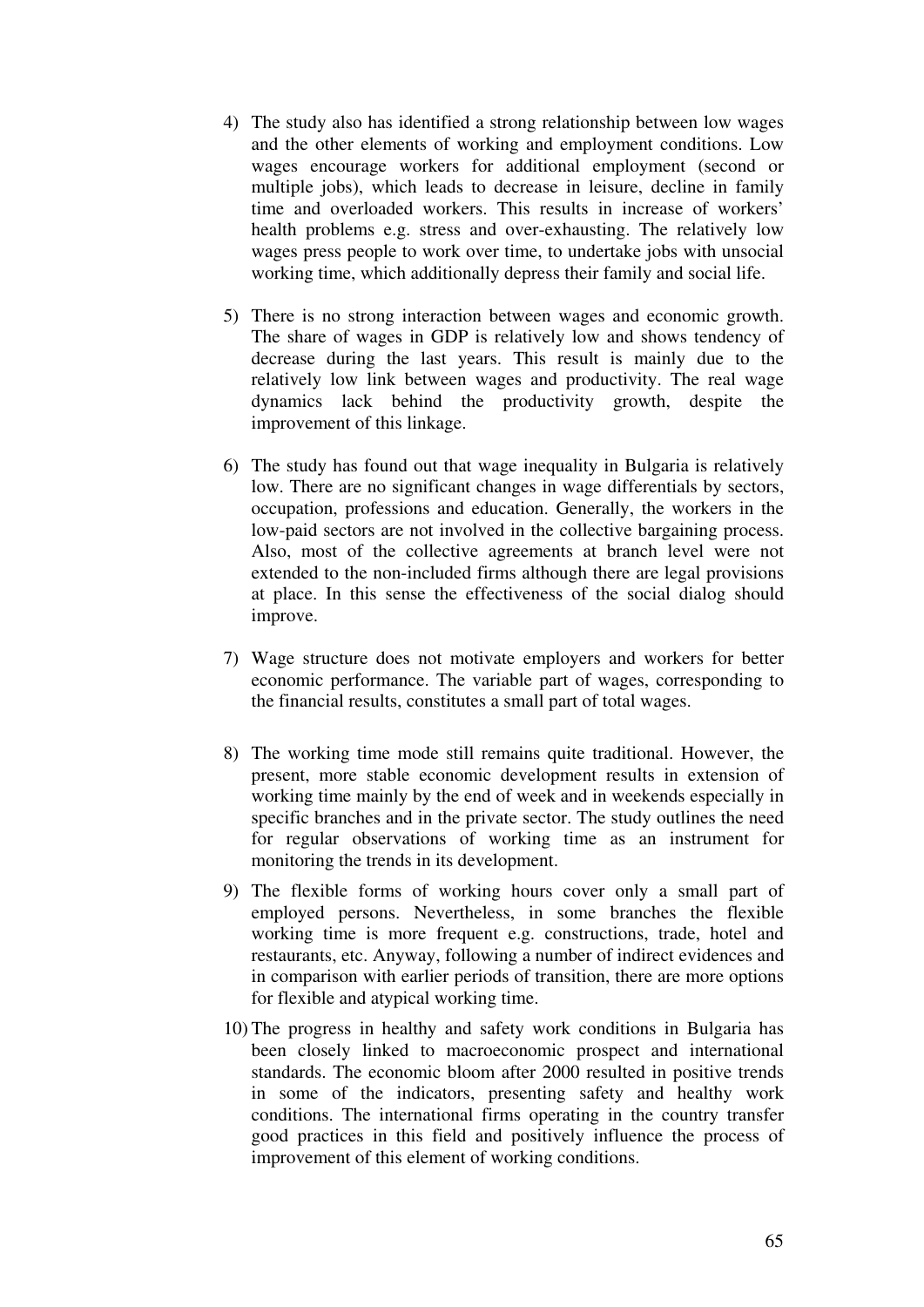4) The study also has identified a strong relationship between low wages and the other elements of working and employment conditions. Low wages encourage workers for additional employment (second or multiple jobs), which leads to decrease in leisure, decline in family time and overloaded workers. This results in increase of workers' health problems e.g. stress and over-exhausting. The relatively low wages press people to work over time, to undertake jobs with unsocial working time, which additionally depress their family and social life.

5) There is no strong interaction between wages and economic growth. The share of wages in GDP is relatively low and shows tendency of decrease during the last years. This result is mainly due to the relatively low link between wages and productivity. The real wage dynamics lack behind the productivity growth, despite the improvement of this linkage.

6) The study has found out that wage inequality in Bulgaria is relatively low. There are no significant changes in wage differentials by sectors, occupation, professions and education. Generally, the workers in the low-paid sectors are not involved in the collective bargaining process. Also, most of the collective agreements at branch level were not extended to the non-included firms although there are legal provisions at place. In this sense the effectiveness of the social dialog should improve.

7) Wage structure does not motivate employers and workers for better economic performance. The variable part of wages, corresponding to the financial results, constitutes a small part of total wages.

8) The working time mode still remains quite traditional. However, the present, more stable economic development results in extension of working time mainly by the end of week and in weekends especially in specific branches and in the private sector. The study outlines the need for regular observations of working time as an instrument for monitoring the trends in its development.

9) The flexible forms of working hours cover only a small part of employed persons. Nevertheless, in some branches the flexible working time is more frequent e.g. constructions, trade, hotel and restaurants, etc. Anyway, following a number of indirect evidences and in comparison with earlier periods of transition, there are more options for flexible and atypical working time.

10) The progress in healthy and safety work conditions in Bulgaria has been closely linked to macroeconomic prospect and international standards. The economic bloom after 2000 resulted in positive trends in some of the indicators, presenting safety and healthy work conditions. The international firms operating in the country transfer good practices in this field and positively influence the process of improvement of this element of working conditions.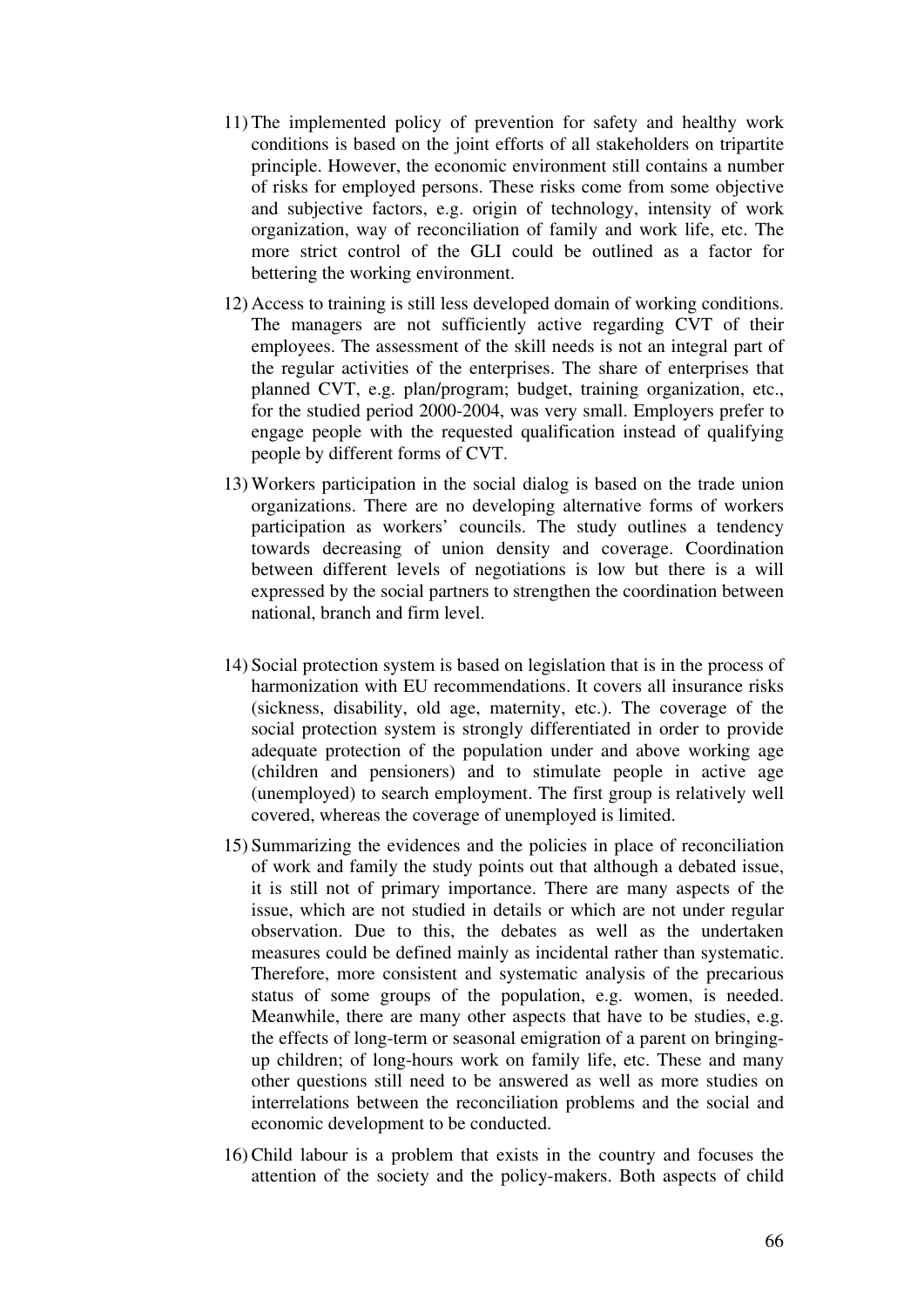11) The implemented policy of prevention for safety and healthy work conditions is based on the joint efforts of all stakeholders on tripartite principle. However, the economic environment still contains a number of risks for employed persons. These risks come from some objective and subjective factors, e.g. origin of technology, intensity of work organization, way of reconciliation of family and work life, etc. The more strict control of the GLI could be outlined as a factor for bettering the working environment.

12) Access to training is still less developed domain of working conditions. The managers are not sufficiently active regarding CVT of their employees. The assessment of the skill needs is not an integral part of the regular activities of the enterprises. The share of enterprises that planned CVT, e.g. plan/program; budget, training organization, etc., for the studied period 2000-2004, was very small. Employers prefer to engage people with the requested qualification instead of qualifying people by different forms of CVT.

13) Workers participation in the social dialog is based on the trade union organizations. There are no developing alternative forms of workers participation as workers' councils. The study outlines a tendency towards decreasing of union density and coverage. Coordination between different levels of negotiations is low but there is a will expressed by the social partners to strengthen the coordination between national, branch and firm level.

14) Social protection system is based on legislation that is in the process of harmonization with EU recommendations. It covers all insurance risks (sickness, disability, old age, maternity, etc.). The coverage of the social protection system is strongly differentiated in order to provide adequate protection of the population under and above working age (children and pensioners) and to stimulate people in active age (unemployed) to search employment. The first group is relatively well covered, whereas the coverage of unemployed is limited.

15) Summarizing the evidences and the policies in place of reconciliation of work and family the study points out that although a debated issue, it is still not of primary importance. There are many aspects of the issue, which are not studied in details or which are not under regular observation. Due to this, the debates as well as the undertaken measures could be defined mainly as incidental rather than systematic. Therefore, more consistent and systematic analysis of the precarious status of some groups of the population, e.g. women, is needed. Meanwhile, there are many other aspects that have to be studies, e.g. the effects of long-term or seasonal emigration of a parent on bringing-up children; of long-hours work on family life, etc. These and many other questions still need to be answered as well as more studies on interrelations between the reconciliation problems and the social and economic development to be conducted.

16) Child labour is a problem that exists in the country and focuses the attention of the society and the policy-makers. Both aspects of child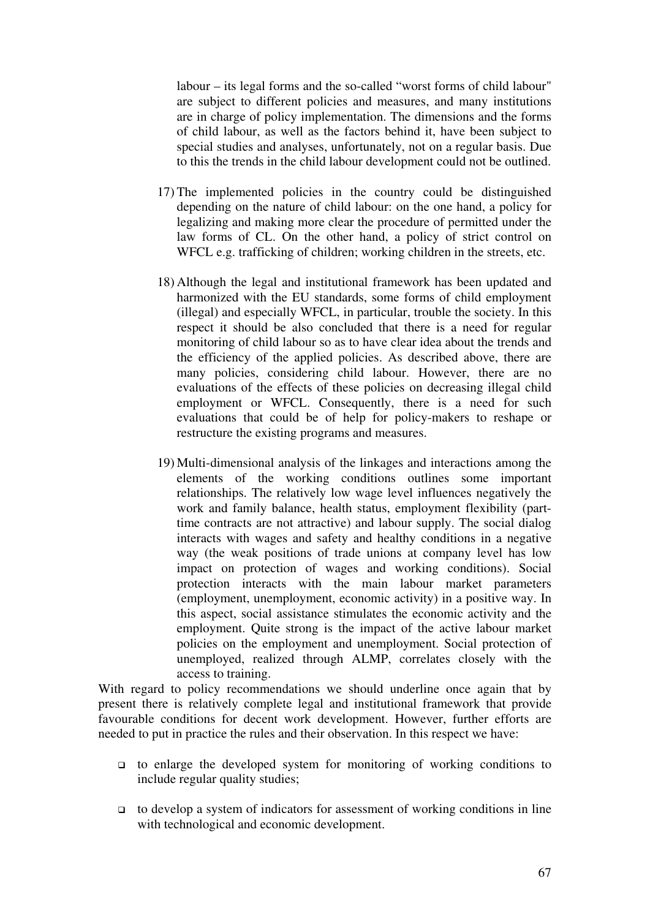labour – its legal forms and the so-called "worst forms of child labour" are subject to different policies and measures, and many institutions are in charge of policy implementation. The dimensions and the forms of child labour, as well as the factors behind it, have been subject to special studies and analyses, unfortunately, not on a regular basis. Due to this the trends in the child labour development could not be outlined.

17) The implemented policies in the country could be distinguished depending on the nature of child labour: on the one hand, a policy for legalizing and making more clear the procedure of permitted under the law forms of CL. On the other hand, a policy of strict control on WFCL e.g. trafficking of children; working children in the streets, etc.

18) Although the legal and institutional framework has been updated and harmonized with the EU standards, some forms of child employment (illegal) and especially WFCL, in particular, trouble the society. In this respect it should be also concluded that there is a need for regular monitoring of child labour so as to have clear idea about the trends and the efficiency of the applied policies. As described above, there are many policies, considering child labour. However, there are no evaluations of the effects of these policies on decreasing illegal child employment or WFCL. Consequently, there is a need for such evaluations that could be of help for policy-makers to reshape or restructure the existing programs and measures.

19) Multi-dimensional analysis of the linkages and interactions among the elements of the working conditions outlines some important relationships. The relatively low wage level influences negatively the work and family balance, health status, employment flexibility (part-time contracts are not attractive) and labour supply. The social dialog interacts with wages and safety and healthy conditions in a negative way (the weak positions of trade unions at company level has low impact on protection of wages and working conditions). Social protection interacts with the main labour market parameters (employment, unemployment, economic activity) in a positive way. In this aspect, social assistance stimulates the economic activity and the employment. Quite strong is the impact of the active labour market policies on the employment and unemployment. Social protection of unemployed, realized through ALMP, correlates closely with the access to training.

With regard to policy recommendations we should underline once again that by present there is relatively complete legal and institutional framework that provide favourable conditions for decent work development. However, further efforts are needed to put in practice the rules and their observation. In this respect we have:

- to enlarge the developed system for monitoring of working conditions to include regular quality studies;

- to develop a system of indicators for assessment of working conditions in line with technological and economic development.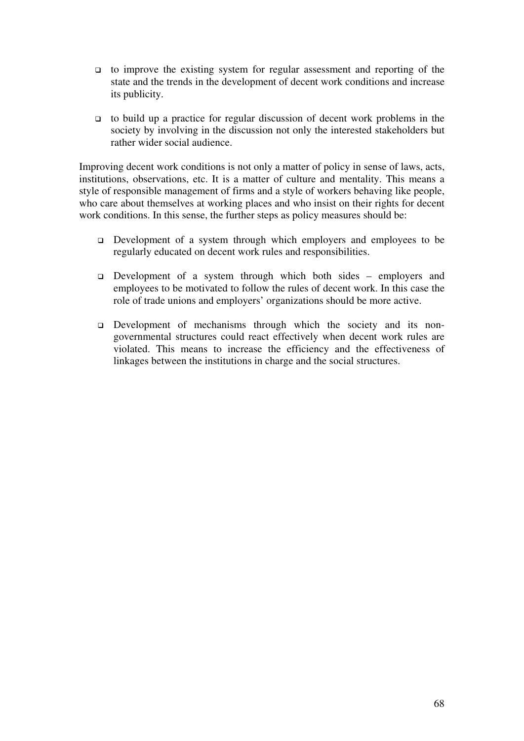- to improve the existing system for regular assessment and reporting of the state and the trends in the development of decent work conditions and increase its publicity.

- to build up a practice for regular discussion of decent work problems in the society by involving in the discussion not only the interested stakeholders but rather wider social audience.

Improving decent work conditions is not only a matter of policy in sense of laws, acts, institutions, observations, etc. It is a matter of culture and mentality. This means a style of responsible management of firms and a style of workers behaving like people, who care about themselves at working places and who insist on their rights for decent work conditions. In this sense, the further steps as policy measures should be:

- Development of a system through which employers and employees to be regularly educated on decent work rules and responsibilities.

- Development of a system through which both sides – employers and employees to be motivated to follow the rules of decent work. In this case the role of trade unions and employers' organizations should be more active.

- Development of mechanisms through which the society and its non-governmental structures could react effectively when decent work rules are violated. This means to increase the efficiency and the effectiveness of linkages between the institutions in charge and the social structures.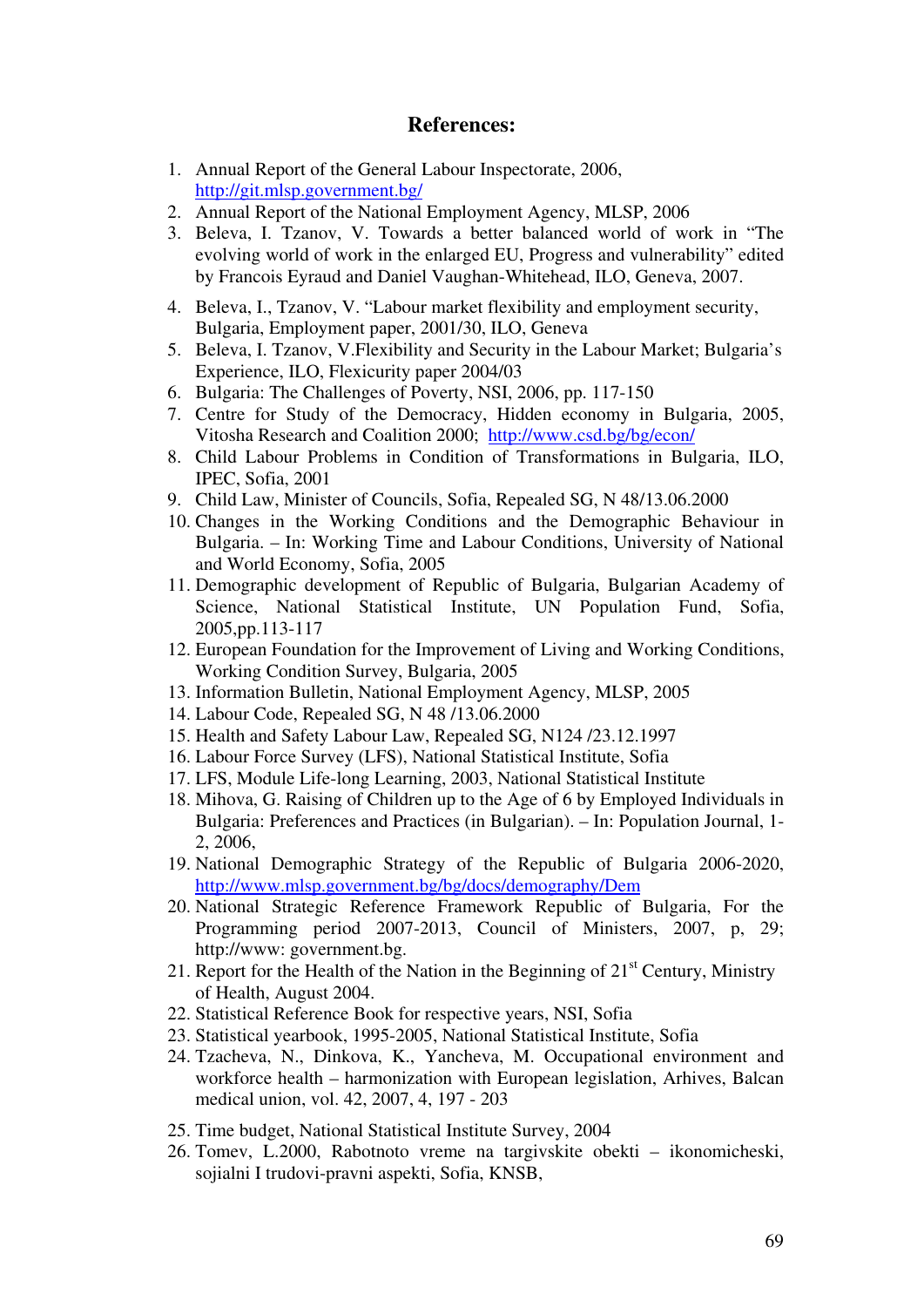## References:

1. Annual Report of the General Labour Inspectorate, 2006, http://git.mlsp.government.bg/
2. Annual Report of the National Employment Agency, MLSP, 2006
3. Beleva, I. Tzanov, V. Towards a better balanced world of work in "The evolving world of work in the enlarged EU, Progress and vulnerability" edited by Francois Eyraud and Daniel Vaughan-Whitehead, ILO, Geneva, 2007.
4. Beleva, I., Tzanov, V. "Labour market flexibility and employment security, Bulgaria, Employment paper, 2001/30, ILO, Geneva
5. Beleva, I. Tzanov, V.Flexibility and Security in the Labour Market; Bulgaria's Experience, ILO, Flexicurity paper 2004/03
6. Bulgaria: The Challenges of Poverty, NSI, 2006, pp. 117-150
7. Centre for Study of the Democracy, Hidden economy in Bulgaria, 2005, Vitosha Research and Coalition 2000; http://www.csd.bg/bg/econ/
8. Child Labour Problems in Condition of Transformations in Bulgaria, ILO, IPEC, Sofia, 2001
9. Child Law, Minister of Councils, Sofia, Repealed SG, N 48/13.06.2000
10. Changes in the Working Conditions and the Demographic Behaviour in Bulgaria. – In: Working Time and Labour Conditions, University of National and World Economy, Sofia, 2005
11. Demographic development of Republic of Bulgaria, Bulgarian Academy of Science, National Statistical Institute, UN Population Fund, Sofia, 2005,pp.113-117
12. European Foundation for the Improvement of Living and Working Conditions, Working Condition Survey, Bulgaria, 2005
13. Information Bulletin, National Employment Agency, MLSP, 2005
14. Labour Code, Repealed SG, N 48 /13.06.2000
15. Health and Safety Labour Law, Repealed SG, N124 /23.12.1997
16. Labour Force Survey (LFS), National Statistical Institute, Sofia
17. LFS, Module Life-long Learning, 2003, National Statistical Institute
18. Mihova, G. Raising of Children up to the Age of 6 by Employed Individuals in Bulgaria: Preferences and Practices (in Bulgarian). – In: Population Journal, 1-2, 2006,
19. National Demographic Strategy of the Republic of Bulgaria 2006-2020, http://www.mlsp.government.bg/bg/docs/demography/Dem
20. National Strategic Reference Framework Republic of Bulgaria, For the Programming period 2007-2013, Council of Ministers, 2007, p, 29; http://www: government.bg.
21. Report for the Health of the Nation in the Beginning of 21st Century, Ministry of Health, August 2004.
22. Statistical Reference Book for respective years, NSI, Sofia
23. Statistical yearbook, 1995-2005, National Statistical Institute, Sofia
24. Tzacheva, N., Dinkova, K., Yancheva, M. Occupational environment and workforce health – harmonization with European legislation, Arhives, Balcan medical union, vol. 42, 2007, 4, 197 - 203
25. Time budget, National Statistical Institute Survey, 2004
26. Tomev, L.2000, Rabotnoto vreme na targivskite obekti – ikonomicheski, sojialni I trudovi-pravni aspekti, Sofia, KNSB,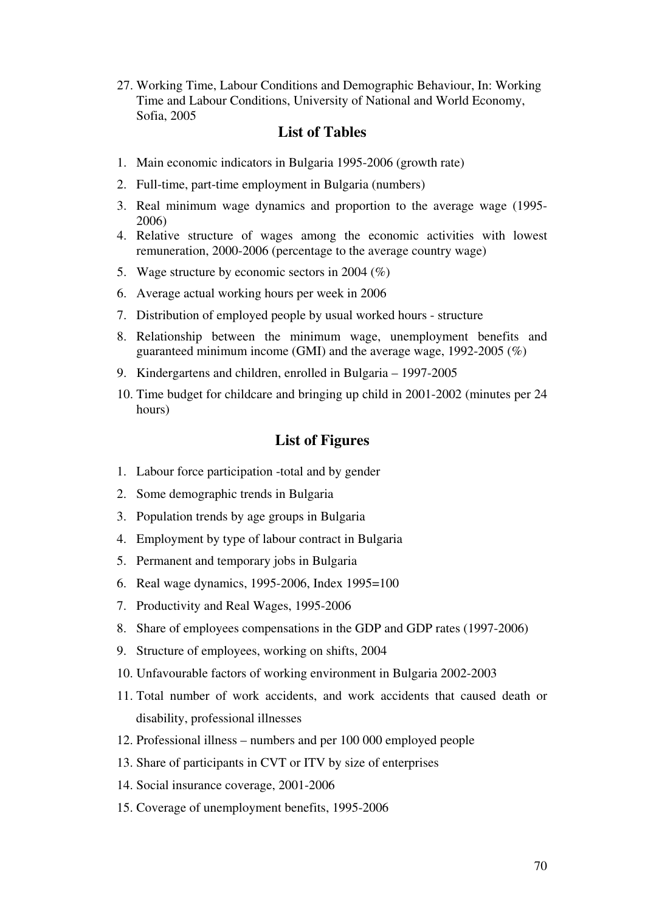27. Working Time, Labour Conditions and Demographic Behaviour, In: Working Time and Labour Conditions, University of National and World Economy, Sofia, 2005

## List of Tables

1. Main economic indicators in Bulgaria 1995-2006 (growth rate)
2. Full-time, part-time employment in Bulgaria (numbers)
3. Real minimum wage dynamics and proportion to the average wage (1995-2006)
4. Relative structure of wages among the economic activities with lowest remuneration, 2000-2006 (percentage to the average country wage)
5. Wage structure by economic sectors in 2004 (%)
6. Average actual working hours per week in 2006
7. Distribution of employed people by usual worked hours - structure
8. Relationship between the minimum wage, unemployment benefits and guaranteed minimum income (GMI) and the average wage, 1992-2005 (%)
9. Kindergartens and children, enrolled in Bulgaria – 1997-2005
10. Time budget for childcare and bringing up child in 2001-2002 (minutes per 24 hours)

## List of Figures

1. Labour force participation -total and by gender
2. Some demographic trends in Bulgaria
3. Population trends by age groups in Bulgaria
4. Employment by type of labour contract in Bulgaria
5. Permanent and temporary jobs in Bulgaria
6. Real wage dynamics, 1995-2006, Index 1995=100
7. Productivity and Real Wages, 1995-2006
8. Share of employees compensations in the GDP and GDP rates (1997-2006)
9. Structure of employees, working on shifts, 2004
10. Unfavourable factors of working environment in Bulgaria 2002-2003
11. Total number of work accidents, and work accidents that caused death or disability, professional illnesses
12. Professional illness – numbers and per 100 000 employed people
13. Share of participants in CVT or ITV by size of enterprises
14. Social insurance coverage, 2001-2006
15. Coverage of unemployment benefits, 1995-2006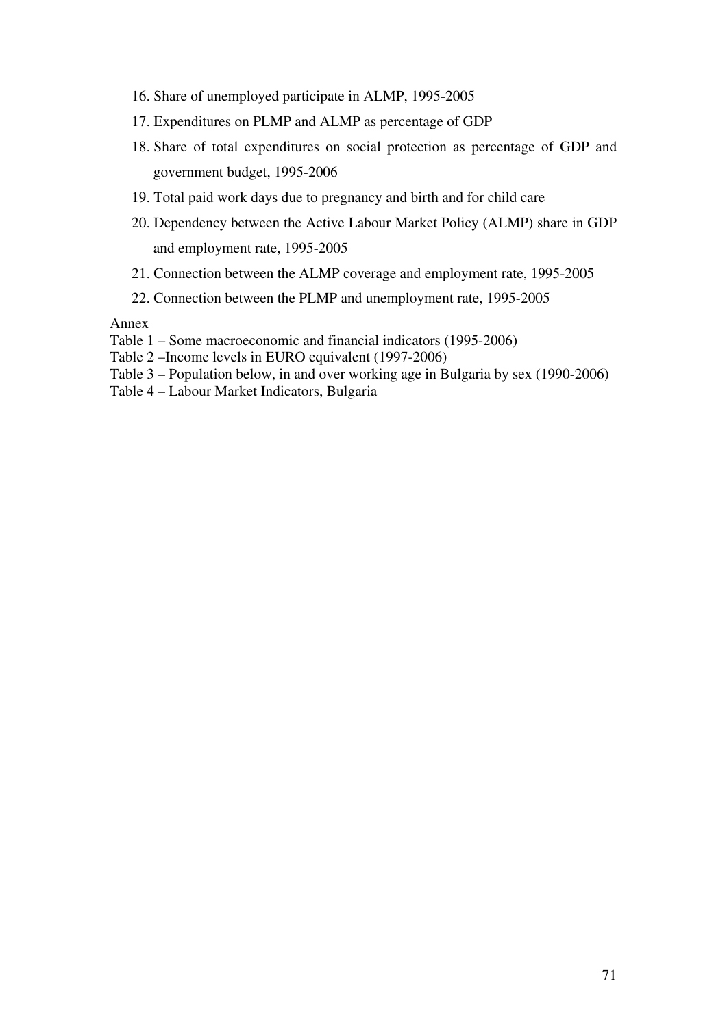16. Share of unemployed participate in ALMP, 1995-2005
17. Expenditures on PLMP and ALMP as percentage of GDP
18. Share of total expenditures on social protection as percentage of GDP and government budget, 1995-2006
19. Total paid work days due to pregnancy and birth and for child care
20. Dependency between the Active Labour Market Policy (ALMP) share in GDP and employment rate, 1995-2005
21. Connection between the ALMP coverage and employment rate, 1995-2005
22. Connection between the PLMP and unemployment rate, 1995-2005

Annex

Table 1 – Some macroeconomic and financial indicators (1995-2006)

Table 2 –Income levels in EURO equivalent (1997-2006)

Table 3 – Population below, in and over working age in Bulgaria by sex (1990-2006)

Table 4 – Labour Market Indicators, Bulgaria